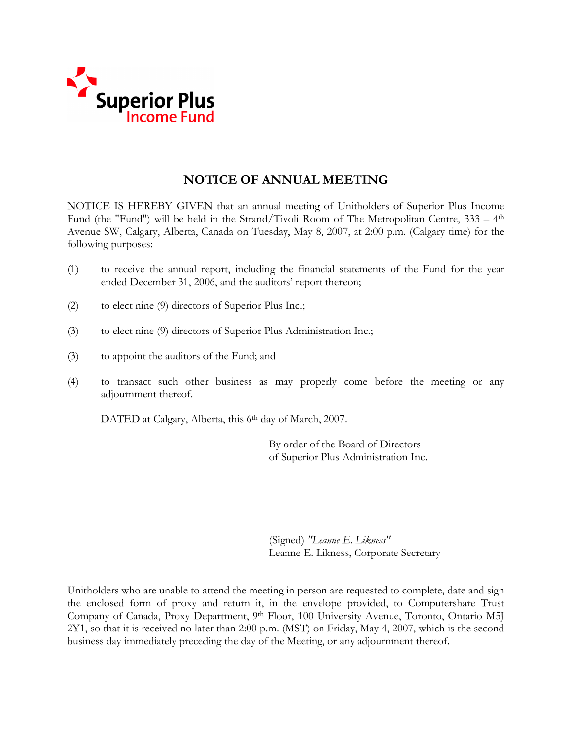Superior Plus
Income Fund

# NOTICE OF ANNUAL MEETING

NOTICE IS HEREBY GIVEN that an annual meeting of Unitholders of Superior Plus Income Fund (the "Fund") will be held in the Strand/Tivoli Room of The Metropolitan Centre, 333 – 4th Avenue SW, Calgary, Alberta, Canada on Tuesday, May 8, 2007, at 2:00 p.m. (Calgary time) for the following purposes:

(1) to receive the annual report, including the financial statements of the Fund for the year ended December 31, 2006, and the auditors' report thereon;

(2) to elect nine (9) directors of Superior Plus Inc.;

(3) to elect nine (9) directors of Superior Plus Administration Inc.;

(3) to appoint the auditors of the Fund; and

(4) to transact such other business as may properly come before the meeting or any adjournment thereof.

DATED at Calgary, Alberta, this 6th day of March, 2007.

By order of the Board of Directors
of Superior Plus Administration Inc.

(Signed) *"Leanne E. Likness"*
Leanne E. Likness, Corporate Secretary

Unitholders who are unable to attend the meeting in person are requested to complete, date and sign the enclosed form of proxy and return it, in the envelope provided, to Computershare Trust Company of Canada, Proxy Department, 9th Floor, 100 University Avenue, Toronto, Ontario M5J 2Y1, so that it is received no later than 2:00 p.m. (MST) on Friday, May 4, 2007, which is the second business day immediately preceding the day of the Meeting, or any adjournment thereof.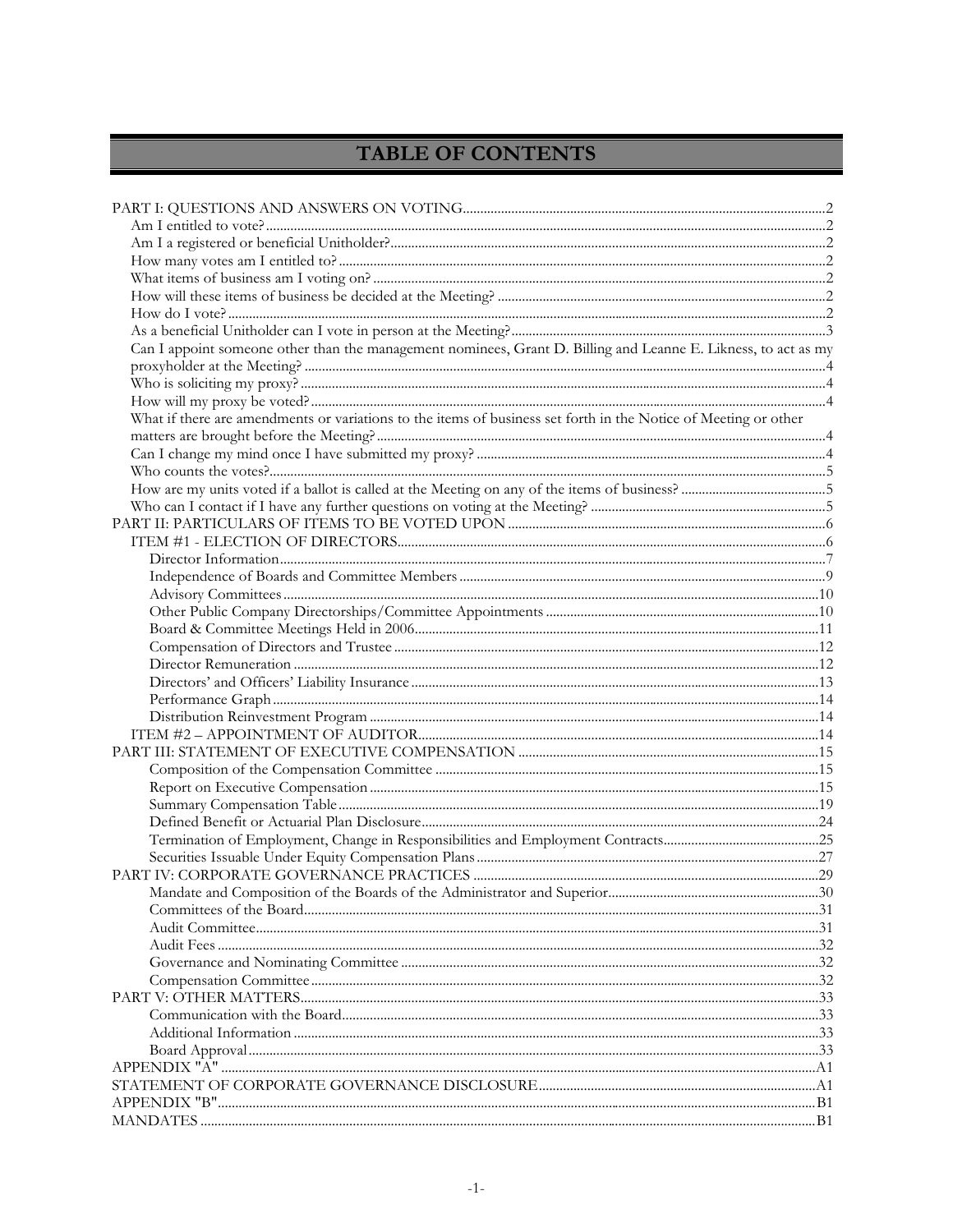# TABLE OF CONTENTS

PART I: QUESTIONS AND ANSWERS ON VOTING....2
- Am I entitled to vote?....2
- Am I a registered or beneficial Unitholder?....2
- How many votes am I entitled to?....2
- What items of business am I voting on?....2
- How will these items of business be decided at the Meeting?....2
- How do I vote?....2
- As a beneficial Unitholder can I vote in person at the Meeting?....3
- Can I appoint someone other than the management nominees, Grant D. Billing and Leanne E. Likness, to act as my proxyholder at the Meeting?....4
- Who is soliciting my proxy?....4
- How will my proxy be voted?....4
- What if there are amendments or variations to the items of business set forth in the Notice of Meeting or other matters are brought before the Meeting?....4
- Can I change my mind once I have submitted my proxy?....4
- Who counts the votes?....5
- How are my units voted if a ballot is called at the Meeting on any of the items of business?....5
- Who can I contact if I have any further questions on voting at the Meeting?....5

PART II: PARTICULARS OF ITEMS TO BE VOTED UPON....6
- ITEM #1 - ELECTION OF DIRECTORS....6
  - Director Information....7
  - Independence of Boards and Committee Members....9
  - Advisory Committees....10
  - Other Public Company Directorships/Committee Appointments....10
  - Board & Committee Meetings Held in 2006....11
  - Compensation of Directors and Trustee....12
  - Director Remuneration....12
  - Directors' and Officers' Liability Insurance....13
  - Performance Graph....14
  - Distribution Reinvestment Program....14
- ITEM #2 – APPOINTMENT OF AUDITOR....14

PART III: STATEMENT OF EXECUTIVE COMPENSATION....15
- Composition of the Compensation Committee....15
- Report on Executive Compensation....15
- Summary Compensation Table....19
- Defined Benefit or Actuarial Plan Disclosure....24
- Termination of Employment, Change in Responsibilities and Employment Contracts....25
- Securities Issuable Under Equity Compensation Plans....27

PART IV: CORPORATE GOVERNANCE PRACTICES....29
- Mandate and Composition of the Boards of the Administrator and Superior....30
- Committees of the Board....31
- Audit Committee....31
- Audit Fees....32
- Governance and Nominating Committee....32
- Compensation Committee....32

PART V: OTHER MATTERS....33
- Communication with the Board....33
- Additional Information....33
- Board Approval....33

APPENDIX "A"....A1

STATEMENT OF CORPORATE GOVERNANCE DISCLOSURE....A1

APPENDIX "B"....B1

MANDATES....B1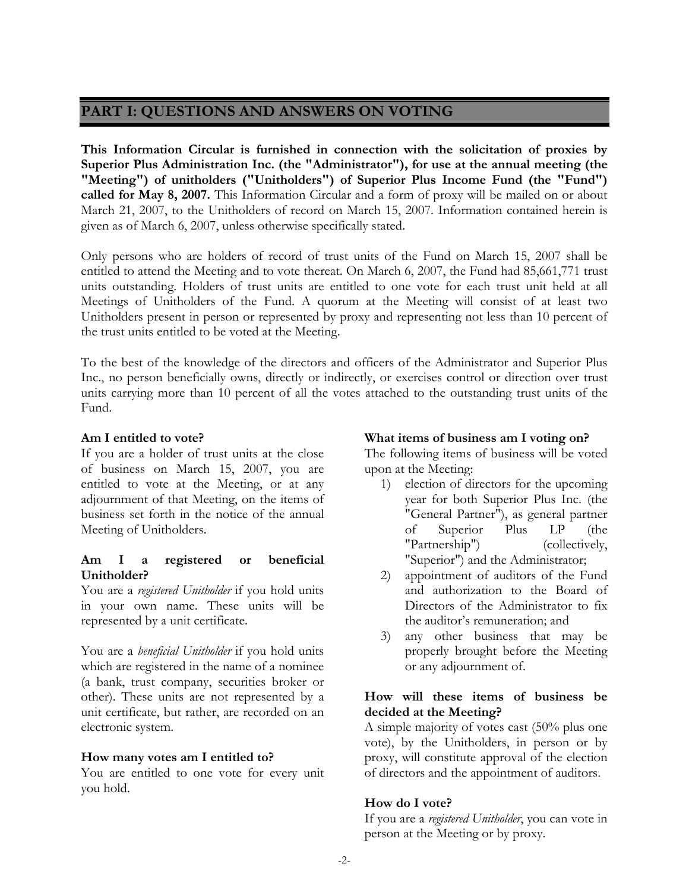## PART I: QUESTIONS AND ANSWERS ON VOTING

**This Information Circular is furnished in connection with the solicitation of proxies by Superior Plus Administration Inc. (the "Administrator"), for use at the annual meeting (the "Meeting") of unitholders ("Unitholders") of Superior Plus Income Fund (the "Fund") called for May 8, 2007.** This Information Circular and a form of proxy will be mailed on or about March 21, 2007, to the Unitholders of record on March 15, 2007. Information contained herein is given as of March 6, 2007, unless otherwise specifically stated.

Only persons who are holders of record of trust units of the Fund on March 15, 2007 shall be entitled to attend the Meeting and to vote thereat. On March 6, 2007, the Fund had 85,661,771 trust units outstanding. Holders of trust units are entitled to one vote for each trust unit held at all Meetings of Unitholders of the Fund. A quorum at the Meeting will consist of at least two Unitholders present in person or represented by proxy and representing not less than 10 percent of the trust units entitled to be voted at the Meeting.

To the best of the knowledge of the directors and officers of the Administrator and Superior Plus Inc., no person beneficially owns, directly or indirectly, or exercises control or direction over trust units carrying more than 10 percent of all the votes attached to the outstanding trust units of the Fund.

**Am I entitled to vote?**

If you are a holder of trust units at the close of business on March 15, 2007, you are entitled to vote at the Meeting, or at any adjournment of that Meeting, on the items of business set forth in the notice of the annual Meeting of Unitholders.

**Am I a registered or beneficial Unitholder?**

You are a *registered Unitholder* if you hold units in your own name. These units will be represented by a unit certificate.

You are a *beneficial Unitholder* if you hold units which are registered in the name of a nominee (a bank, trust company, securities broker or other). These units are not represented by a unit certificate, but rather, are recorded on an electronic system.

**How many votes am I entitled to?**

You are entitled to one vote for every unit you hold.

**What items of business am I voting on?**

The following items of business will be voted upon at the Meeting:

1) election of directors for the upcoming year for both Superior Plus Inc. (the "General Partner"), as general partner of Superior Plus LP (the "Partnership") (collectively, "Superior") and the Administrator;
2) appointment of auditors of the Fund and authorization to the Board of Directors of the Administrator to fix the auditor's remuneration; and
3) any other business that may be properly brought before the Meeting or any adjournment of.

**How will these items of business be decided at the Meeting?**

A simple majority of votes cast (50% plus one vote), by the Unitholders, in person or by proxy, will constitute approval of the election of directors and the appointment of auditors.

**How do I vote?**

If you are a *registered Unitholder*, you can vote in person at the Meeting or by proxy.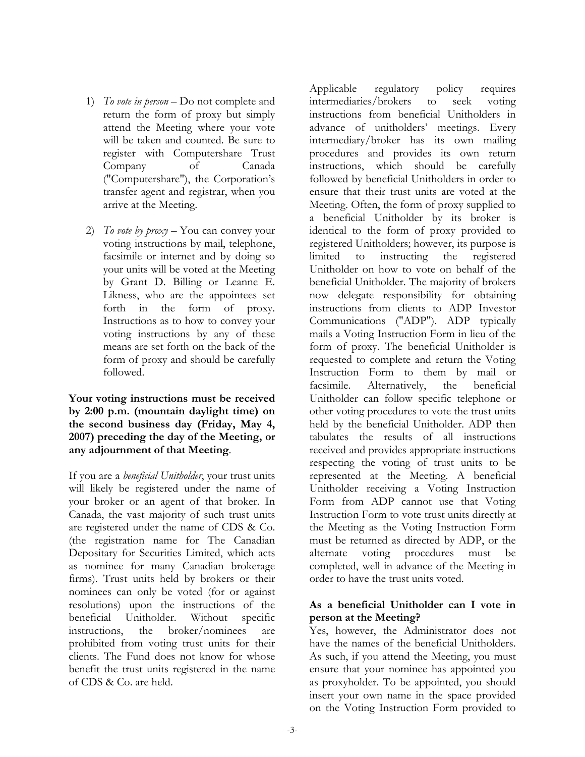1) *To vote in person* – Do not complete and return the form of proxy but simply attend the Meeting where your vote will be taken and counted. Be sure to register with Computershare Trust Company of Canada ("Computershare"), the Corporation's transfer agent and registrar, when you arrive at the Meeting.

2) *To vote by proxy* – You can convey your voting instructions by mail, telephone, facsimile or internet and by doing so your units will be voted at the Meeting by Grant D. Billing or Leanne E. Likness, who are the appointees set forth in the form of proxy. Instructions as to how to convey your voting instructions by any of these means are set forth on the back of the form of proxy and should be carefully followed.

**Your voting instructions must be received by 2:00 p.m. (mountain daylight time) on the second business day (Friday, May 4, 2007) preceding the day of the Meeting, or any adjournment of that Meeting**.

If you are a *beneficial Unitholder*, your trust units will likely be registered under the name of your broker or an agent of that broker. In Canada, the vast majority of such trust units are registered under the name of CDS & Co. (the registration name for The Canadian Depositary for Securities Limited, which acts as nominee for many Canadian brokerage firms). Trust units held by brokers or their nominees can only be voted (for or against resolutions) upon the instructions of the beneficial Unitholder. Without specific instructions, the broker/nominees are prohibited from voting trust units for their clients. The Fund does not know for whose benefit the trust units registered in the name of CDS & Co. are held.

Applicable regulatory policy requires intermediaries/brokers to seek voting instructions from beneficial Unitholders in advance of unitholders' meetings. Every intermediary/broker has its own mailing procedures and provides its own return instructions, which should be carefully followed by beneficial Unitholders in order to ensure that their trust units are voted at the Meeting. Often, the form of proxy supplied to a beneficial Unitholder by its broker is identical to the form of proxy provided to registered Unitholders; however, its purpose is limited to instructing the registered Unitholder on how to vote on behalf of the beneficial Unitholder. The majority of brokers now delegate responsibility for obtaining instructions from clients to ADP Investor Communications ("ADP"). ADP typically mails a Voting Instruction Form in lieu of the form of proxy. The beneficial Unitholder is requested to complete and return the Voting Instruction Form to them by mail or facsimile. Alternatively, the beneficial Unitholder can follow specific telephone or other voting procedures to vote the trust units held by the beneficial Unitholder. ADP then tabulates the results of all instructions received and provides appropriate instructions respecting the voting of trust units to be represented at the Meeting. A beneficial Unitholder receiving a Voting Instruction Form from ADP cannot use that Voting Instruction Form to vote trust units directly at the Meeting as the Voting Instruction Form must be returned as directed by ADP, or the alternate voting procedures must be completed, well in advance of the Meeting in order to have the trust units voted.

**As a beneficial Unitholder can I vote in person at the Meeting?**

Yes, however, the Administrator does not have the names of the beneficial Unitholders. As such, if you attend the Meeting, you must ensure that your nominee has appointed you as proxyholder. To be appointed, you should insert your own name in the space provided on the Voting Instruction Form provided to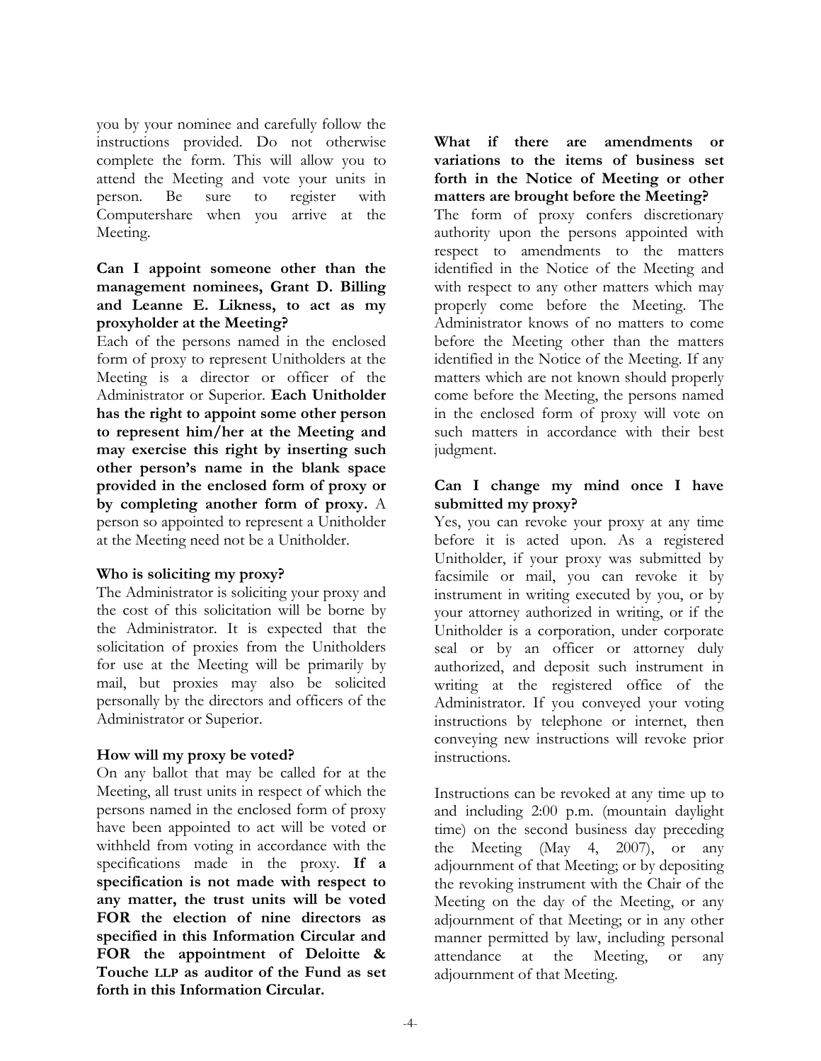you by your nominee and carefully follow the instructions provided. Do not otherwise complete the form. This will allow you to attend the Meeting and vote your units in person. Be sure to register with Computershare when you arrive at the Meeting.

**Can I appoint someone other than the management nominees, Grant D. Billing and Leanne E. Likness, to act as my proxyholder at the Meeting?**

Each of the persons named in the enclosed form of proxy to represent Unitholders at the Meeting is a director or officer of the Administrator or Superior. **Each Unitholder has the right to appoint some other person to represent him/her at the Meeting and may exercise this right by inserting such other person's name in the blank space provided in the enclosed form of proxy or by completing another form of proxy.** A person so appointed to represent a Unitholder at the Meeting need not be a Unitholder.

**Who is soliciting my proxy?**

The Administrator is soliciting your proxy and the cost of this solicitation will be borne by the Administrator. It is expected that the solicitation of proxies from the Unitholders for use at the Meeting will be primarily by mail, but proxies may also be solicited personally by the directors and officers of the Administrator or Superior.

**How will my proxy be voted?**

On any ballot that may be called for at the Meeting, all trust units in respect of which the persons named in the enclosed form of proxy have been appointed to act will be voted or withheld from voting in accordance with the specifications made in the proxy. **If a specification is not made with respect to any matter, the trust units will be voted FOR the election of nine directors as specified in this Information Circular and FOR the appointment of Deloitte & Touche LLP as auditor of the Fund as set forth in this Information Circular.**

**What if there are amendments or variations to the items of business set forth in the Notice of Meeting or other matters are brought before the Meeting?**

The form of proxy confers discretionary authority upon the persons appointed with respect to amendments to the matters identified in the Notice of the Meeting and with respect to any other matters which may properly come before the Meeting. The Administrator knows of no matters to come before the Meeting other than the matters identified in the Notice of the Meeting. If any matters which are not known should properly come before the Meeting, the persons named in the enclosed form of proxy will vote on such matters in accordance with their best judgment.

**Can I change my mind once I have submitted my proxy?**

Yes, you can revoke your proxy at any time before it is acted upon. As a registered Unitholder, if your proxy was submitted by facsimile or mail, you can revoke it by instrument in writing executed by you, or by your attorney authorized in writing, or if the Unitholder is a corporation, under corporate seal or by an officer or attorney duly authorized, and deposit such instrument in writing at the registered office of the Administrator. If you conveyed your voting instructions by telephone or internet, then conveying new instructions will revoke prior instructions.

Instructions can be revoked at any time up to and including 2:00 p.m. (mountain daylight time) on the second business day preceding the Meeting (May 4, 2007), or any adjournment of that Meeting; or by depositing the revoking instrument with the Chair of the Meeting on the day of the Meeting, or any adjournment of that Meeting; or in any other manner permitted by law, including personal attendance at the Meeting, or any adjournment of that Meeting.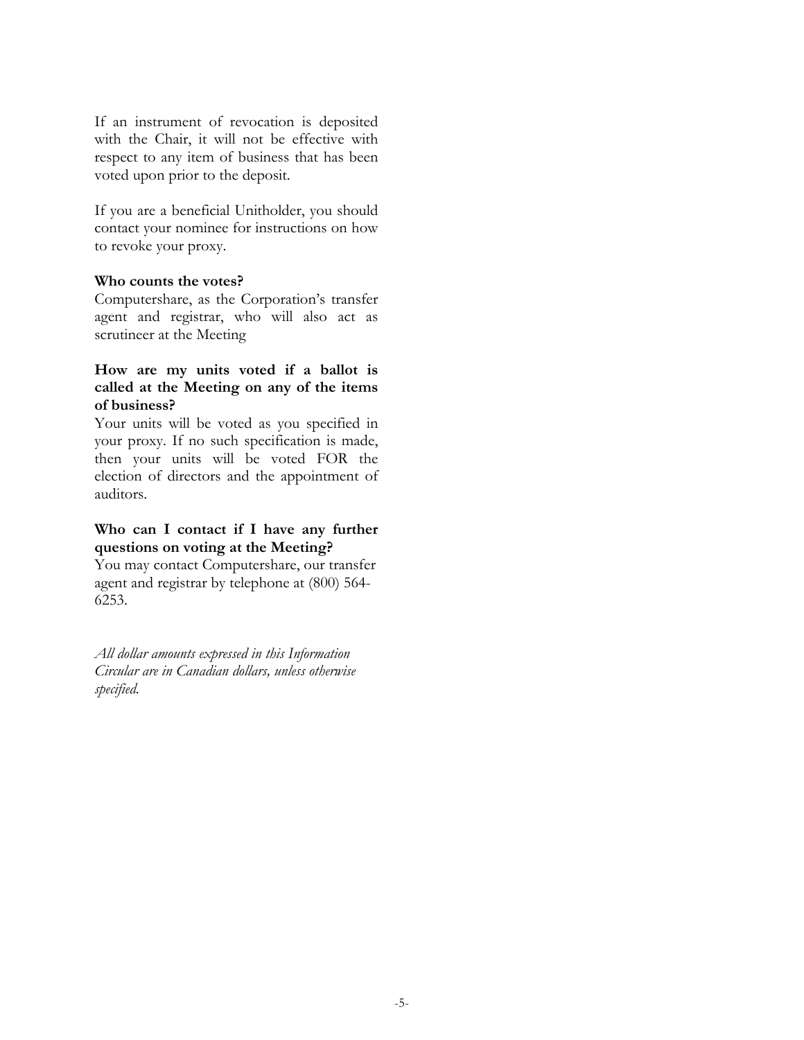If an instrument of revocation is deposited with the Chair, it will not be effective with respect to any item of business that has been voted upon prior to the deposit.

If you are a beneficial Unitholder, you should contact your nominee for instructions on how to revoke your proxy.

**Who counts the votes?**

Computershare, as the Corporation's transfer agent and registrar, who will also act as scrutineer at the Meeting

**How are my units voted if a ballot is called at the Meeting on any of the items of business?**

Your units will be voted as you specified in your proxy. If no such specification is made, then your units will be voted FOR the election of directors and the appointment of auditors.

**Who can I contact if I have any further questions on voting at the Meeting?**

You may contact Computershare, our transfer agent and registrar by telephone at (800) 564-6253.

*All dollar amounts expressed in this Information Circular are in Canadian dollars, unless otherwise specified.*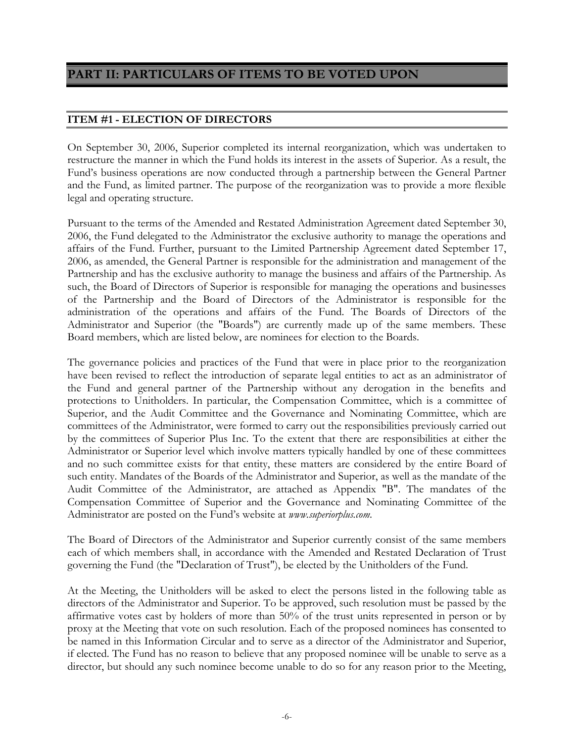# PART II: PARTICULARS OF ITEMS TO BE VOTED UPON

## ITEM #1 - ELECTION OF DIRECTORS

On September 30, 2006, Superior completed its internal reorganization, which was undertaken to restructure the manner in which the Fund holds its interest in the assets of Superior. As a result, the Fund's business operations are now conducted through a partnership between the General Partner and the Fund, as limited partner. The purpose of the reorganization was to provide a more flexible legal and operating structure.

Pursuant to the terms of the Amended and Restated Administration Agreement dated September 30, 2006, the Fund delegated to the Administrator the exclusive authority to manage the operations and affairs of the Fund. Further, pursuant to the Limited Partnership Agreement dated September 17, 2006, as amended, the General Partner is responsible for the administration and management of the Partnership and has the exclusive authority to manage the business and affairs of the Partnership. As such, the Board of Directors of Superior is responsible for managing the operations and businesses of the Partnership and the Board of Directors of the Administrator is responsible for the administration of the operations and affairs of the Fund. The Boards of Directors of the Administrator and Superior (the "Boards") are currently made up of the same members. These Board members, which are listed below, are nominees for election to the Boards.

The governance policies and practices of the Fund that were in place prior to the reorganization have been revised to reflect the introduction of separate legal entities to act as an administrator of the Fund and general partner of the Partnership without any derogation in the benefits and protections to Unitholders. In particular, the Compensation Committee, which is a committee of Superior, and the Audit Committee and the Governance and Nominating Committee, which are committees of the Administrator, were formed to carry out the responsibilities previously carried out by the committees of Superior Plus Inc. To the extent that there are responsibilities at either the Administrator or Superior level which involve matters typically handled by one of these committees and no such committee exists for that entity, these matters are considered by the entire Board of such entity. Mandates of the Boards of the Administrator and Superior, as well as the mandate of the Audit Committee of the Administrator, are attached as Appendix "B". The mandates of the Compensation Committee of Superior and the Governance and Nominating Committee of the Administrator are posted on the Fund's website at *www.superiorplus.com*.

The Board of Directors of the Administrator and Superior currently consist of the same members each of which members shall, in accordance with the Amended and Restated Declaration of Trust governing the Fund (the "Declaration of Trust"), be elected by the Unitholders of the Fund.

At the Meeting, the Unitholders will be asked to elect the persons listed in the following table as directors of the Administrator and Superior. To be approved, such resolution must be passed by the affirmative votes cast by holders of more than 50% of the trust units represented in person or by proxy at the Meeting that vote on such resolution. Each of the proposed nominees has consented to be named in this Information Circular and to serve as a director of the Administrator and Superior, if elected. The Fund has no reason to believe that any proposed nominee will be unable to serve as a director, but should any such nominee become unable to do so for any reason prior to the Meeting,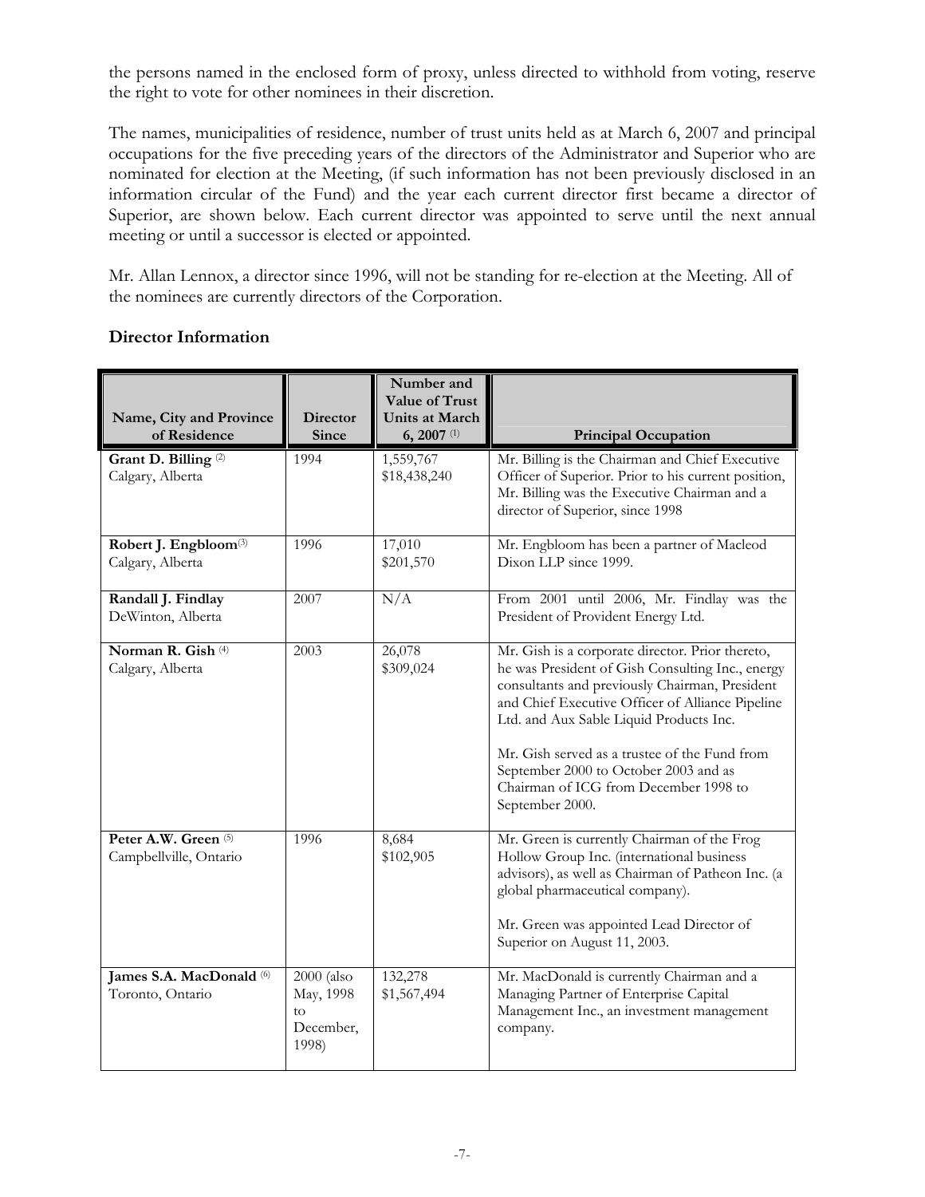the persons named in the enclosed form of proxy, unless directed to withhold from voting, reserve the right to vote for other nominees in their discretion.

The names, municipalities of residence, number of trust units held as at March 6, 2007 and principal occupations for the five preceding years of the directors of the Administrator and Superior who are nominated for election at the Meeting, (if such information has not been previously disclosed in an information circular of the Fund) and the year each current director first became a director of Superior, are shown below. Each current director was appointed to serve until the next annual meeting or until a successor is elected or appointed.

Mr. Allan Lennox, a director since 1996, will not be standing for re-election at the Meeting. All of the nominees are currently directors of the Corporation.

## Director Information

| Name, City and Province of Residence | Director Since | Number and Value of Trust Units at March 6, 2007 [(1)] | Principal Occupation |
|---|---|---|---|
| **Grant D. Billing** [(2)]<br>Calgary, Alberta | 1994 | 1,559,767<br>$18,438,240 | Mr. Billing is the Chairman and Chief Executive Officer of Superior. Prior to his current position, Mr. Billing was the Executive Chairman and a director of Superior, since 1998 |
| **Robert J. Engbloom**[(3)]<br>Calgary, Alberta | 1996 | 17,010<br>$201,570 | Mr. Engbloom has been a partner of Macleod Dixon LLP since 1999. |
| **Randall J. Findlay**<br>DeWinton, Alberta | 2007 | N/A | From 2001 until 2006, Mr. Findlay was the President of Provident Energy Ltd. |
| **Norman R. Gish** [(4)]<br>Calgary, Alberta | 2003 | 26,078<br>$309,024 | Mr. Gish is a corporate director. Prior thereto, he was President of Gish Consulting Inc., energy consultants and previously Chairman, President and Chief Executive Officer of Alliance Pipeline Ltd. and Aux Sable Liquid Products Inc.<br><br>Mr. Gish served as a trustee of the Fund from September 2000 to October 2003 and as Chairman of ICG from December 1998 to September 2000. |
| **Peter A.W. Green** [(5)]<br>Campbellville, Ontario | 1996 | 8,684<br>$102,905 | Mr. Green is currently Chairman of the Frog Hollow Group Inc. (international business advisors), as well as Chairman of Patheon Inc. (a global pharmaceutical company).<br><br>Mr. Green was appointed Lead Director of Superior on August 11, 2003. |
| **James S.A. MacDonald** [(6)]<br>Toronto, Ontario | 2000 (also May, 1998 to December, 1998) | 132,278<br>$1,567,494 | Mr. MacDonald is currently Chairman and a Managing Partner of Enterprise Capital Management Inc., an investment management company. |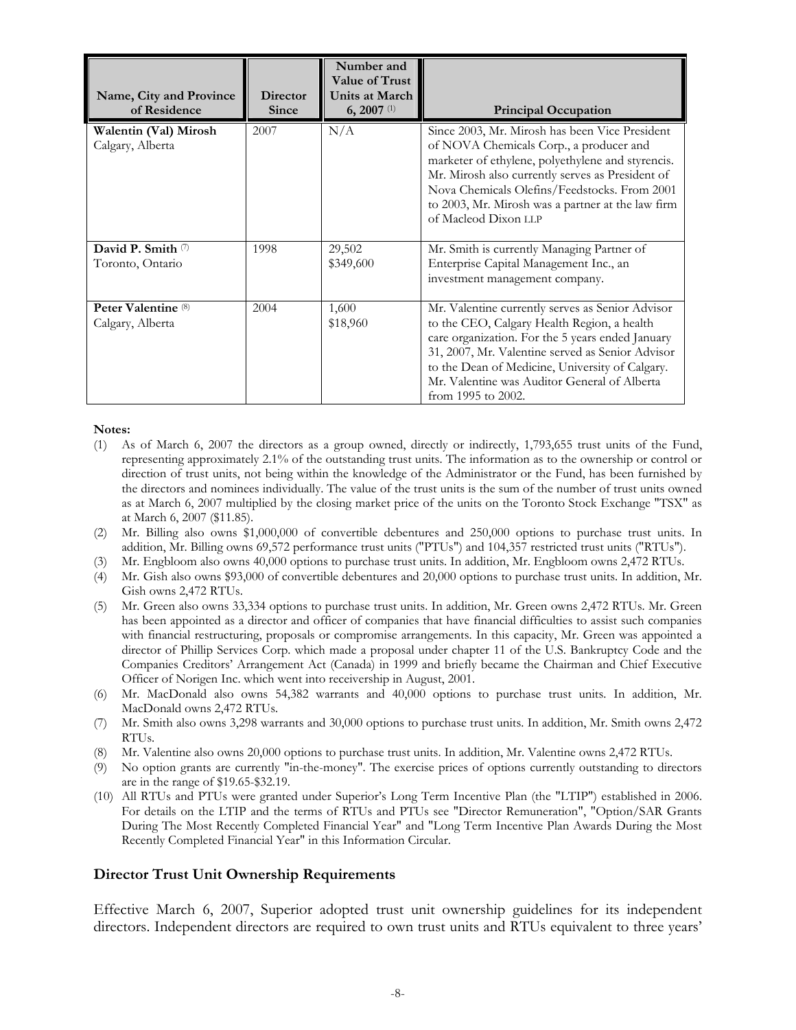| Name, City and Province of Residence | Director Since | Number and Value of Trust Units at March 6, 2007 (1) | Principal Occupation |
|---|---|---|---|
| **Walentin (Val) Mirosh**<br>Calgary, Alberta | 2007 | N/A | Since 2003, Mr. Mirosh has been Vice President of NOVA Chemicals Corp., a producer and marketer of ethylene, polyethylene and styrencis. Mr. Mirosh also currently serves as President of Nova Chemicals Olefins/Feedstocks. From 2001 to 2003, Mr. Mirosh was a partner at the law firm of Macleod Dixon LLP |
| **David P. Smith** (7)<br>Toronto, Ontario | 1998 | 29,502<br>$349,600 | Mr. Smith is currently Managing Partner of Enterprise Capital Management Inc., an investment management company. |
| **Peter Valentine** (8)<br>Calgary, Alberta | 2004 | 1,600<br>$18,960 | Mr. Valentine currently serves as Senior Advisor to the CEO, Calgary Health Region, a health care organization. For the 5 years ended January 31, 2007, Mr. Valentine served as Senior Advisor to the Dean of Medicine, University of Calgary. Mr. Valentine was Auditor General of Alberta from 1995 to 2002. |

**Notes:**

(1) As of March 6, 2007 the directors as a group owned, directly or indirectly, 1,793,655 trust units of the Fund, representing approximately 2.1% of the outstanding trust units. The information as to the ownership or control or direction of trust units, not being within the knowledge of the Administrator or the Fund, has been furnished by the directors and nominees individually. The value of the trust units is the sum of the number of trust units owned as at March 6, 2007 multiplied by the closing market price of the units on the Toronto Stock Exchange "TSX" as at March 6, 2007 ($11.85).

(2) Mr. Billing also owns $1,000,000 of convertible debentures and 250,000 options to purchase trust units. In addition, Mr. Billing owns 69,572 performance trust units ("PTUs") and 104,357 restricted trust units ("RTUs").

(3) Mr. Engbloom also owns 40,000 options to purchase trust units. In addition, Mr. Engbloom owns 2,472 RTUs.

(4) Mr. Gish also owns $93,000 of convertible debentures and 20,000 options to purchase trust units. In addition, Mr. Gish owns 2,472 RTUs.

(5) Mr. Green also owns 33,334 options to purchase trust units. In addition, Mr. Green owns 2,472 RTUs. Mr. Green has been appointed as a director and officer of companies that have financial difficulties to assist such companies with financial restructuring, proposals or compromise arrangements. In this capacity, Mr. Green was appointed a director of Phillip Services Corp. which made a proposal under chapter 11 of the U.S. Bankruptcy Code and the Companies Creditors' Arrangement Act (Canada) in 1999 and briefly became the Chairman and Chief Executive Officer of Norigen Inc. which went into receivership in August, 2001.

(6) Mr. MacDonald also owns 54,382 warrants and 40,000 options to purchase trust units. In addition, Mr. MacDonald owns 2,472 RTUs.

(7) Mr. Smith also owns 3,298 warrants and 30,000 options to purchase trust units. In addition, Mr. Smith owns 2,472 RTUs.

(8) Mr. Valentine also owns 20,000 options to purchase trust units. In addition, Mr. Valentine owns 2,472 RTUs.

(9) No option grants are currently "in-the-money". The exercise prices of options currently outstanding to directors are in the range of $19.65-$32.19.

(10) All RTUs and PTUs were granted under Superior's Long Term Incentive Plan (the "LTIP") established in 2006. For details on the LTIP and the terms of RTUs and PTUs see "Director Remuneration", "Option/SAR Grants During The Most Recently Completed Financial Year" and "Long Term Incentive Plan Awards During the Most Recently Completed Financial Year" in this Information Circular.

## Director Trust Unit Ownership Requirements

Effective March 6, 2007, Superior adopted trust unit ownership guidelines for its independent directors. Independent directors are required to own trust units and RTUs equivalent to three years'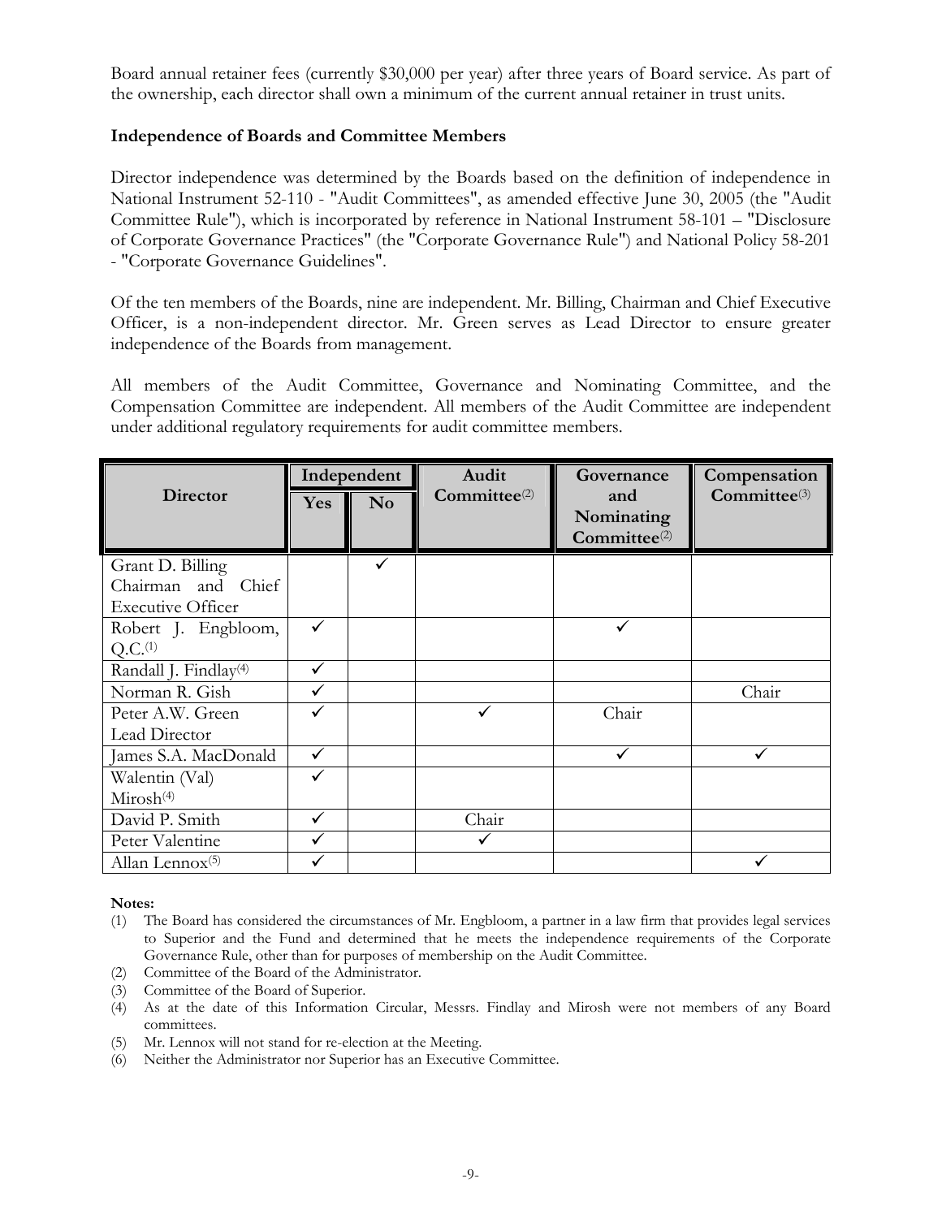Board annual retainer fees (currently $30,000 per year) after three years of Board service. As part of the ownership, each director shall own a minimum of the current annual retainer in trust units.

**Independence of Boards and Committee Members**

Director independence was determined by the Boards based on the definition of independence in National Instrument 52-110 - "Audit Committees", as amended effective June 30, 2005 (the "Audit Committee Rule"), which is incorporated by reference in National Instrument 58-101 – "Disclosure of Corporate Governance Practices" (the "Corporate Governance Rule") and National Policy 58-201 - "Corporate Governance Guidelines".

Of the ten members of the Boards, nine are independent. Mr. Billing, Chairman and Chief Executive Officer, is a non-independent director. Mr. Green serves as Lead Director to ensure greater independence of the Boards from management.

All members of the Audit Committee, Governance and Nominating Committee, and the Compensation Committee are independent. All members of the Audit Committee are independent under additional regulatory requirements for audit committee members.

| Director | Independent | | Audit Committee(2) | Governance and Nominating Committee(2) | Compensation Committee(3) |
|---|---|---|---|---|---|
| | Yes | No | | | |
| Grant D. Billing Chairman and Chief Executive Officer | | ✓ | | | |
| Robert J. Engbloom, Q.C.(1) | ✓ | | | ✓ | |
| Randall J. Findlay(4) | ✓ | | | | |
| Norman R. Gish | ✓ | | | | Chair |
| Peter A.W. Green Lead Director | ✓ | | ✓ | Chair | |
| James S.A. MacDonald | ✓ | | | ✓ | ✓ |
| Walentin (Val) Mirosh(4) | ✓ | | | | |
| David P. Smith | ✓ | | Chair | | |
| Peter Valentine | ✓ | | ✓ | | |
| Allan Lennox(5) | ✓ | | | | ✓ |

**Notes:**

(1) The Board has considered the circumstances of Mr. Engbloom, a partner in a law firm that provides legal services to Superior and the Fund and determined that he meets the independence requirements of the Corporate Governance Rule, other than for purposes of membership on the Audit Committee.

(2) Committee of the Board of the Administrator.

(3) Committee of the Board of Superior.

(4) As at the date of this Information Circular, Messrs. Findlay and Mirosh were not members of any Board committees.

(5) Mr. Lennox will not stand for re-election at the Meeting.

(6) Neither the Administrator nor Superior has an Executive Committee.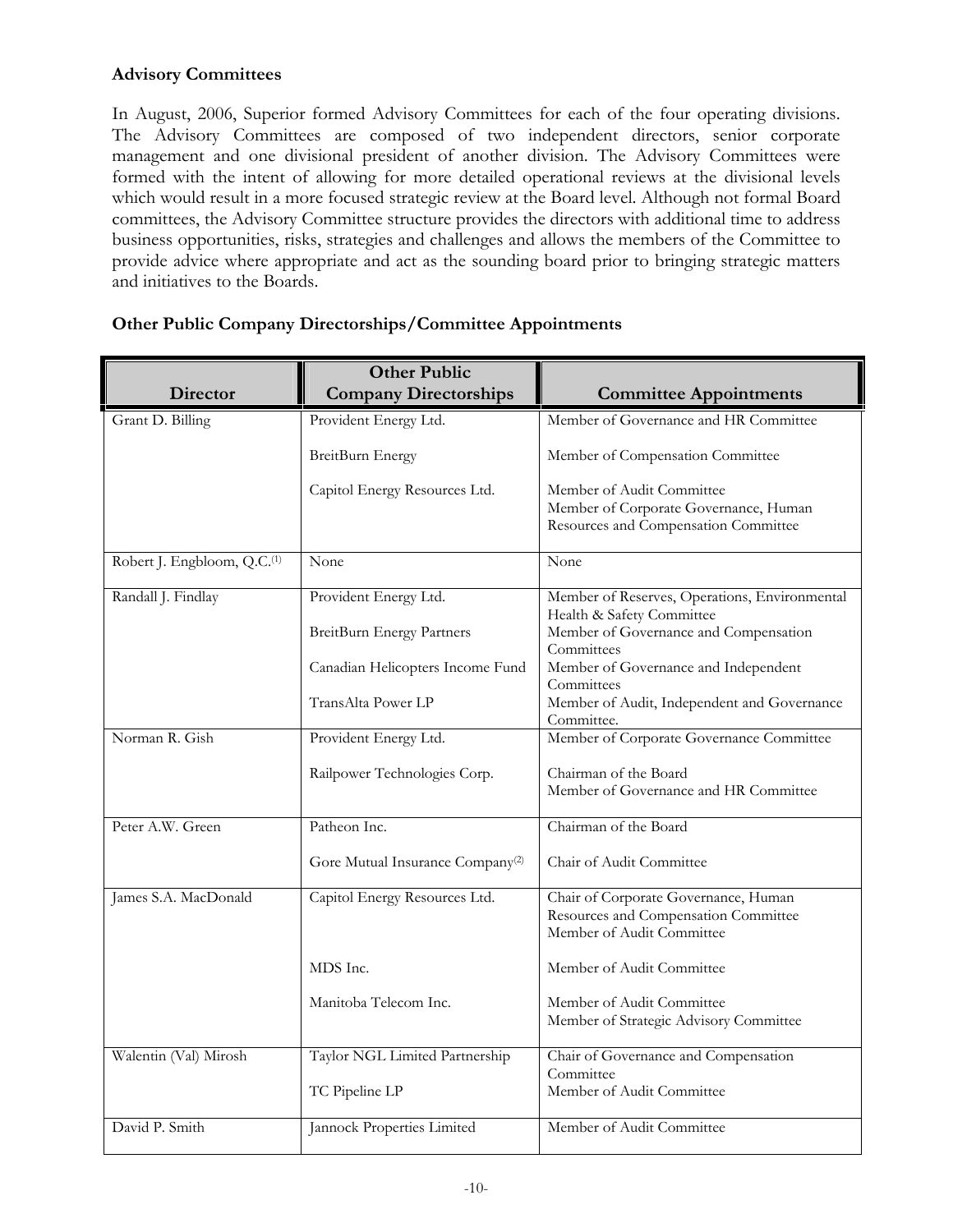### Advisory Committees

In August, 2006, Superior formed Advisory Committees for each of the four operating divisions. The Advisory Committees are composed of two independent directors, senior corporate management and one divisional president of another division. The Advisory Committees were formed with the intent of allowing for more detailed operational reviews at the divisional levels which would result in a more focused strategic review at the Board level. Although not formal Board committees, the Advisory Committee structure provides the directors with additional time to address business opportunities, risks, strategies and challenges and allows the members of the Committee to provide advice where appropriate and act as the sounding board prior to bringing strategic matters and initiatives to the Boards.

### Other Public Company Directorships/Committee Appointments

| Director | Other Public Company Directorships | Committee Appointments |
|---|---|---|
| Grant D. Billing | Provident Energy Ltd. | Member of Governance and HR Committee |
| | BreitBurn Energy | Member of Compensation Committee |
| | Capitol Energy Resources Ltd. | Member of Audit Committee<br>Member of Corporate Governance, Human Resources and Compensation Committee |
| Robert J. Engbloom, Q.C.[1] | None | None |
| Randall J. Findlay | Provident Energy Ltd. | Member of Reserves, Operations, Environmental Health & Safety Committee |
| | BreitBurn Energy Partners | Member of Governance and Compensation Committees |
| | Canadian Helicopters Income Fund | Member of Governance and Independent Committees |
| | TransAlta Power LP | Member of Audit, Independent and Governance Committee. |
| Norman R. Gish | Provident Energy Ltd. | Member of Corporate Governance Committee |
| | Railpower Technologies Corp. | Chairman of the Board<br>Member of Governance and HR Committee |
| Peter A.W. Green | Patheon Inc. | Chairman of the Board |
| | Gore Mutual Insurance Company[2] | Chair of Audit Committee |
| James S.A. MacDonald | Capitol Energy Resources Ltd. | Chair of Corporate Governance, Human Resources and Compensation Committee<br>Member of Audit Committee |
| | MDS Inc. | Member of Audit Committee |
| | Manitoba Telecom Inc. | Member of Audit Committee<br>Member of Strategic Advisory Committee |
| Walentin (Val) Mirosh | Taylor NGL Limited Partnership | Chair of Governance and Compensation Committee |
| | TC Pipeline LP | Member of Audit Committee |
| David P. Smith | Jannock Properties Limited | Member of Audit Committee |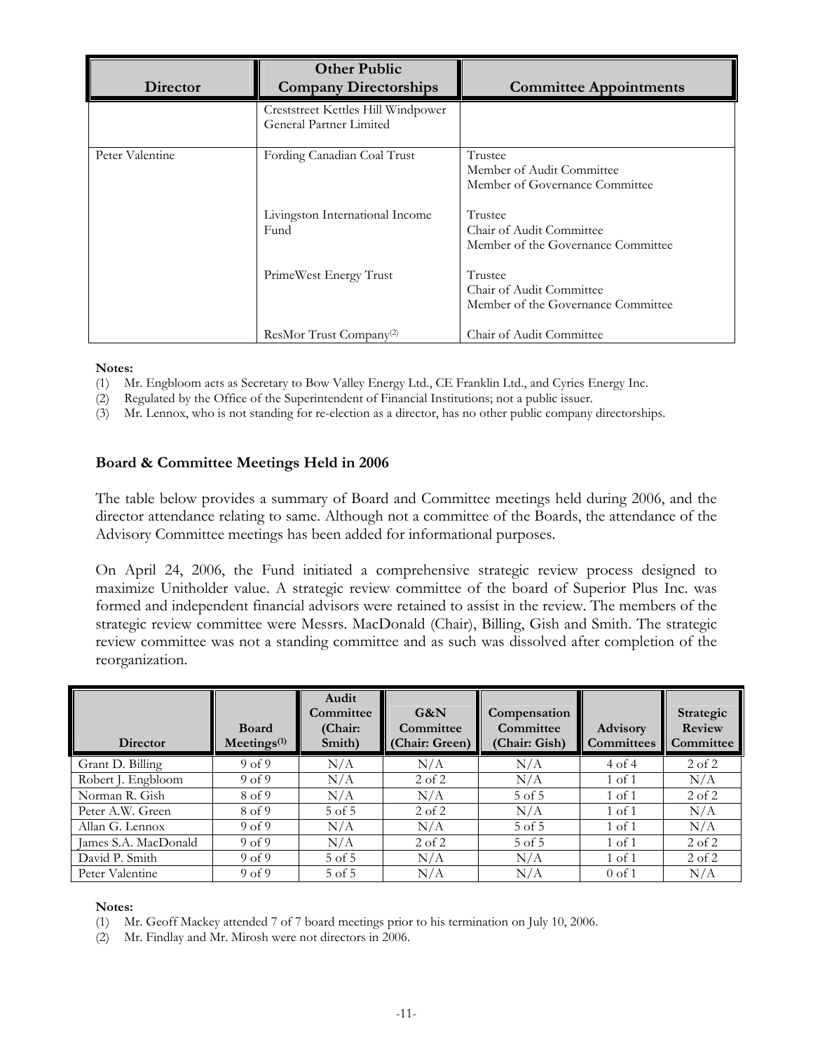| Director | Other Public Company Directorships | Committee Appointments |
| --- | --- | --- |
| | Creststreet Kettles Hill Windpower General Partner Limited | |
| Peter Valentine | Fording Canadian Coal Trust | Trustee<br>Member of Audit Committee<br>Member of Governance Committee |
| | Livingston International Income Fund | Trustee<br>Chair of Audit Committee<br>Member of the Governance Committee |
| | PrimeWest Energy Trust | Trustee<br>Chair of Audit Committee<br>Member of the Governance Committee |
| | ResMor Trust Company[(2)] | Chair of Audit Committee |

**Notes:**

(1) Mr. Engbloom acts as Secretary to Bow Valley Energy Ltd., CE Franklin Ltd., and Cyries Energy Inc.

(2) Regulated by the Office of the Superintendent of Financial Institutions; not a public issuer.

(3) Mr. Lennox, who is not standing for re-election as a director, has no other public company directorships.

### Board & Committee Meetings Held in 2006

The table below provides a summary of Board and Committee meetings held during 2006, and the director attendance relating to same. Although not a committee of the Boards, the attendance of the Advisory Committee meetings has been added for informational purposes.

On April 24, 2006, the Fund initiated a comprehensive strategic review process designed to maximize Unitholder value. A strategic review committee of the board of Superior Plus Inc. was formed and independent financial advisors were retained to assist in the review. The members of the strategic review committee were Messrs. MacDonald (Chair), Billing, Gish and Smith. The strategic review committee was not a standing committee and as such was dissolved after completion of the reorganization.

| Director | Board Meetings[(1)] | Audit Committee (Chair: Smith) | G&N Committee (Chair: Green) | Compensation Committee (Chair: Gish) | Advisory Committees | Strategic Review Committee |
| --- | --- | --- | --- | --- | --- | --- |
| Grant D. Billing | 9 of 9 | N/A | N/A | N/A | 4 of 4 | 2 of 2 |
| Robert J. Engbloom | 9 of 9 | N/A | 2 of 2 | N/A | 1 of 1 | N/A |
| Norman R. Gish | 8 of 9 | N/A | N/A | 5 of 5 | 1 of 1 | 2 of 2 |
| Peter A.W. Green | 8 of 9 | 5 of 5 | 2 of 2 | N/A | 1 of 1 | N/A |
| Allan G. Lennox | 9 of 9 | N/A | N/A | 5 of 5 | 1 of 1 | N/A |
| James S.A. MacDonald | 9 of 9 | N/A | 2 of 2 | 5 of 5 | 1 of 1 | 2 of 2 |
| David P. Smith | 9 of 9 | 5 of 5 | N/A | N/A | 1 of 1 | 2 of 2 |
| Peter Valentine | 9 of 9 | 5 of 5 | N/A | N/A | 0 of 1 | N/A |

**Notes:**

(1) Mr. Geoff Mackey attended 7 of 7 board meetings prior to his termination on July 10, 2006.

(2) Mr. Findlay and Mr. Mirosh were not directors in 2006.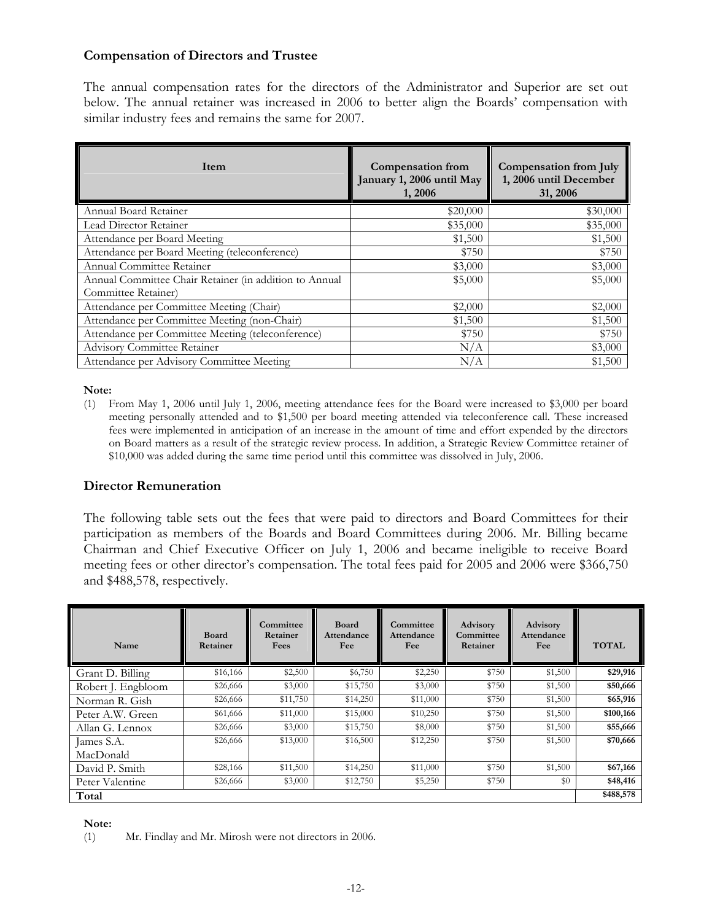### Compensation of Directors and Trustee

The annual compensation rates for the directors of the Administrator and Superior are set out below. The annual retainer was increased in 2006 to better align the Boards' compensation with similar industry fees and remains the same for 2007.

| Item | Compensation from January 1, 2006 until May 1, 2006 | Compensation from July 1, 2006 until December 31, 2006 |
|---|---|---|
| Annual Board Retainer | $20,000 | $30,000 |
| Lead Director Retainer | $35,000 | $35,000 |
| Attendance per Board Meeting | $1,500 | $1,500 |
| Attendance per Board Meeting (teleconference) | $750 | $750 |
| Annual Committee Retainer | $3,000 | $3,000 |
| Annual Committee Chair Retainer (in addition to Annual Committee Retainer) | $5,000 | $5,000 |
| Attendance per Committee Meeting (Chair) | $2,000 | $2,000 |
| Attendance per Committee Meeting (non-Chair) | $1,500 | $1,500 |
| Attendance per Committee Meeting (teleconference) | $750 | $750 |
| Advisory Committee Retainer | N/A | $3,000 |
| Attendance per Advisory Committee Meeting | N/A | $1,500 |

**Note:**

(1) From May 1, 2006 until July 1, 2006, meeting attendance fees for the Board were increased to $3,000 per board meeting personally attended and to $1,500 per board meeting attended via teleconference call. These increased fees were implemented in anticipation of an increase in the amount of time and effort expended by the directors on Board matters as a result of the strategic review process. In addition, a Strategic Review Committee retainer of $10,000 was added during the same time period until this committee was dissolved in July, 2006.

### Director Remuneration

The following table sets out the fees that were paid to directors and Board Committees for their participation as members of the Boards and Board Committees during 2006. Mr. Billing became Chairman and Chief Executive Officer on July 1, 2006 and became ineligible to receive Board meeting fees or other director's compensation. The total fees paid for 2005 and 2006 were $366,750 and $488,578, respectively.

| Name | Board Retainer | Committee Retainer Fees | Board Attendance Fee | Committee Attendance Fee | Advisory Committee Retainer | Advisory Attendance Fee | TOTAL |
|---|---|---|---|---|---|---|---|
| Grant D. Billing | $16,166 | $2,500 | $6,750 | $2,250 | $750 | $1,500 | **$29,916** |
| Robert J. Engbloom | $26,666 | $3,000 | $15,750 | $3,000 | $750 | $1,500 | **$50,666** |
| Norman R. Gish | $26,666 | $11,750 | $14,250 | $11,000 | $750 | $1,500 | **$65,916** |
| Peter A.W. Green | $61,666 | $11,000 | $15,000 | $10,250 | $750 | $1,500 | **$100,166** |
| Allan G. Lennox | $26,666 | $3,000 | $15,750 | $8,000 | $750 | $1,500 | **$55,666** |
| James S.A. MacDonald | $26,666 | $13,000 | $16,500 | $12,250 | $750 | $1,500 | **$70,666** |
| David P. Smith | $28,166 | $11,500 | $14,250 | $11,000 | $750 | $1,500 | **$67,166** |
| Peter Valentine | $26,666 | $3,000 | $12,750 | $5,250 | $750 | $0 | **$48,416** |
| **Total** | | | | | | | **$488,578** |

**Note:**

(1) Mr. Findlay and Mr. Mirosh were not directors in 2006.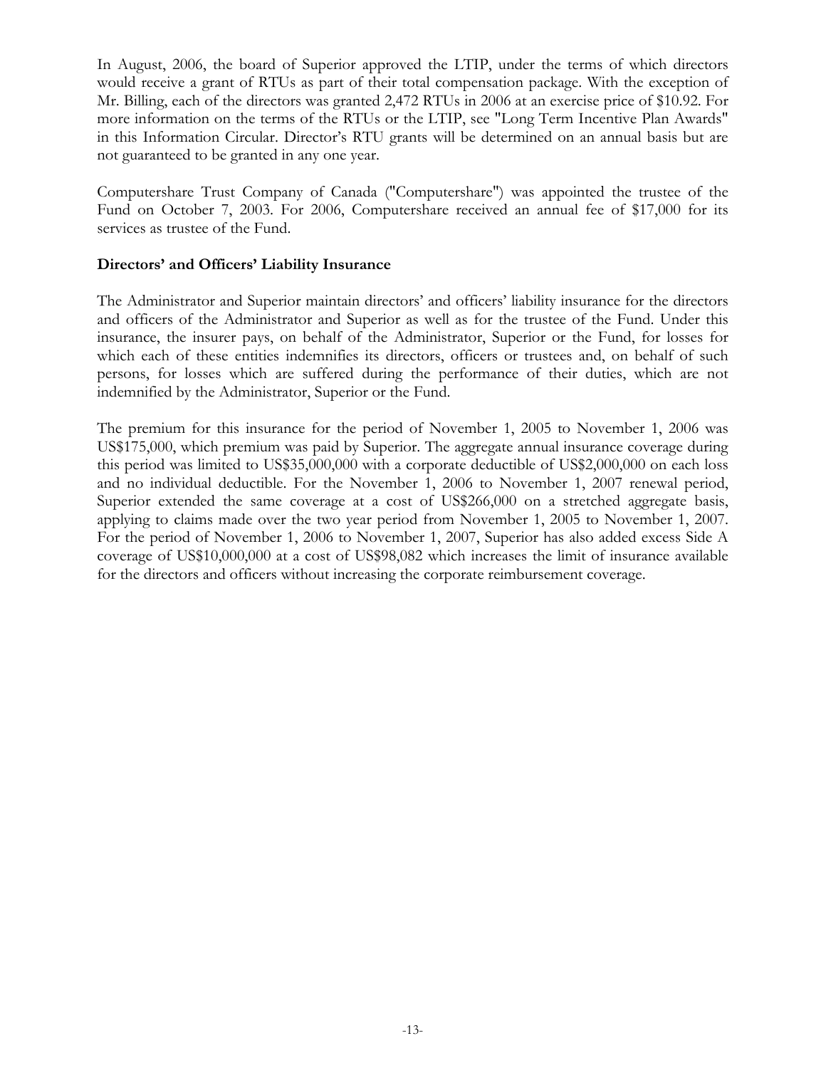In August, 2006, the board of Superior approved the LTIP, under the terms of which directors would receive a grant of RTUs as part of their total compensation package. With the exception of Mr. Billing, each of the directors was granted 2,472 RTUs in 2006 at an exercise price of $10.92. For more information on the terms of the RTUs or the LTIP, see "Long Term Incentive Plan Awards" in this Information Circular. Director's RTU grants will be determined on an annual basis but are not guaranteed to be granted in any one year.

Computershare Trust Company of Canada ("Computershare") was appointed the trustee of the Fund on October 7, 2003. For 2006, Computershare received an annual fee of $17,000 for its services as trustee of the Fund.

**Directors' and Officers' Liability Insurance**

The Administrator and Superior maintain directors' and officers' liability insurance for the directors and officers of the Administrator and Superior as well as for the trustee of the Fund. Under this insurance, the insurer pays, on behalf of the Administrator, Superior or the Fund, for losses for which each of these entities indemnifies its directors, officers or trustees and, on behalf of such persons, for losses which are suffered during the performance of their duties, which are not indemnified by the Administrator, Superior or the Fund.

The premium for this insurance for the period of November 1, 2005 to November 1, 2006 was US$175,000, which premium was paid by Superior. The aggregate annual insurance coverage during this period was limited to US$35,000,000 with a corporate deductible of US$2,000,000 on each loss and no individual deductible. For the November 1, 2006 to November 1, 2007 renewal period, Superior extended the same coverage at a cost of US$266,000 on a stretched aggregate basis, applying to claims made over the two year period from November 1, 2005 to November 1, 2007. For the period of November 1, 2006 to November 1, 2007, Superior has also added excess Side A coverage of US$10,000,000 at a cost of US$98,082 which increases the limit of insurance available for the directors and officers without increasing the corporate reimbursement coverage.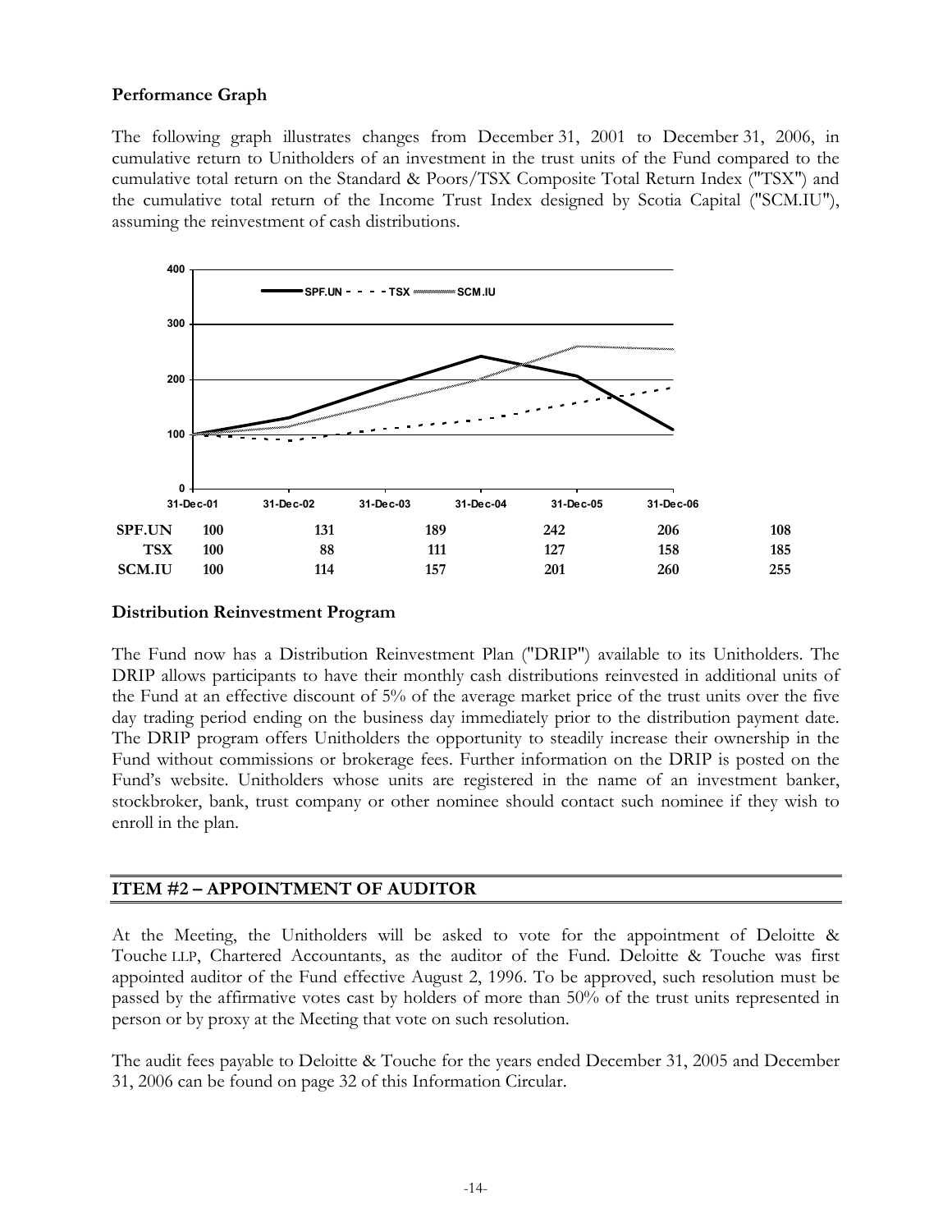### Performance Graph

The following graph illustrates changes from December 31, 2001 to December 31, 2006, in cumulative return to Unitholders of an investment in the trust units of the Fund compared to the cumulative total return on the Standard & Poors/TSX Composite Total Return Index ("TSX") and the cumulative total return of the Income Trust Index designed by Scotia Capital ("SCM.IU"), assuming the reinvestment of cash distributions.

| | 31-Dec-01 | 31-Dec-02 | 31-Dec-03 | 31-Dec-04 | 31-Dec-05 | 31-Dec-06 |
|---|---|---|---|---|---|---|
| **SPF.UN** | **100** | **131** | **189** | **242** | **206** | **108** |
| **TSX** | **100** | **88** | **111** | **127** | **158** | **185** |
| **SCM.IU** | **100** | **114** | **157** | **201** | **260** | **255** |

### Distribution Reinvestment Program

The Fund now has a Distribution Reinvestment Plan ("DRIP") available to its Unitholders. The DRIP allows participants to have their monthly cash distributions reinvested in additional units of the Fund at an effective discount of 5% of the average market price of the trust units over the five day trading period ending on the business day immediately prior to the distribution payment date. The DRIP program offers Unitholders the opportunity to steadily increase their ownership in the Fund without commissions or brokerage fees. Further information on the DRIP is posted on the Fund's website. Unitholders whose units are registered in the name of an investment banker, stockbroker, bank, trust company or other nominee should contact such nominee if they wish to enroll in the plan.

## ITEM #2 – APPOINTMENT OF AUDITOR

At the Meeting, the Unitholders will be asked to vote for the appointment of Deloitte & Touche LLP, Chartered Accountants, as the auditor of the Fund. Deloitte & Touche was first appointed auditor of the Fund effective August 2, 1996. To be approved, such resolution must be passed by the affirmative votes cast by holders of more than 50% of the trust units represented in person or by proxy at the Meeting that vote on such resolution.

The audit fees payable to Deloitte & Touche for the years ended December 31, 2005 and December 31, 2006 can be found on page 32 of this Information Circular.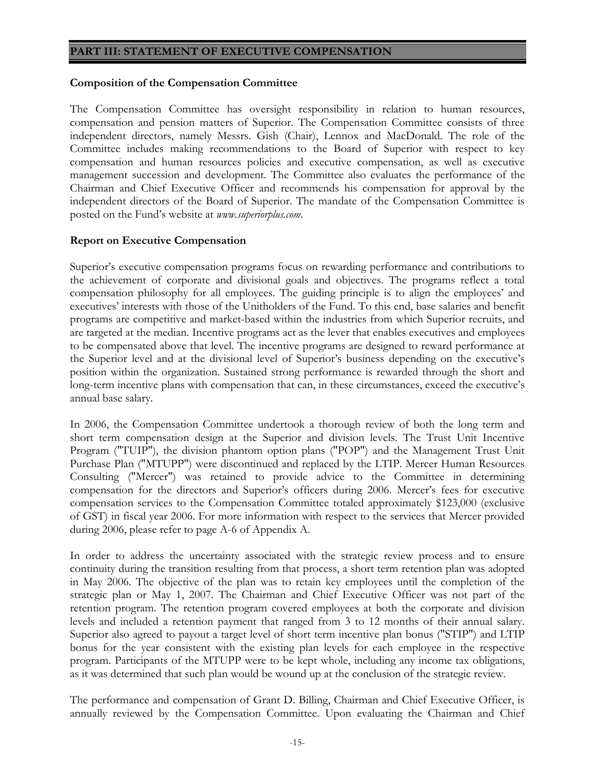## PART III: STATEMENT OF EXECUTIVE COMPENSATION

### Composition of the Compensation Committee

The Compensation Committee has oversight responsibility in relation to human resources, compensation and pension matters of Superior. The Compensation Committee consists of three independent directors, namely Messrs. Gish (Chair), Lennox and MacDonald. The role of the Committee includes making recommendations to the Board of Superior with respect to key compensation and human resources policies and executive compensation, as well as executive management succession and development. The Committee also evaluates the performance of the Chairman and Chief Executive Officer and recommends his compensation for approval by the independent directors of the Board of Superior. The mandate of the Compensation Committee is posted on the Fund's website at *www.superiorplus.com*.

### Report on Executive Compensation

Superior's executive compensation programs focus on rewarding performance and contributions to the achievement of corporate and divisional goals and objectives. The programs reflect a total compensation philosophy for all employees. The guiding principle is to align the employees' and executives' interests with those of the Unitholders of the Fund. To this end, base salaries and benefit programs are competitive and market-based within the industries from which Superior recruits, and are targeted at the median. Incentive programs act as the lever that enables executives and employees to be compensated above that level. The incentive programs are designed to reward performance at the Superior level and at the divisional level of Superior's business depending on the executive's position within the organization. Sustained strong performance is rewarded through the short and long-term incentive plans with compensation that can, in these circumstances, exceed the executive's annual base salary.

In 2006, the Compensation Committee undertook a thorough review of both the long term and short term compensation design at the Superior and division levels. The Trust Unit Incentive Program ("TUIP"), the division phantom option plans ("POP") and the Management Trust Unit Purchase Plan ("MTUPP") were discontinued and replaced by the LTIP. Mercer Human Resources Consulting ("Mercer") was retained to provide advice to the Committee in determining compensation for the directors and Superior's officers during 2006. Mercer's fees for executive compensation services to the Compensation Committee totaled approximately $123,000 (exclusive of GST) in fiscal year 2006. For more information with respect to the services that Mercer provided during 2006, please refer to page A-6 of Appendix A.

In order to address the uncertainty associated with the strategic review process and to ensure continuity during the transition resulting from that process, a short term retention plan was adopted in May 2006. The objective of the plan was to retain key employees until the completion of the strategic plan or May 1, 2007. The Chairman and Chief Executive Officer was not part of the retention program. The retention program covered employees at both the corporate and division levels and included a retention payment that ranged from 3 to 12 months of their annual salary. Superior also agreed to payout a target level of short term incentive plan bonus ("STIP") and LTIP bonus for the year consistent with the existing plan levels for each employee in the respective program. Participants of the MTUPP were to be kept whole, including any income tax obligations, as it was determined that such plan would be wound up at the conclusion of the strategic review.

The performance and compensation of Grant D. Billing, Chairman and Chief Executive Officer, is annually reviewed by the Compensation Committee. Upon evaluating the Chairman and Chief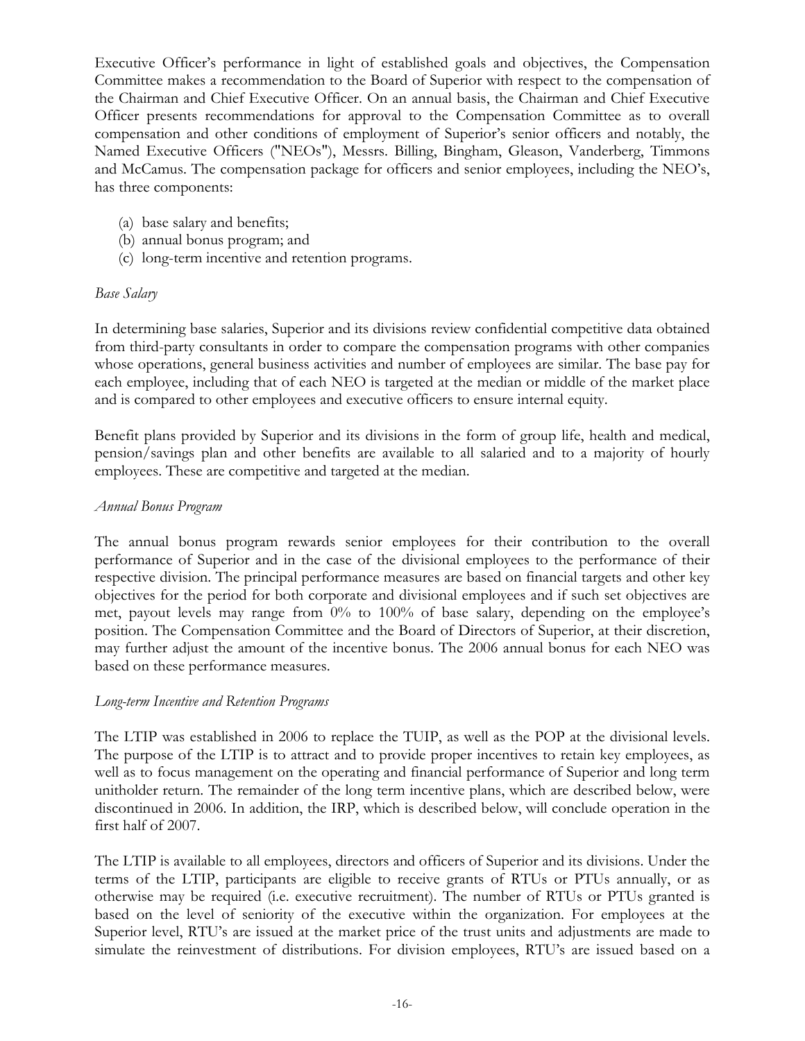Executive Officer's performance in light of established goals and objectives, the Compensation Committee makes a recommendation to the Board of Superior with respect to the compensation of the Chairman and Chief Executive Officer. On an annual basis, the Chairman and Chief Executive Officer presents recommendations for approval to the Compensation Committee as to overall compensation and other conditions of employment of Superior's senior officers and notably, the Named Executive Officers ("NEOs"), Messrs. Billing, Bingham, Gleason, Vanderberg, Timmons and McCamus. The compensation package for officers and senior employees, including the NEO's, has three components:

(a) base salary and benefits;
(b) annual bonus program; and
(c) long-term incentive and retention programs.

*Base Salary*

In determining base salaries, Superior and its divisions review confidential competitive data obtained from third-party consultants in order to compare the compensation programs with other companies whose operations, general business activities and number of employees are similar. The base pay for each employee, including that of each NEO is targeted at the median or middle of the market place and is compared to other employees and executive officers to ensure internal equity.

Benefit plans provided by Superior and its divisions in the form of group life, health and medical, pension/savings plan and other benefits are available to all salaried and to a majority of hourly employees. These are competitive and targeted at the median.

*Annual Bonus Program*

The annual bonus program rewards senior employees for their contribution to the overall performance of Superior and in the case of the divisional employees to the performance of their respective division. The principal performance measures are based on financial targets and other key objectives for the period for both corporate and divisional employees and if such set objectives are met, payout levels may range from 0% to 100% of base salary, depending on the employee's position. The Compensation Committee and the Board of Directors of Superior, at their discretion, may further adjust the amount of the incentive bonus. The 2006 annual bonus for each NEO was based on these performance measures.

*Long-term Incentive and Retention Programs*

The LTIP was established in 2006 to replace the TUIP, as well as the POP at the divisional levels. The purpose of the LTIP is to attract and to provide proper incentives to retain key employees, as well as to focus management on the operating and financial performance of Superior and long term unitholder return. The remainder of the long term incentive plans, which are described below, were discontinued in 2006. In addition, the IRP, which is described below, will conclude operation in the first half of 2007.

The LTIP is available to all employees, directors and officers of Superior and its divisions. Under the terms of the LTIP, participants are eligible to receive grants of RTUs or PTUs annually, or as otherwise may be required (i.e. executive recruitment). The number of RTUs or PTUs granted is based on the level of seniority of the executive within the organization. For employees at the Superior level, RTU's are issued at the market price of the trust units and adjustments are made to simulate the reinvestment of distributions. For division employees, RTU's are issued based on a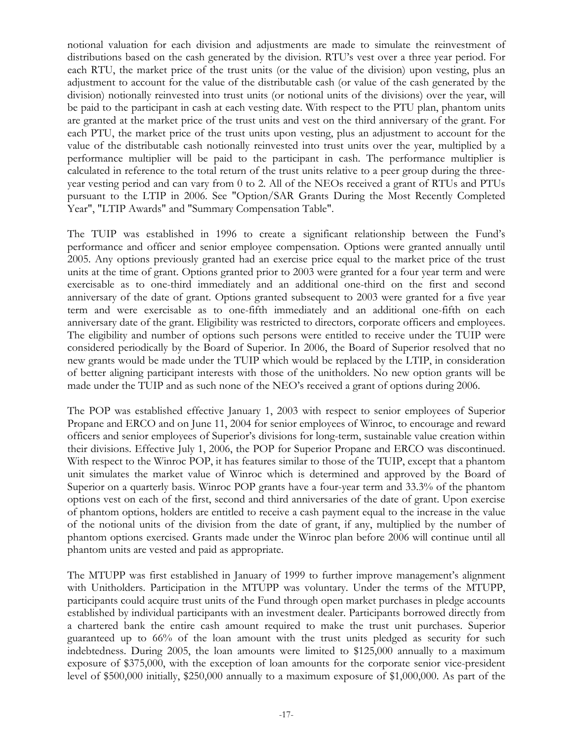notional valuation for each division and adjustments are made to simulate the reinvestment of distributions based on the cash generated by the division. RTU's vest over a three year period. For each RTU, the market price of the trust units (or the value of the division) upon vesting, plus an adjustment to account for the value of the distributable cash (or value of the cash generated by the division) notionally reinvested into trust units (or notional units of the divisions) over the year, will be paid to the participant in cash at each vesting date. With respect to the PTU plan, phantom units are granted at the market price of the trust units and vest on the third anniversary of the grant. For each PTU, the market price of the trust units upon vesting, plus an adjustment to account for the value of the distributable cash notionally reinvested into trust units over the year, multiplied by a performance multiplier will be paid to the participant in cash. The performance multiplier is calculated in reference to the total return of the trust units relative to a peer group during the three-year vesting period and can vary from 0 to 2. All of the NEOs received a grant of RTUs and PTUs pursuant to the LTIP in 2006. See "Option/SAR Grants During the Most Recently Completed Year", "LTIP Awards" and "Summary Compensation Table".

The TUIP was established in 1996 to create a significant relationship between the Fund's performance and officer and senior employee compensation. Options were granted annually until 2005. Any options previously granted had an exercise price equal to the market price of the trust units at the time of grant. Options granted prior to 2003 were granted for a four year term and were exercisable as to one-third immediately and an additional one-third on the first and second anniversary of the date of grant. Options granted subsequent to 2003 were granted for a five year term and were exercisable as to one-fifth immediately and an additional one-fifth on each anniversary date of the grant. Eligibility was restricted to directors, corporate officers and employees. The eligibility and number of options such persons were entitled to receive under the TUIP were considered periodically by the Board of Superior. In 2006, the Board of Superior resolved that no new grants would be made under the TUIP which would be replaced by the LTIP, in consideration of better aligning participant interests with those of the unitholders. No new option grants will be made under the TUIP and as such none of the NEO's received a grant of options during 2006.

The POP was established effective January 1, 2003 with respect to senior employees of Superior Propane and ERCO and on June 11, 2004 for senior employees of Winroc, to encourage and reward officers and senior employees of Superior's divisions for long-term, sustainable value creation within their divisions. Effective July 1, 2006, the POP for Superior Propane and ERCO was discontinued. With respect to the Winroc POP, it has features similar to those of the TUIP, except that a phantom unit simulates the market value of Winroc which is determined and approved by the Board of Superior on a quarterly basis. Winroc POP grants have a four-year term and 33.3% of the phantom options vest on each of the first, second and third anniversaries of the date of grant. Upon exercise of phantom options, holders are entitled to receive a cash payment equal to the increase in the value of the notional units of the division from the date of grant, if any, multiplied by the number of phantom options exercised. Grants made under the Winroc plan before 2006 will continue until all phantom units are vested and paid as appropriate.

The MTUPP was first established in January of 1999 to further improve management's alignment with Unitholders. Participation in the MTUPP was voluntary. Under the terms of the MTUPP, participants could acquire trust units of the Fund through open market purchases in pledge accounts established by individual participants with an investment dealer. Participants borrowed directly from a chartered bank the entire cash amount required to make the trust unit purchases. Superior guaranteed up to 66% of the loan amount with the trust units pledged as security for such indebtedness. During 2005, the loan amounts were limited to $125,000 annually to a maximum exposure of $375,000, with the exception of loan amounts for the corporate senior vice-president level of $500,000 initially, $250,000 annually to a maximum exposure of $1,000,000. As part of the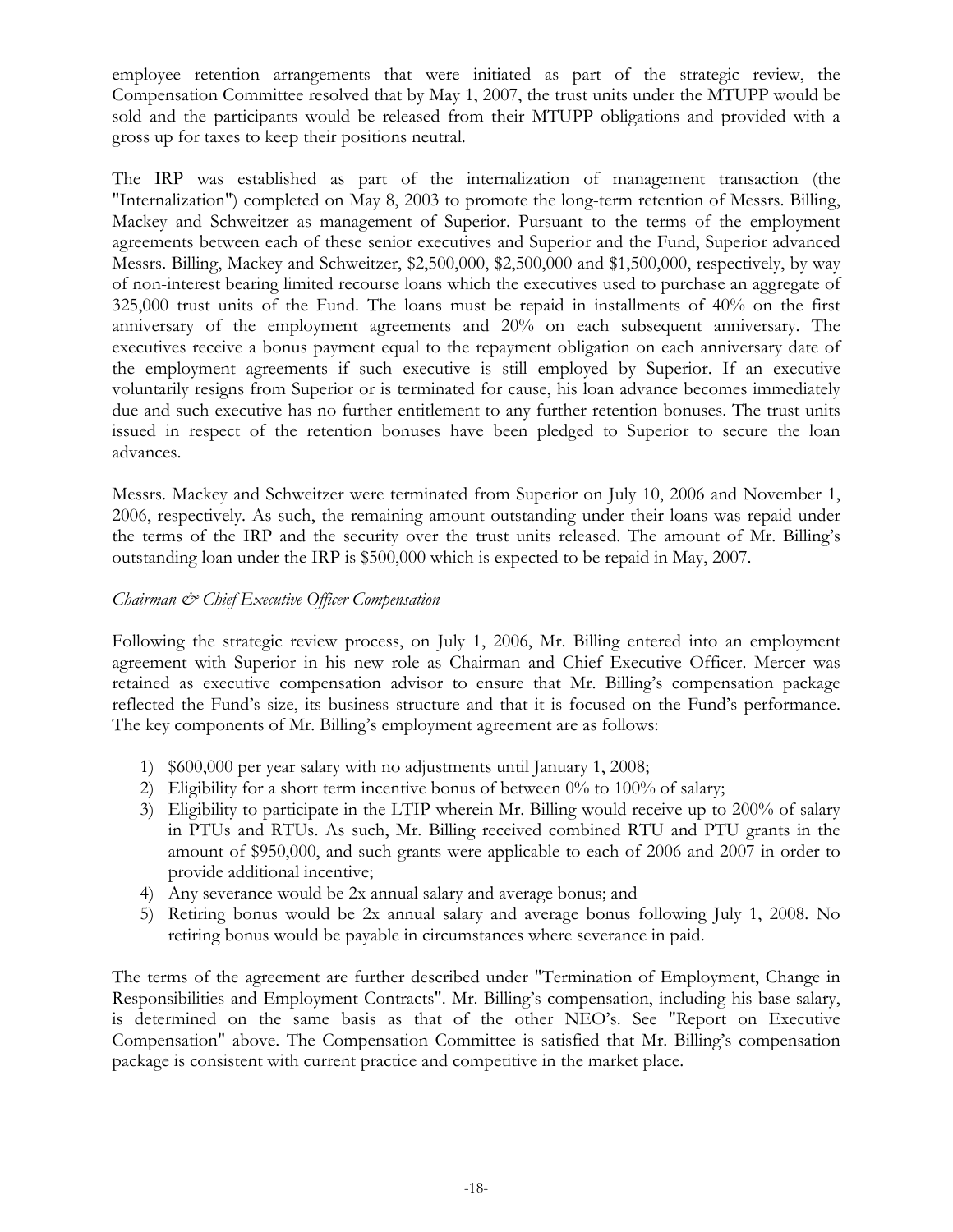employee retention arrangements that were initiated as part of the strategic review, the Compensation Committee resolved that by May 1, 2007, the trust units under the MTUPP would be sold and the participants would be released from their MTUPP obligations and provided with a gross up for taxes to keep their positions neutral.

The IRP was established as part of the internalization of management transaction (the "Internalization") completed on May 8, 2003 to promote the long-term retention of Messrs. Billing, Mackey and Schweitzer as management of Superior. Pursuant to the terms of the employment agreements between each of these senior executives and Superior and the Fund, Superior advanced Messrs. Billing, Mackey and Schweitzer, $2,500,000, $2,500,000 and $1,500,000, respectively, by way of non-interest bearing limited recourse loans which the executives used to purchase an aggregate of 325,000 trust units of the Fund. The loans must be repaid in installments of 40% on the first anniversary of the employment agreements and 20% on each subsequent anniversary. The executives receive a bonus payment equal to the repayment obligation on each anniversary date of the employment agreements if such executive is still employed by Superior. If an executive voluntarily resigns from Superior or is terminated for cause, his loan advance becomes immediately due and such executive has no further entitlement to any further retention bonuses. The trust units issued in respect of the retention bonuses have been pledged to Superior to secure the loan advances.

Messrs. Mackey and Schweitzer were terminated from Superior on July 10, 2006 and November 1, 2006, respectively. As such, the remaining amount outstanding under their loans was repaid under the terms of the IRP and the security over the trust units released. The amount of Mr. Billing's outstanding loan under the IRP is $500,000 which is expected to be repaid in May, 2007.

*Chairman & Chief Executive Officer Compensation*

Following the strategic review process, on July 1, 2006, Mr. Billing entered into an employment agreement with Superior in his new role as Chairman and Chief Executive Officer. Mercer was retained as executive compensation advisor to ensure that Mr. Billing's compensation package reflected the Fund's size, its business structure and that it is focused on the Fund's performance. The key components of Mr. Billing's employment agreement are as follows:

1) $600,000 per year salary with no adjustments until January 1, 2008;
2) Eligibility for a short term incentive bonus of between 0% to 100% of salary;
3) Eligibility to participate in the LTIP wherein Mr. Billing would receive up to 200% of salary in PTUs and RTUs. As such, Mr. Billing received combined RTU and PTU grants in the amount of $950,000, and such grants were applicable to each of 2006 and 2007 in order to provide additional incentive;
4) Any severance would be 2x annual salary and average bonus; and
5) Retiring bonus would be 2x annual salary and average bonus following July 1, 2008. No retiring bonus would be payable in circumstances where severance in paid.

The terms of the agreement are further described under "Termination of Employment, Change in Responsibilities and Employment Contracts". Mr. Billing's compensation, including his base salary, is determined on the same basis as that of the other NEO's. See "Report on Executive Compensation" above. The Compensation Committee is satisfied that Mr. Billing's compensation package is consistent with current practice and competitive in the market place.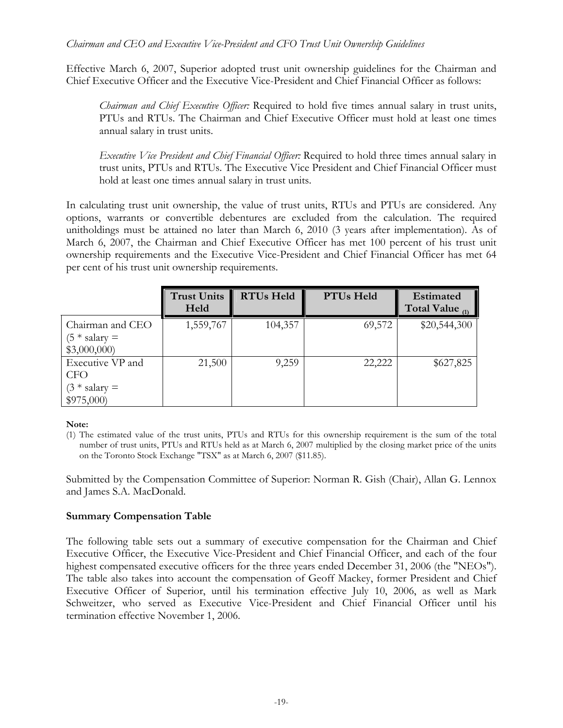*Chairman and CEO and Executive Vice-President and CFO Trust Unit Ownership Guidelines*

Effective March 6, 2007, Superior adopted trust unit ownership guidelines for the Chairman and Chief Executive Officer and the Executive Vice-President and Chief Financial Officer as follows:

> *Chairman and Chief Executive Officer:* Required to hold five times annual salary in trust units, PTUs and RTUs. The Chairman and Chief Executive Officer must hold at least one times annual salary in trust units.
>
> *Executive Vice President and Chief Financial Officer:* Required to hold three times annual salary in trust units, PTUs and RTUs. The Executive Vice President and Chief Financial Officer must hold at least one times annual salary in trust units.

In calculating trust unit ownership, the value of trust units, RTUs and PTUs are considered. Any options, warrants or convertible debentures are excluded from the calculation. The required unitholdings must be attained no later than March 6, 2010 (3 years after implementation). As of March 6, 2007, the Chairman and Chief Executive Officer has met 100 percent of his trust unit ownership requirements and the Executive Vice-President and Chief Financial Officer has met 64 per cent of his trust unit ownership requirements.

| | Trust Units Held | RTUs Held | PTUs Held | Estimated Total Value (1) |
|---|---|---|---|---|
| Chairman and CEO (5 * salary = $3,000,000) | 1,559,767 | 104,357 | 69,572 | $20,544,300 |
| Executive VP and CFO (3 * salary = $975,000) | 21,500 | 9,259 | 22,222 | $627,825 |

**Note:**

(1) The estimated value of the trust units, PTUs and RTUs for this ownership requirement is the sum of the total number of trust units, PTUs and RTUs held as at March 6, 2007 multiplied by the closing market price of the units on the Toronto Stock Exchange "TSX" as at March 6, 2007 ($11.85).

Submitted by the Compensation Committee of Superior: Norman R. Gish (Chair), Allan G. Lennox and James S.A. MacDonald.

**Summary Compensation Table**

The following table sets out a summary of executive compensation for the Chairman and Chief Executive Officer, the Executive Vice-President and Chief Financial Officer, and each of the four highest compensated executive officers for the three years ended December 31, 2006 (the "NEOs"). The table also takes into account the compensation of Geoff Mackey, former President and Chief Executive Officer of Superior, until his termination effective July 10, 2006, as well as Mark Schweitzer, who served as Executive Vice-President and Chief Financial Officer until his termination effective November 1, 2006.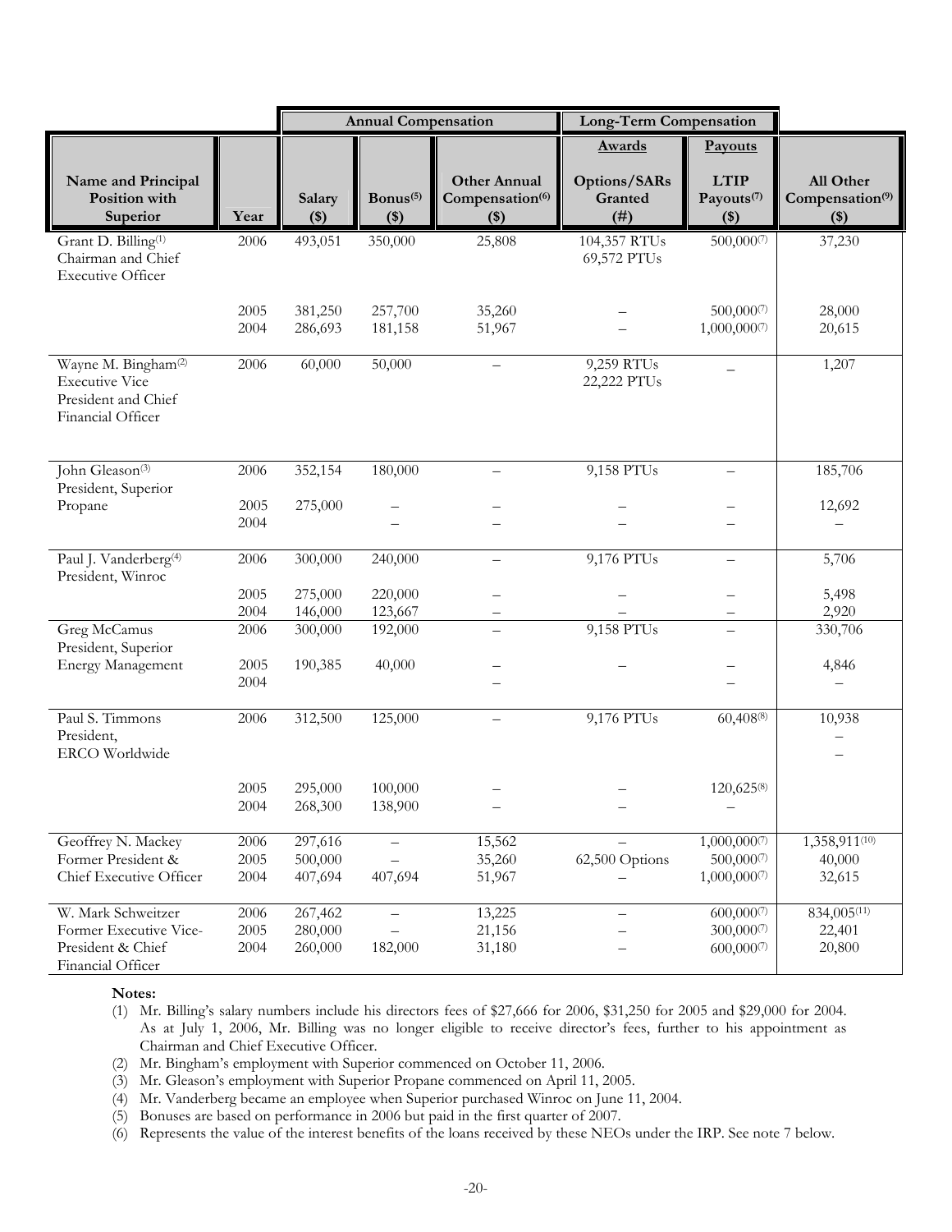| | | Annual Compensation | | | Long-Term Compensation | | |
|---|---|---|---|---|---|---|---|
| | | | | | Awards | Payouts | |
| Name and Principal Position with Superior | Year | Salary ($) | Bonus[5] ($) | Other Annual Compensation[6] ($) | Options/SARs Granted (#) | LTIP Payouts[7] ($) | All Other Compensation[9] ($) |
| Grant D. Billing[1] Chairman and Chief Executive Officer | 2006 | 493,051 | 350,000 | 25,808 | 104,357 RTUs 69,572 PTUs | 500,000[7] | 37,230 |
| | 2005 | 381,250 | 257,700 | 35,260 | – | 500,000[7] | 28,000 |
| | 2004 | 286,693 | 181,158 | 51,967 | – | 1,000,000[7] | 20,615 |
| Wayne M. Bingham[2] Executive Vice President and Chief Financial Officer | 2006 | 60,000 | 50,000 | – | 9,259 RTUs 22,222 PTUs | – | 1,207 |
| John Gleason[3] President, Superior Propane | 2006 | 352,154 | 180,000 | – | 9,158 PTUs | – | 185,706 |
| | 2005 | 275,000 | – | – | – | – | 12,692 |
| | 2004 | | – | – | – | – | – |
| Paul J. Vanderberg[4] President, Winroc | 2006 | 300,000 | 240,000 | – | 9,176 PTUs | – | 5,706 |
| | 2005 | 275,000 | 220,000 | – | – | – | 5,498 |
| | 2004 | 146,000 | 123,667 | – | – | – | 2,920 |
| Greg McCamus President, Superior Energy Management | 2006 | 300,000 | 192,000 | – | 9,158 PTUs | – | 330,706 |
| | 2005 | 190,385 | 40,000 | – | – | – | 4,846 |
| | 2004 | | | – | | – | – |
| Paul S. Timmons President, ERCO Worldwide | 2006 | 312,500 | 125,000 | – | 9,176 PTUs | 60,408[8] | 10,938 |
| | 2005 | 295,000 | 100,000 | – | – | 120,625[8] | – |
| | 2004 | 268,300 | 138,900 | – | – | – | – |
| Geoffrey N. Mackey Former President & Chief Executive Officer | 2006 | 297,616 | – | 15,562 | – | 1,000,000[7] | 1,358,911[10] |
| | 2005 | 500,000 | – | 35,260 | 62,500 Options | 500,000[7] | 40,000 |
| | 2004 | 407,694 | 407,694 | 51,967 | – | 1,000,000[7] | 32,615 |
| W. Mark Schweitzer Former Executive Vice-President & Chief Financial Officer | 2006 | 267,462 | – | 13,225 | – | 600,000[7] | 834,005[11] |
| | 2005 | 280,000 | – | 21,156 | – | 300,000[7] | 22,401 |
| | 2004 | 260,000 | 182,000 | 31,180 | – | 600,000[7] | 20,800 |

**Notes:**

(1) Mr. Billing's salary numbers include his directors fees of $27,666 for 2006, $31,250 for 2005 and $29,000 for 2004. As at July 1, 2006, Mr. Billing was no longer eligible to receive director's fees, further to his appointment as Chairman and Chief Executive Officer.

(2) Mr. Bingham's employment with Superior commenced on October 11, 2006.

(3) Mr. Gleason's employment with Superior Propane commenced on April 11, 2005.

(4) Mr. Vanderberg became an employee when Superior purchased Winroc on June 11, 2004.

(5) Bonuses are based on performance in 2006 but paid in the first quarter of 2007.

(6) Represents the value of the interest benefits of the loans received by these NEOs under the IRP. See note 7 below.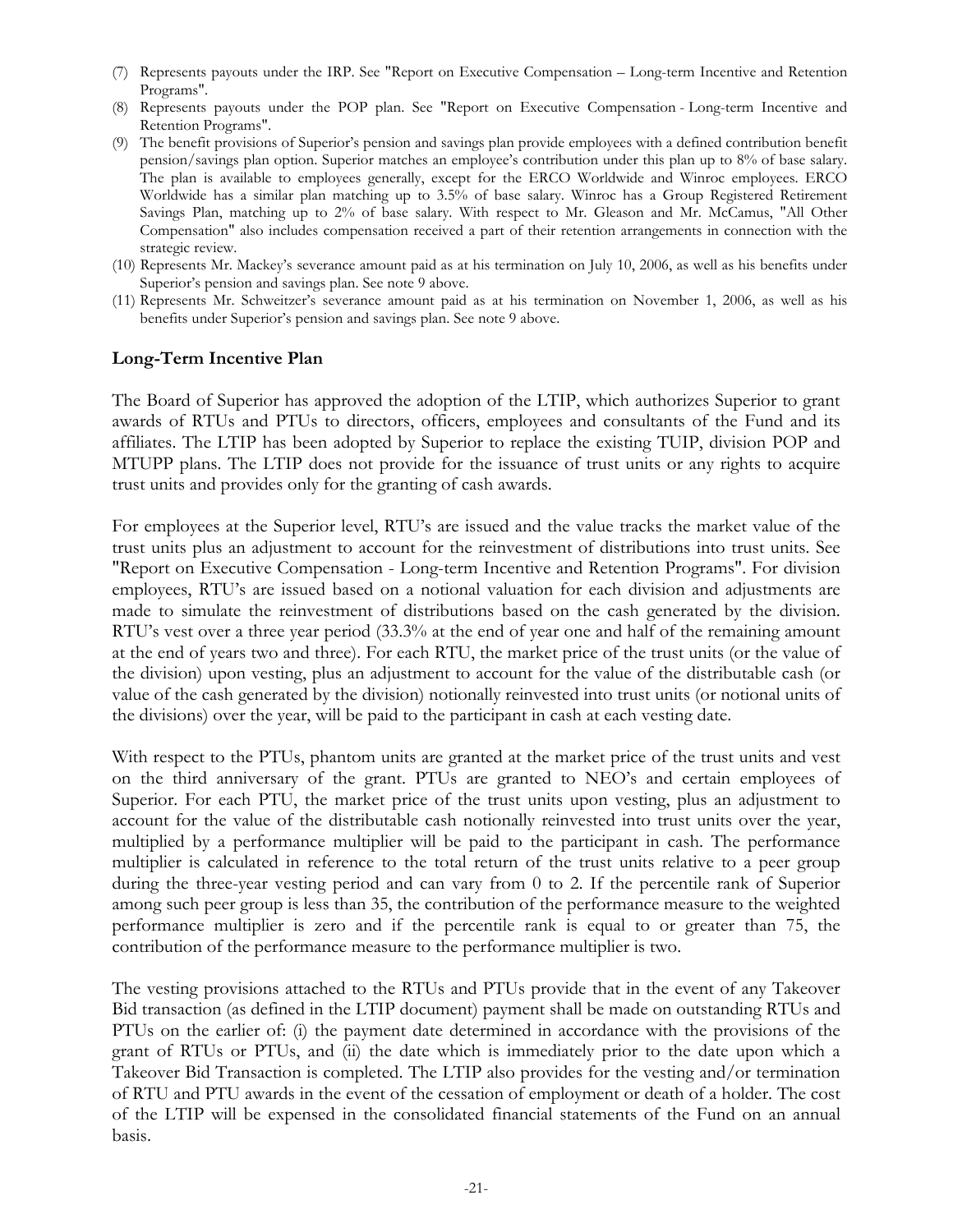(7) Represents payouts under the IRP. See "Report on Executive Compensation – Long-term Incentive and Retention Programs".
(8) Represents payouts under the POP plan. See "Report on Executive Compensation - Long-term Incentive and Retention Programs".
(9) The benefit provisions of Superior's pension and savings plan provide employees with a defined contribution benefit pension/savings plan option. Superior matches an employee's contribution under this plan up to 8% of base salary. The plan is available to employees generally, except for the ERCO Worldwide and Winroc employees. ERCO Worldwide has a similar plan matching up to 3.5% of base salary. Winroc has a Group Registered Retirement Savings Plan, matching up to 2% of base salary. With respect to Mr. Gleason and Mr. McCamus, "All Other Compensation" also includes compensation received a part of their retention arrangements in connection with the strategic review.
(10) Represents Mr. Mackey's severance amount paid as at his termination on July 10, 2006, as well as his benefits under Superior's pension and savings plan. See note 9 above.
(11) Represents Mr. Schweitzer's severance amount paid as at his termination on November 1, 2006, as well as his benefits under Superior's pension and savings plan. See note 9 above.

### Long-Term Incentive Plan

The Board of Superior has approved the adoption of the LTIP, which authorizes Superior to grant awards of RTUs and PTUs to directors, officers, employees and consultants of the Fund and its affiliates. The LTIP has been adopted by Superior to replace the existing TUIP, division POP and MTUPP plans. The LTIP does not provide for the issuance of trust units or any rights to acquire trust units and provides only for the granting of cash awards.

For employees at the Superior level, RTU's are issued and the value tracks the market value of the trust units plus an adjustment to account for the reinvestment of distributions into trust units. See "Report on Executive Compensation - Long-term Incentive and Retention Programs". For division employees, RTU's are issued based on a notional valuation for each division and adjustments are made to simulate the reinvestment of distributions based on the cash generated by the division. RTU's vest over a three year period (33.3% at the end of year one and half of the remaining amount at the end of years two and three). For each RTU, the market price of the trust units (or the value of the division) upon vesting, plus an adjustment to account for the value of the distributable cash (or value of the cash generated by the division) notionally reinvested into trust units (or notional units of the divisions) over the year, will be paid to the participant in cash at each vesting date.

With respect to the PTUs, phantom units are granted at the market price of the trust units and vest on the third anniversary of the grant. PTUs are granted to NEO's and certain employees of Superior. For each PTU, the market price of the trust units upon vesting, plus an adjustment to account for the value of the distributable cash notionally reinvested into trust units over the year, multiplied by a performance multiplier will be paid to the participant in cash. The performance multiplier is calculated in reference to the total return of the trust units relative to a peer group during the three-year vesting period and can vary from 0 to 2. If the percentile rank of Superior among such peer group is less than 35, the contribution of the performance measure to the weighted performance multiplier is zero and if the percentile rank is equal to or greater than 75, the contribution of the performance measure to the performance multiplier is two.

The vesting provisions attached to the RTUs and PTUs provide that in the event of any Takeover Bid transaction (as defined in the LTIP document) payment shall be made on outstanding RTUs and PTUs on the earlier of: (i) the payment date determined in accordance with the provisions of the grant of RTUs or PTUs, and (ii) the date which is immediately prior to the date upon which a Takeover Bid Transaction is completed. The LTIP also provides for the vesting and/or termination of RTU and PTU awards in the event of the cessation of employment or death of a holder. The cost of the LTIP will be expensed in the consolidated financial statements of the Fund on an annual basis.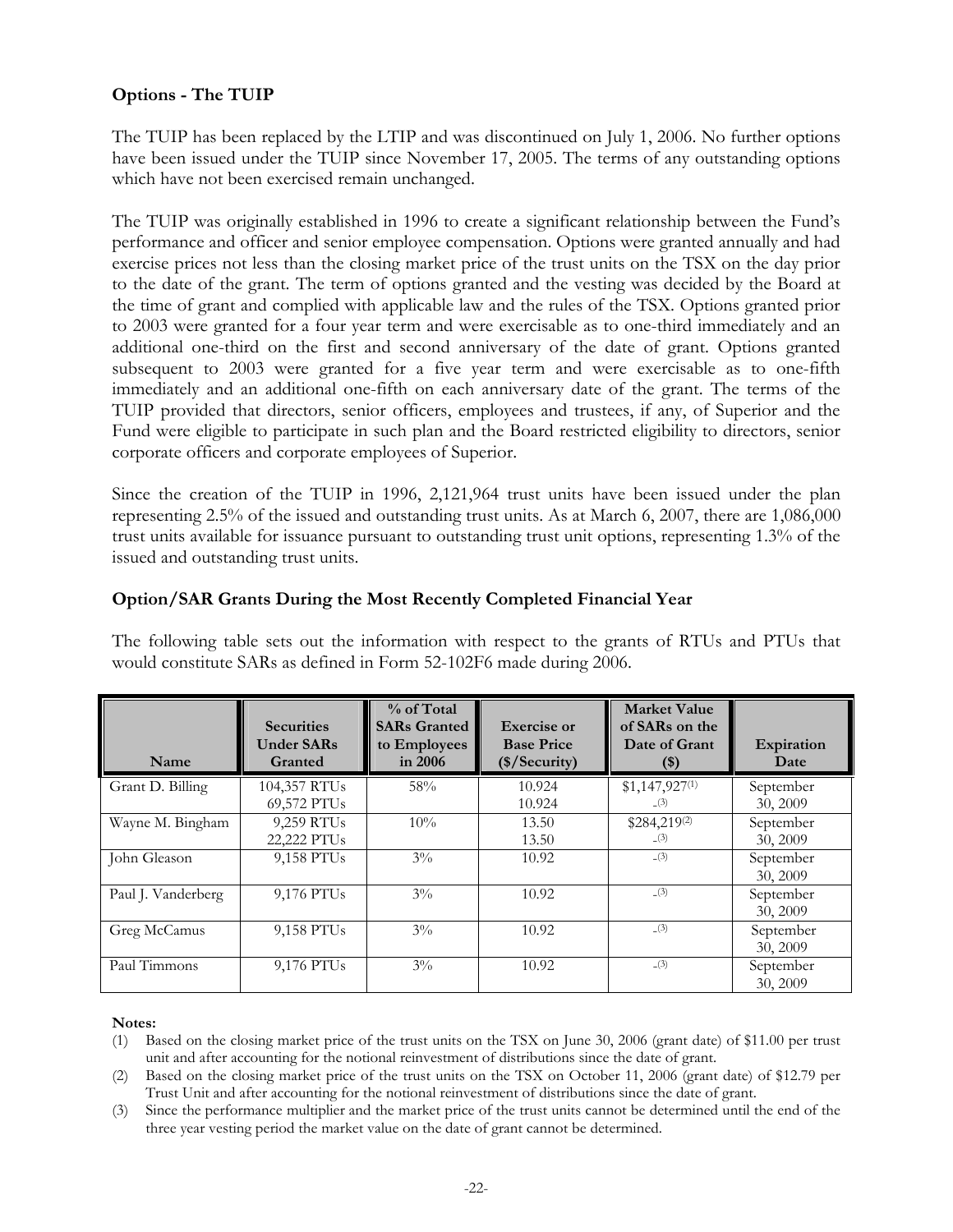### Options - The TUIP

The TUIP has been replaced by the LTIP and was discontinued on July 1, 2006. No further options have been issued under the TUIP since November 17, 2005. The terms of any outstanding options which have not been exercised remain unchanged.

The TUIP was originally established in 1996 to create a significant relationship between the Fund's performance and officer and senior employee compensation. Options were granted annually and had exercise prices not less than the closing market price of the trust units on the TSX on the day prior to the date of the grant. The term of options granted and the vesting was decided by the Board at the time of grant and complied with applicable law and the rules of the TSX. Options granted prior to 2003 were granted for a four year term and were exercisable as to one-third immediately and an additional one-third on the first and second anniversary of the date of grant. Options granted subsequent to 2003 were granted for a five year term and were exercisable as to one-fifth immediately and an additional one-fifth on each anniversary date of the grant. The terms of the TUIP provided that directors, senior officers, employees and trustees, if any, of Superior and the Fund were eligible to participate in such plan and the Board restricted eligibility to directors, senior corporate officers and corporate employees of Superior.

Since the creation of the TUIP in 1996, 2,121,964 trust units have been issued under the plan representing 2.5% of the issued and outstanding trust units. As at March 6, 2007, there are 1,086,000 trust units available for issuance pursuant to outstanding trust unit options, representing 1.3% of the issued and outstanding trust units.

### Option/SAR Grants During the Most Recently Completed Financial Year

The following table sets out the information with respect to the grants of RTUs and PTUs that would constitute SARs as defined in Form 52-102F6 made during 2006.

| Name | Securities Under SARs Granted | % of Total SARs Granted to Employees in 2006 | Exercise or Base Price ($/Security) | Market Value of SARs on the Date of Grant ($) | Expiration Date |
|---|---|---|---|---|---|
| Grant D. Billing | 104,357 RTUs<br>69,572 PTUs | 58% | 10.924<br>10.924 | $1,147,927(1)<br>-(3) | September 30, 2009 |
| Wayne M. Bingham | 9,259 RTUs<br>22,222 PTUs | 10% | 13.50<br>13.50 | $284,219(2)<br>-(3) | September 30, 2009 |
| John Gleason | 9,158 PTUs | 3% | 10.92 | -(3) | September 30, 2009 |
| Paul J. Vanderberg | 9,176 PTUs | 3% | 10.92 | -(3) | September 30, 2009 |
| Greg McCamus | 9,158 PTUs | 3% | 10.92 | -(3) | September 30, 2009 |
| Paul Timmons | 9,176 PTUs | 3% | 10.92 | -(3) | September 30, 2009 |

**Notes:**

(1) Based on the closing market price of the trust units on the TSX on June 30, 2006 (grant date) of $11.00 per trust unit and after accounting for the notional reinvestment of distributions since the date of grant.

(2) Based on the closing market price of the trust units on the TSX on October 11, 2006 (grant date) of $12.79 per Trust Unit and after accounting for the notional reinvestment of distributions since the date of grant.

(3) Since the performance multiplier and the market price of the trust units cannot be determined until the end of the three year vesting period the market value on the date of grant cannot be determined.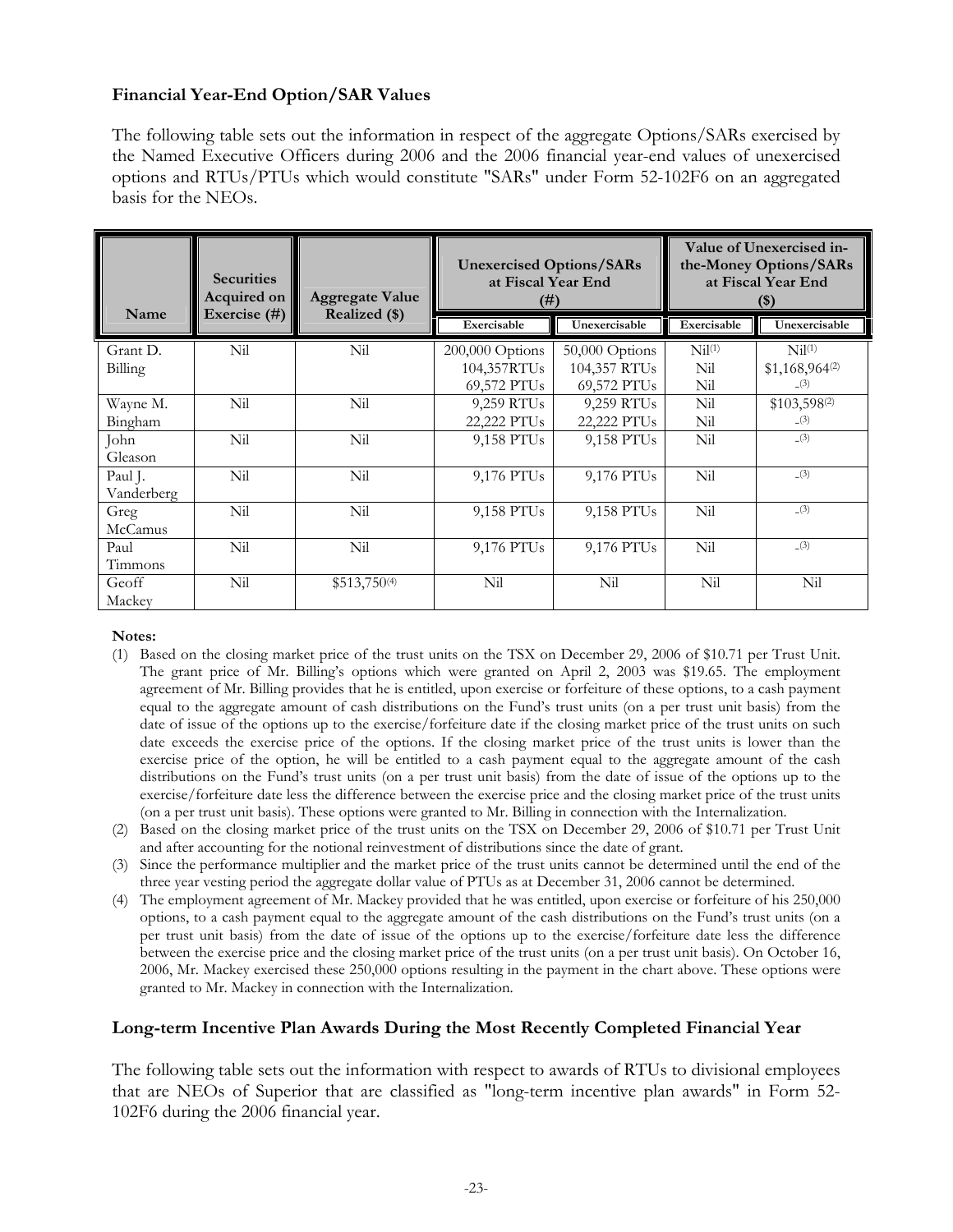### Financial Year-End Option/SAR Values

The following table sets out the information in respect of the aggregate Options/SARs exercised by the Named Executive Officers during 2006 and the 2006 financial year-end values of unexercised options and RTUs/PTUs which would constitute "SARs" under Form 52-102F6 on an aggregated basis for the NEOs.

| Name | Securities Acquired on Exercise (#) | Aggregate Value Realized ($) | Unexercised Options/SARs at Fiscal Year End (#) | | Value of Unexercised in-the-Money Options/SARs at Fiscal Year End ($) | |
|---|---|---|---|---|---|---|
| | | | Exercisable | Unexercisable | Exercisable | Unexercisable |
| Grant D. Billing | Nil | Nil | 200,000 Options<br>104,357RTUs<br>69,572 PTUs | 50,000 Options<br>104,357 RTUs<br>69,572 PTUs | Nil[(1)]<br>Nil<br>Nil | Nil[(1)]<br>$1,168,964[(2)]<br>-[(3)] |
| Wayne M. Bingham | Nil | Nil | 9,259 RTUs<br>22,222 PTUs | 9,259 RTUs<br>22,222 PTUs | Nil<br>Nil | $103,598[(2)]<br>-[(3)] |
| John Gleason | Nil | Nil | 9,158 PTUs | 9,158 PTUs | Nil | -[(3)] |
| Paul J. Vanderberg | Nil | Nil | 9,176 PTUs | 9,176 PTUs | Nil | -[(3)] |
| Greg McCamus | Nil | Nil | 9,158 PTUs | 9,158 PTUs | Nil | -[(3)] |
| Paul Timmons | Nil | Nil | 9,176 PTUs | 9,176 PTUs | Nil | -[(3)] |
| Geoff Mackey | Nil | $513,750[(4)] | Nil | Nil | Nil | Nil |

**Notes:**

(1) Based on the closing market price of the trust units on the TSX on December 29, 2006 of $10.71 per Trust Unit. The grant price of Mr. Billing's options which were granted on April 2, 2003 was $19.65. The employment agreement of Mr. Billing provides that he is entitled, upon exercise or forfeiture of these options, to a cash payment equal to the aggregate amount of cash distributions on the Fund's trust units (on a per trust unit basis) from the date of issue of the options up to the exercise/forfeiture date if the closing market price of the trust units on such date exceeds the exercise price of the options. If the closing market price of the trust units is lower than the exercise price of the option, he will be entitled to a cash payment equal to the aggregate amount of the cash distributions on the Fund's trust units (on a per trust unit basis) from the date of issue of the options up to the exercise/forfeiture date less the difference between the exercise price and the closing market price of the trust units (on a per trust unit basis). These options were granted to Mr. Billing in connection with the Internalization.

(2) Based on the closing market price of the trust units on the TSX on December 29, 2006 of $10.71 per Trust Unit and after accounting for the notional reinvestment of distributions since the date of grant.

(3) Since the performance multiplier and the market price of the trust units cannot be determined until the end of the three year vesting period the aggregate dollar value of PTUs as at December 31, 2006 cannot be determined.

(4) The employment agreement of Mr. Mackey provided that he was entitled, upon exercise or forfeiture of his 250,000 options, to a cash payment equal to the aggregate amount of the cash distributions on the Fund's trust units (on a per trust unit basis) from the date of issue of the options up to the exercise/forfeiture date less the difference between the exercise price and the closing market price of the trust units (on a per trust unit basis). On October 16, 2006, Mr. Mackey exercised these 250,000 options resulting in the payment in the chart above. These options were granted to Mr. Mackey in connection with the Internalization.

### Long-term Incentive Plan Awards During the Most Recently Completed Financial Year

The following table sets out the information with respect to awards of RTUs to divisional employees that are NEOs of Superior that are classified as "long-term incentive plan awards" in Form 52-102F6 during the 2006 financial year.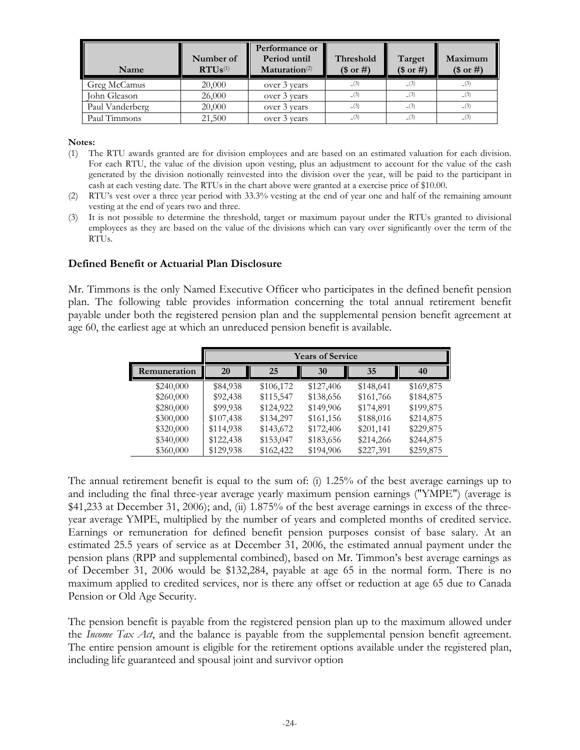| Name | Number of RTUs[1] | Performance or Period until Maturation[2] | Threshold ($ or #) | Target ($ or #) | Maximum ($ or #) |
|---|---|---|---|---|---|
| Greg McCamus | 20,000 | over 3 years | -[3] | -[3] | -[3] |
| John Gleason | 26,000 | over 3 years | -[3] | -[3] | -[3] |
| Paul Vanderberg | 20,000 | over 3 years | -[3] | -[3] | -[3] |
| Paul Timmons | 21,500 | over 3 years | -[3] | -[3] | -[3] |

**Notes:**

(1) The RTU awards granted are for division employees and are based on an estimated valuation for each division. For each RTU, the value of the division upon vesting, plus an adjustment to account for the value of the cash generated by the division notionally reinvested into the division over the year, will be paid to the participant in cash at each vesting date. The RTUs in the chart above were granted at a exercise price of $10.00.

(2) RTU's vest over a three year period with 33.3% vesting at the end of year one and half of the remaining amount vesting at the end of years two and three.

(3) It is not possible to determine the threshold, target or maximum payout under the RTUs granted to divisional employees as they are based on the value of the divisions which can vary over significantly over the term of the RTUs.

### Defined Benefit or Actuarial Plan Disclosure

Mr. Timmons is the only Named Executive Officer who participates in the defined benefit pension plan. The following table provides information concerning the total annual retirement benefit payable under both the registered pension plan and the supplemental pension benefit agreement at age 60, the earliest age at which an unreduced pension benefit is available.

| | Years of Service | | | | |
|---|---|---|---|---|---|
| Remuneration | 20 | 25 | 30 | 35 | 40 |
| $240,000 | $84,938 | $106,172 | $127,406 | $148,641 | $169,875 |
| $260,000 | $92,438 | $115,547 | $138,656 | $161,766 | $184,875 |
| $280,000 | $99,938 | $124,922 | $149,906 | $174,891 | $199,875 |
| $300,000 | $107,438 | $134,297 | $161,156 | $188,016 | $214,875 |
| $320,000 | $114,938 | $143,672 | $172,406 | $201,141 | $229,875 |
| $340,000 | $122,438 | $153,047 | $183,656 | $214,266 | $244,875 |
| $360,000 | $129,938 | $162,422 | $194,906 | $227,391 | $259,875 |

The annual retirement benefit is equal to the sum of: (i) 1.25% of the best average earnings up to and including the final three-year average yearly maximum pension earnings ("YMPE") (average is $41,233 at December 31, 2006); and, (ii) 1.875% of the best average earnings in excess of the three-year average YMPE, multiplied by the number of years and completed months of credited service. Earnings or remuneration for defined benefit pension purposes consist of base salary. At an estimated 25.5 years of service as at December 31, 2006, the estimated annual payment under the pension plans (RPP and supplemental combined), based on Mr. Timmon's best average earnings as of December 31, 2006 would be $132,284, payable at age 65 in the normal form. There is no maximum applied to credited services, nor is there any offset or reduction at age 65 due to Canada Pension or Old Age Security.

The pension benefit is payable from the registered pension plan up to the maximum allowed under the *Income Tax Act*, and the balance is payable from the supplemental pension benefit agreement. The entire pension amount is eligible for the retirement options available under the registered plan, including life guaranteed and spousal joint and survivor option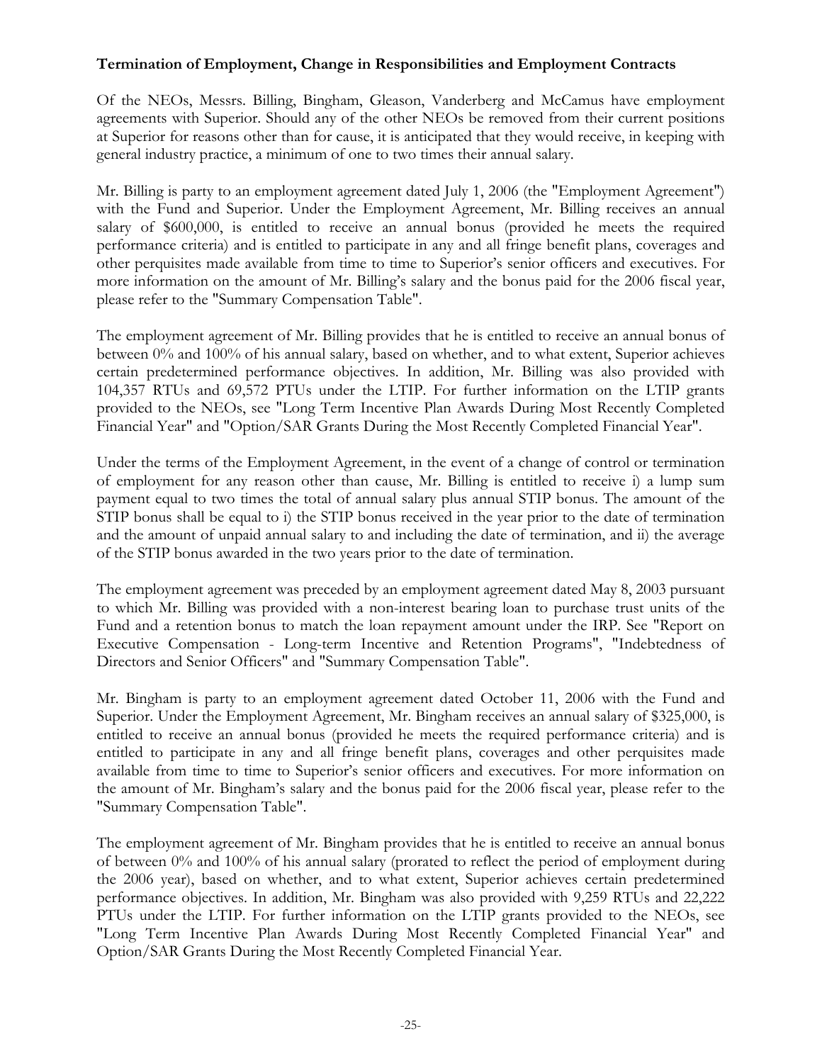**Termination of Employment, Change in Responsibilities and Employment Contracts**

Of the NEOs, Messrs. Billing, Bingham, Gleason, Vanderberg and McCamus have employment agreements with Superior. Should any of the other NEOs be removed from their current positions at Superior for reasons other than for cause, it is anticipated that they would receive, in keeping with general industry practice, a minimum of one to two times their annual salary.

Mr. Billing is party to an employment agreement dated July 1, 2006 (the "Employment Agreement") with the Fund and Superior. Under the Employment Agreement, Mr. Billing receives an annual salary of $600,000, is entitled to receive an annual bonus (provided he meets the required performance criteria) and is entitled to participate in any and all fringe benefit plans, coverages and other perquisites made available from time to time to Superior's senior officers and executives. For more information on the amount of Mr. Billing's salary and the bonus paid for the 2006 fiscal year, please refer to the "Summary Compensation Table".

The employment agreement of Mr. Billing provides that he is entitled to receive an annual bonus of between 0% and 100% of his annual salary, based on whether, and to what extent, Superior achieves certain predetermined performance objectives. In addition, Mr. Billing was also provided with 104,357 RTUs and 69,572 PTUs under the LTIP. For further information on the LTIP grants provided to the NEOs, see "Long Term Incentive Plan Awards During Most Recently Completed Financial Year" and "Option/SAR Grants During the Most Recently Completed Financial Year".

Under the terms of the Employment Agreement, in the event of a change of control or termination of employment for any reason other than cause, Mr. Billing is entitled to receive i) a lump sum payment equal to two times the total of annual salary plus annual STIP bonus. The amount of the STIP bonus shall be equal to i) the STIP bonus received in the year prior to the date of termination and the amount of unpaid annual salary to and including the date of termination, and ii) the average of the STIP bonus awarded in the two years prior to the date of termination.

The employment agreement was preceded by an employment agreement dated May 8, 2003 pursuant to which Mr. Billing was provided with a non-interest bearing loan to purchase trust units of the Fund and a retention bonus to match the loan repayment amount under the IRP. See "Report on Executive Compensation - Long-term Incentive and Retention Programs", "Indebtedness of Directors and Senior Officers" and "Summary Compensation Table".

Mr. Bingham is party to an employment agreement dated October 11, 2006 with the Fund and Superior. Under the Employment Agreement, Mr. Bingham receives an annual salary of $325,000, is entitled to receive an annual bonus (provided he meets the required performance criteria) and is entitled to participate in any and all fringe benefit plans, coverages and other perquisites made available from time to time to Superior's senior officers and executives. For more information on the amount of Mr. Bingham's salary and the bonus paid for the 2006 fiscal year, please refer to the "Summary Compensation Table".

The employment agreement of Mr. Bingham provides that he is entitled to receive an annual bonus of between 0% and 100% of his annual salary (prorated to reflect the period of employment during the 2006 year), based on whether, and to what extent, Superior achieves certain predetermined performance objectives. In addition, Mr. Bingham was also provided with 9,259 RTUs and 22,222 PTUs under the LTIP. For further information on the LTIP grants provided to the NEOs, see "Long Term Incentive Plan Awards During Most Recently Completed Financial Year" and Option/SAR Grants During the Most Recently Completed Financial Year.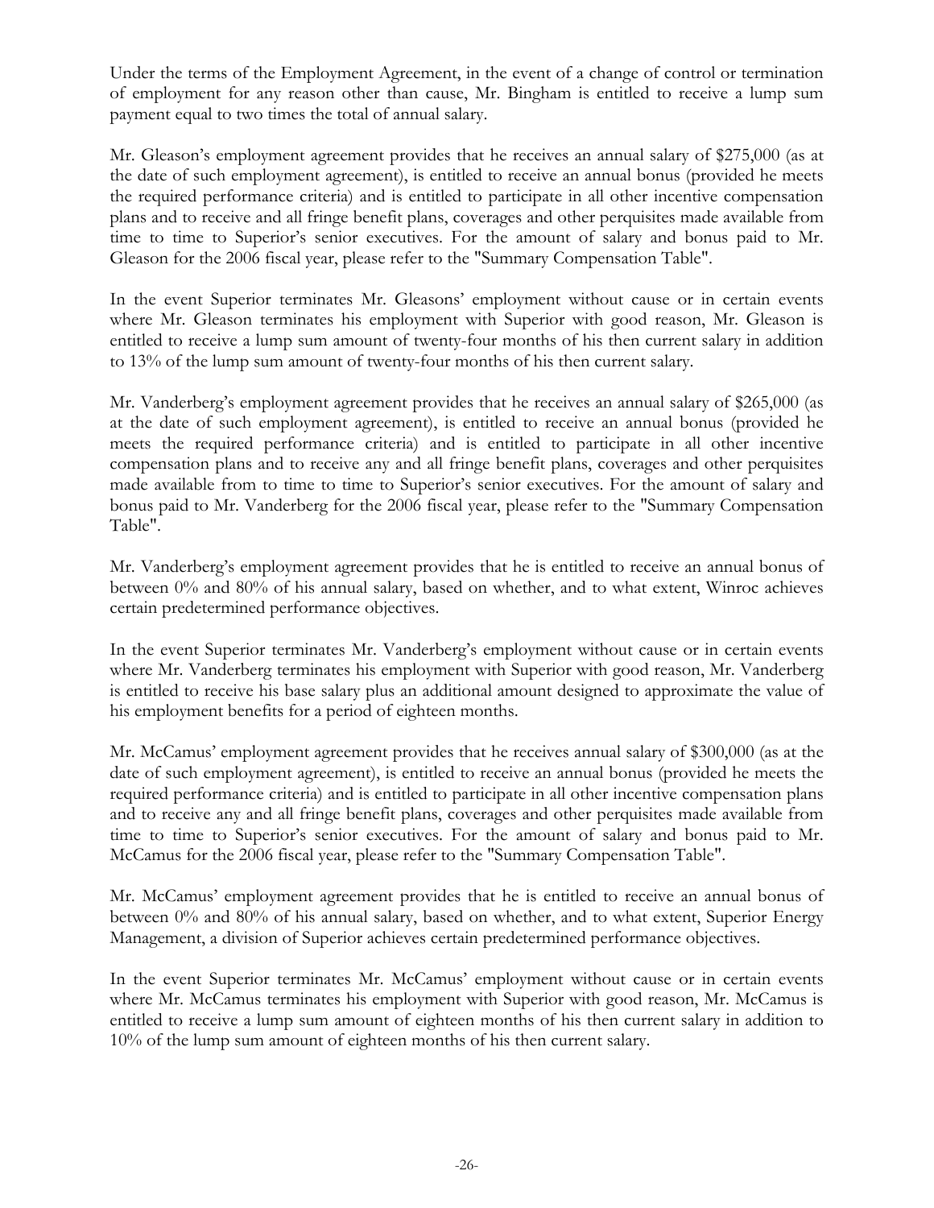Under the terms of the Employment Agreement, in the event of a change of control or termination of employment for any reason other than cause, Mr. Bingham is entitled to receive a lump sum payment equal to two times the total of annual salary.

Mr. Gleason's employment agreement provides that he receives an annual salary of $275,000 (as at the date of such employment agreement), is entitled to receive an annual bonus (provided he meets the required performance criteria) and is entitled to participate in all other incentive compensation plans and to receive and all fringe benefit plans, coverages and other perquisites made available from time to time to Superior's senior executives. For the amount of salary and bonus paid to Mr. Gleason for the 2006 fiscal year, please refer to the "Summary Compensation Table".

In the event Superior terminates Mr. Gleasons' employment without cause or in certain events where Mr. Gleason terminates his employment with Superior with good reason, Mr. Gleason is entitled to receive a lump sum amount of twenty-four months of his then current salary in addition to 13% of the lump sum amount of twenty-four months of his then current salary.

Mr. Vanderberg's employment agreement provides that he receives an annual salary of $265,000 (as at the date of such employment agreement), is entitled to receive an annual bonus (provided he meets the required performance criteria) and is entitled to participate in all other incentive compensation plans and to receive any and all fringe benefit plans, coverages and other perquisites made available from to time to time to Superior's senior executives. For the amount of salary and bonus paid to Mr. Vanderberg for the 2006 fiscal year, please refer to the "Summary Compensation Table".

Mr. Vanderberg's employment agreement provides that he is entitled to receive an annual bonus of between 0% and 80% of his annual salary, based on whether, and to what extent, Winroc achieves certain predetermined performance objectives.

In the event Superior terminates Mr. Vanderberg's employment without cause or in certain events where Mr. Vanderberg terminates his employment with Superior with good reason, Mr. Vanderberg is entitled to receive his base salary plus an additional amount designed to approximate the value of his employment benefits for a period of eighteen months.

Mr. McCamus' employment agreement provides that he receives annual salary of $300,000 (as at the date of such employment agreement), is entitled to receive an annual bonus (provided he meets the required performance criteria) and is entitled to participate in all other incentive compensation plans and to receive any and all fringe benefit plans, coverages and other perquisites made available from time to time to Superior's senior executives. For the amount of salary and bonus paid to Mr. McCamus for the 2006 fiscal year, please refer to the "Summary Compensation Table".

Mr. McCamus' employment agreement provides that he is entitled to receive an annual bonus of between 0% and 80% of his annual salary, based on whether, and to what extent, Superior Energy Management, a division of Superior achieves certain predetermined performance objectives.

In the event Superior terminates Mr. McCamus' employment without cause or in certain events where Mr. McCamus terminates his employment with Superior with good reason, Mr. McCamus is entitled to receive a lump sum amount of eighteen months of his then current salary in addition to 10% of the lump sum amount of eighteen months of his then current salary.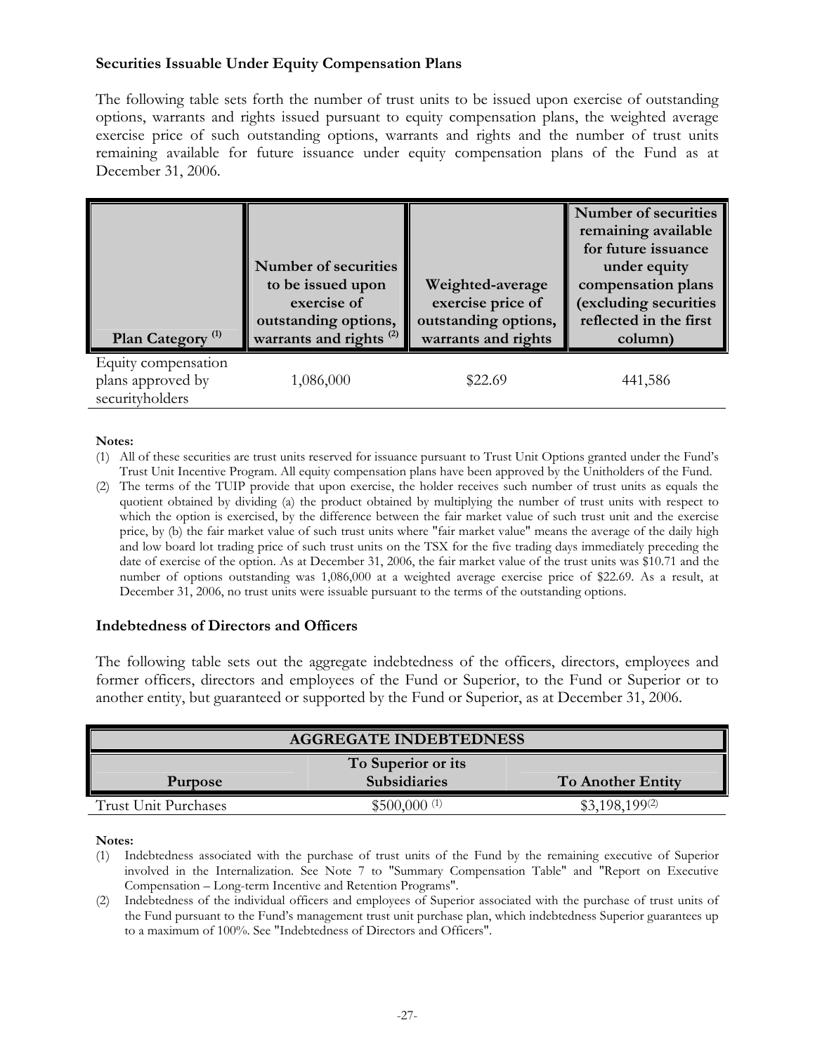### Securities Issuable Under Equity Compensation Plans

The following table sets forth the number of trust units to be issued upon exercise of outstanding options, warrants and rights issued pursuant to equity compensation plans, the weighted average exercise price of such outstanding options, warrants and rights and the number of trust units remaining available for future issuance under equity compensation plans of the Fund as at December 31, 2006.

| Plan Category [(1)] | Number of securities to be issued upon exercise of outstanding options, warrants and rights [(2)] | Weighted-average exercise price of outstanding options, warrants and rights | Number of securities remaining available for future issuance under equity compensation plans (excluding securities reflected in the first column) |
|---|---|---|---|
| Equity compensation plans approved by securityholders | 1,086,000 | $22.69 | 441,586 |

**Notes:**

(1) All of these securities are trust units reserved for issuance pursuant to Trust Unit Options granted under the Fund's Trust Unit Incentive Program. All equity compensation plans have been approved by the Unitholders of the Fund.

(2) The terms of the TUIP provide that upon exercise, the holder receives such number of trust units as equals the quotient obtained by dividing (a) the product obtained by multiplying the number of trust units with respect to which the option is exercised, by the difference between the fair market value of such trust unit and the exercise price, by (b) the fair market value of such trust units where "fair market value" means the average of the daily high and low board lot trading price of such trust units on the TSX for the five trading days immediately preceding the date of exercise of the option. As at December 31, 2006, the fair market value of the trust units was $10.71 and the number of options outstanding was 1,086,000 at a weighted average exercise price of $22.69. As a result, at December 31, 2006, no trust units were issuable pursuant to the terms of the outstanding options.

### Indebtedness of Directors and Officers

The following table sets out the aggregate indebtedness of the officers, directors, employees and former officers, directors and employees of the Fund or Superior, to the Fund or Superior or to another entity, but guaranteed or supported by the Fund or Superior, as at December 31, 2006.

| AGGREGATE INDEBTEDNESS | | |
|---|---|---|
| **Purpose** | **To Superior or its Subsidiaries** | **To Another Entity** |
| Trust Unit Purchases | $500,000 [(1)] | $3,198,199[(2)] |

**Notes:**

(1) Indebtedness associated with the purchase of trust units of the Fund by the remaining executive of Superior involved in the Internalization. See Note 7 to "Summary Compensation Table" and "Report on Executive Compensation – Long-term Incentive and Retention Programs".

(2) Indebtedness of the individual officers and employees of Superior associated with the purchase of trust units of the Fund pursuant to the Fund's management trust unit purchase plan, which indebtedness Superior guarantees up to a maximum of 100%. See "Indebtedness of Directors and Officers".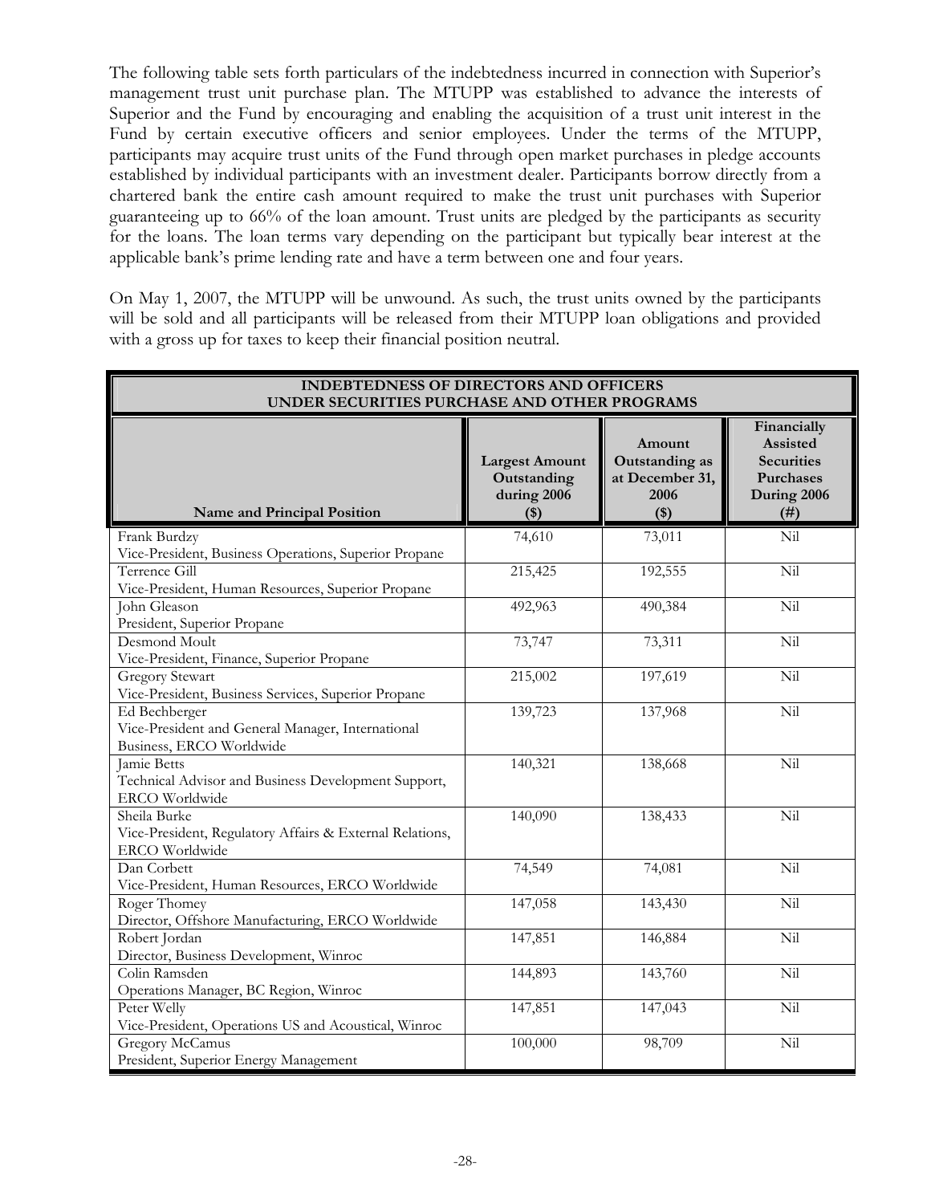The following table sets forth particulars of the indebtedness incurred in connection with Superior's management trust unit purchase plan. The MTUPP was established to advance the interests of Superior and the Fund by encouraging and enabling the acquisition of a trust unit interest in the Fund by certain executive officers and senior employees. Under the terms of the MTUPP, participants may acquire trust units of the Fund through open market purchases in pledge accounts established by individual participants with an investment dealer. Participants borrow directly from a chartered bank the entire cash amount required to make the trust unit purchases with Superior guaranteeing up to 66% of the loan amount. Trust units are pledged by the participants as security for the loans. The loan terms vary depending on the participant but typically bear interest at the applicable bank's prime lending rate and have a term between one and four years.

On May 1, 2007, the MTUPP will be unwound. As such, the trust units owned by the participants will be sold and all participants will be released from their MTUPP loan obligations and provided with a gross up for taxes to keep their financial position neutral.

**INDEBTEDNESS OF DIRECTORS AND OFFICERS UNDER SECURITIES PURCHASE AND OTHER PROGRAMS**

| Name and Principal Position | Largest Amount Outstanding during 2006 ($) | Amount Outstanding as at December 31, 2006 ($) | Financially Assisted Securities Purchases During 2006 (#) |
|---|---|---|---|
| Frank Burdzy<br>Vice-President, Business Operations, Superior Propane | 74,610 | 73,011 | Nil |
| Terrence Gill<br>Vice-President, Human Resources, Superior Propane | 215,425 | 192,555 | Nil |
| John Gleason<br>President, Superior Propane | 492,963 | 490,384 | Nil |
| Desmond Moult<br>Vice-President, Finance, Superior Propane | 73,747 | 73,311 | Nil |
| Gregory Stewart<br>Vice-President, Business Services, Superior Propane | 215,002 | 197,619 | Nil |
| Ed Bechberger<br>Vice-President and General Manager, International Business, ERCO Worldwide | 139,723 | 137,968 | Nil |
| Jamie Betts<br>Technical Advisor and Business Development Support, ERCO Worldwide | 140,321 | 138,668 | Nil |
| Sheila Burke<br>Vice-President, Regulatory Affairs & External Relations, ERCO Worldwide | 140,090 | 138,433 | Nil |
| Dan Corbett<br>Vice-President, Human Resources, ERCO Worldwide | 74,549 | 74,081 | Nil |
| Roger Thomey<br>Director, Offshore Manufacturing, ERCO Worldwide | 147,058 | 143,430 | Nil |
| Robert Jordan<br>Director, Business Development, Winroc | 147,851 | 146,884 | Nil |
| Colin Ramsden<br>Operations Manager, BC Region, Winroc | 144,893 | 143,760 | Nil |
| Peter Welly<br>Vice-President, Operations US and Acoustical, Winroc | 147,851 | 147,043 | Nil |
| Gregory McCamus<br>President, Superior Energy Management | 100,000 | 98,709 | Nil |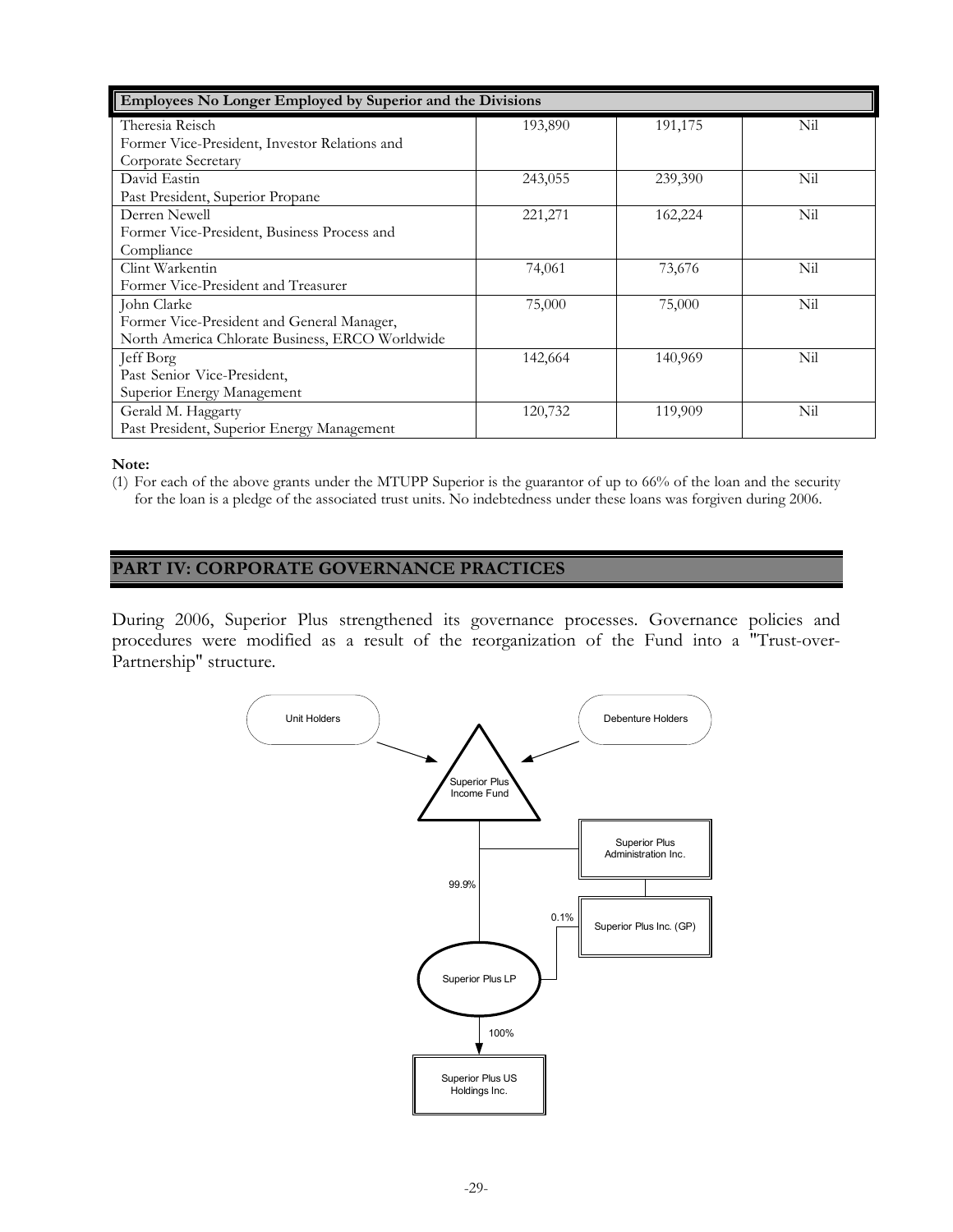| Employees No Longer Employed by Superior and the Divisions | | | |
|---|---|---|---|
| Theresia Reisch<br>Former Vice-President, Investor Relations and Corporate Secretary | 193,890 | 191,175 | Nil |
| David Eastin<br>Past President, Superior Propane | 243,055 | 239,390 | Nil |
| Derren Newell<br>Former Vice-President, Business Process and Compliance | 221,271 | 162,224 | Nil |
| Clint Warkentin<br>Former Vice-President and Treasurer | 74,061 | 73,676 | Nil |
| John Clarke<br>Former Vice-President and General Manager, North America Chlorate Business, ERCO Worldwide | 75,000 | 75,000 | Nil |
| Jeff Borg<br>Past Senior Vice-President, Superior Energy Management | 142,664 | 140,969 | Nil |
| Gerald M. Haggarty<br>Past President, Superior Energy Management | 120,732 | 119,909 | Nil |

**Note:**

(1) For each of the above grants under the MTUPP Superior is the guarantor of up to 66% of the loan and the security for the loan is a pledge of the associated trust units. No indebtedness under these loans was forgiven during 2006.

## PART IV: CORPORATE GOVERNANCE PRACTICES

During 2006, Superior Plus strengthened its governance processes. Governance policies and procedures were modified as a result of the reorganization of the Fund into a "Trust-over-Partnership" structure.

Unit Holders

Debenture Holders

Superior Plus Income Fund

Superior Plus Administration Inc.

99.9%

0.1%

Superior Plus Inc. (GP)

Superior Plus LP

100%

Superior Plus US Holdings Inc.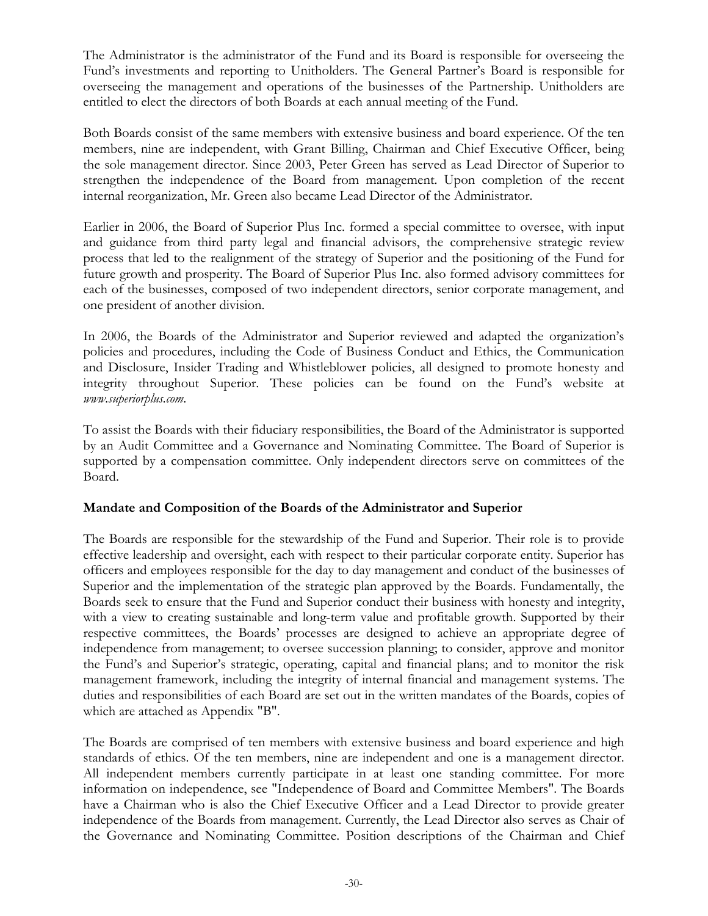The Administrator is the administrator of the Fund and its Board is responsible for overseeing the Fund's investments and reporting to Unitholders. The General Partner's Board is responsible for overseeing the management and operations of the businesses of the Partnership. Unitholders are entitled to elect the directors of both Boards at each annual meeting of the Fund.

Both Boards consist of the same members with extensive business and board experience. Of the ten members, nine are independent, with Grant Billing, Chairman and Chief Executive Officer, being the sole management director. Since 2003, Peter Green has served as Lead Director of Superior to strengthen the independence of the Board from management. Upon completion of the recent internal reorganization, Mr. Green also became Lead Director of the Administrator.

Earlier in 2006, the Board of Superior Plus Inc. formed a special committee to oversee, with input and guidance from third party legal and financial advisors, the comprehensive strategic review process that led to the realignment of the strategy of Superior and the positioning of the Fund for future growth and prosperity. The Board of Superior Plus Inc. also formed advisory committees for each of the businesses, composed of two independent directors, senior corporate management, and one president of another division.

In 2006, the Boards of the Administrator and Superior reviewed and adapted the organization's policies and procedures, including the Code of Business Conduct and Ethics, the Communication and Disclosure, Insider Trading and Whistleblower policies, all designed to promote honesty and integrity throughout Superior. These policies can be found on the Fund's website at *www.superiorplus.com*.

To assist the Boards with their fiduciary responsibilities, the Board of the Administrator is supported by an Audit Committee and a Governance and Nominating Committee. The Board of Superior is supported by a compensation committee. Only independent directors serve on committees of the Board.

**Mandate and Composition of the Boards of the Administrator and Superior**

The Boards are responsible for the stewardship of the Fund and Superior. Their role is to provide effective leadership and oversight, each with respect to their particular corporate entity. Superior has officers and employees responsible for the day to day management and conduct of the businesses of Superior and the implementation of the strategic plan approved by the Boards. Fundamentally, the Boards seek to ensure that the Fund and Superior conduct their business with honesty and integrity, with a view to creating sustainable and long-term value and profitable growth. Supported by their respective committees, the Boards' processes are designed to achieve an appropriate degree of independence from management; to oversee succession planning; to consider, approve and monitor the Fund's and Superior's strategic, operating, capital and financial plans; and to monitor the risk management framework, including the integrity of internal financial and management systems. The duties and responsibilities of each Board are set out in the written mandates of the Boards, copies of which are attached as Appendix "B".

The Boards are comprised of ten members with extensive business and board experience and high standards of ethics. Of the ten members, nine are independent and one is a management director. All independent members currently participate in at least one standing committee. For more information on independence, see "Independence of Board and Committee Members". The Boards have a Chairman who is also the Chief Executive Officer and a Lead Director to provide greater independence of the Boards from management. Currently, the Lead Director also serves as Chair of the Governance and Nominating Committee. Position descriptions of the Chairman and Chief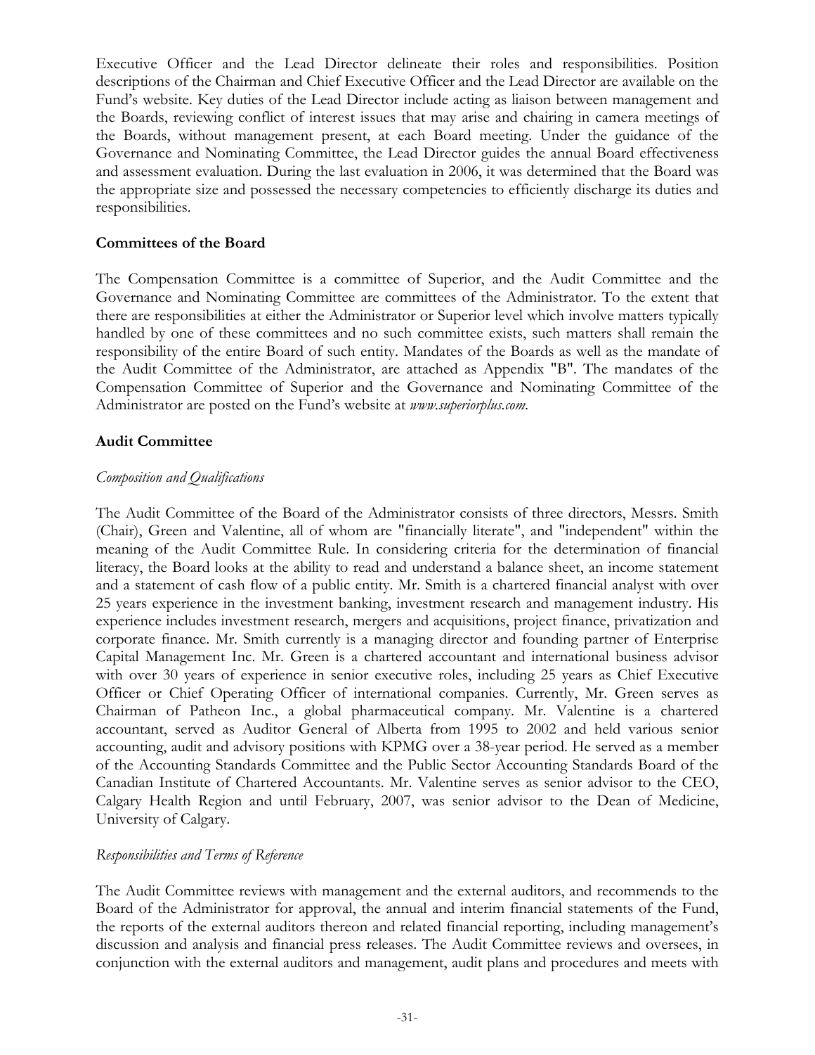Executive Officer and the Lead Director delineate their roles and responsibilities. Position descriptions of the Chairman and Chief Executive Officer and the Lead Director are available on the Fund's website. Key duties of the Lead Director include acting as liaison between management and the Boards, reviewing conflict of interest issues that may arise and chairing in camera meetings of the Boards, without management present, at each Board meeting. Under the guidance of the Governance and Nominating Committee, the Lead Director guides the annual Board effectiveness and assessment evaluation. During the last evaluation in 2006, it was determined that the Board was the appropriate size and possessed the necessary competencies to efficiently discharge its duties and responsibilities.

**Committees of the Board**

The Compensation Committee is a committee of Superior, and the Audit Committee and the Governance and Nominating Committee are committees of the Administrator. To the extent that there are responsibilities at either the Administrator or Superior level which involve matters typically handled by one of these committees and no such committee exists, such matters shall remain the responsibility of the entire Board of such entity. Mandates of the Boards as well as the mandate of the Audit Committee of the Administrator, are attached as Appendix "B". The mandates of the Compensation Committee of Superior and the Governance and Nominating Committee of the Administrator are posted on the Fund's website at *www.superiorplus.com*.

**Audit Committee**

*Composition and Qualifications*

The Audit Committee of the Board of the Administrator consists of three directors, Messrs. Smith (Chair), Green and Valentine, all of whom are "financially literate", and "independent" within the meaning of the Audit Committee Rule. In considering criteria for the determination of financial literacy, the Board looks at the ability to read and understand a balance sheet, an income statement and a statement of cash flow of a public entity. Mr. Smith is a chartered financial analyst with over 25 years experience in the investment banking, investment research and management industry. His experience includes investment research, mergers and acquisitions, project finance, privatization and corporate finance. Mr. Smith currently is a managing director and founding partner of Enterprise Capital Management Inc. Mr. Green is a chartered accountant and international business advisor with over 30 years of experience in senior executive roles, including 25 years as Chief Executive Officer or Chief Operating Officer of international companies. Currently, Mr. Green serves as Chairman of Patheon Inc., a global pharmaceutical company. Mr. Valentine is a chartered accountant, served as Auditor General of Alberta from 1995 to 2002 and held various senior accounting, audit and advisory positions with KPMG over a 38-year period. He served as a member of the Accounting Standards Committee and the Public Sector Accounting Standards Board of the Canadian Institute of Chartered Accountants. Mr. Valentine serves as senior advisor to the CEO, Calgary Health Region and until February, 2007, was senior advisor to the Dean of Medicine, University of Calgary.

*Responsibilities and Terms of Reference*

The Audit Committee reviews with management and the external auditors, and recommends to the Board of the Administrator for approval, the annual and interim financial statements of the Fund, the reports of the external auditors thereon and related financial reporting, including management's discussion and analysis and financial press releases. The Audit Committee reviews and oversees, in conjunction with the external auditors and management, audit plans and procedures and meets with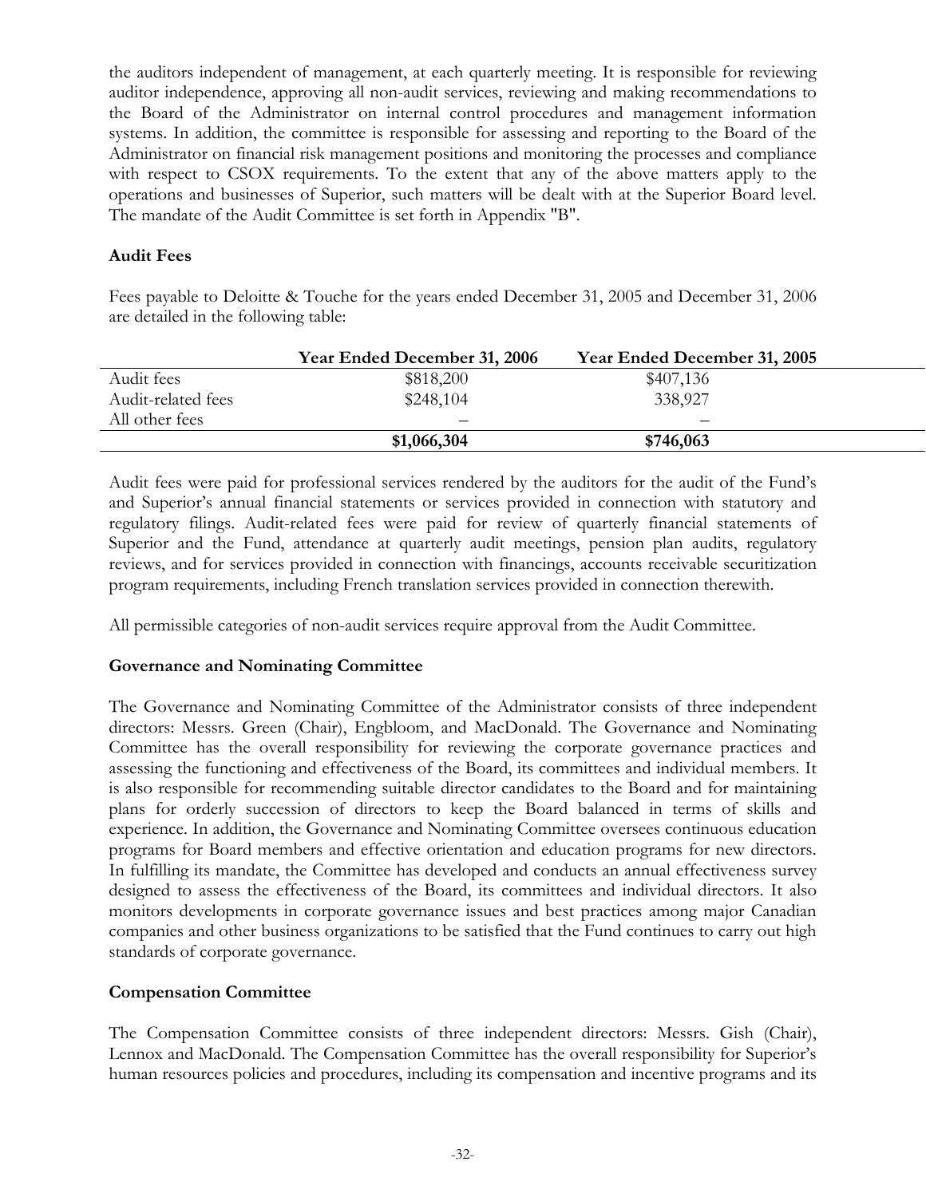the auditors independent of management, at each quarterly meeting. It is responsible for reviewing auditor independence, approving all non-audit services, reviewing and making recommendations to the Board of the Administrator on internal control procedures and management information systems. In addition, the committee is responsible for assessing and reporting to the Board of the Administrator on financial risk management positions and monitoring the processes and compliance with respect to CSOX requirements. To the extent that any of the above matters apply to the operations and businesses of Superior, such matters will be dealt with at the Superior Board level. The mandate of the Audit Committee is set forth in Appendix "B".

**Audit Fees**

Fees payable to Deloitte & Touche for the years ended December 31, 2005 and December 31, 2006 are detailed in the following table:

| | Year Ended December 31, 2006 | Year Ended December 31, 2005 |
|---|---|---|
| Audit fees | $818,200 | $407,136 |
| Audit-related fees | $248,104 | 338,927 |
| All other fees | – | – |
| | **$1,066,304** | **$746,063** |

Audit fees were paid for professional services rendered by the auditors for the audit of the Fund's and Superior's annual financial statements or services provided in connection with statutory and regulatory filings. Audit-related fees were paid for review of quarterly financial statements of Superior and the Fund, attendance at quarterly audit meetings, pension plan audits, regulatory reviews, and for services provided in connection with financings, accounts receivable securitization program requirements, including French translation services provided in connection therewith.

All permissible categories of non-audit services require approval from the Audit Committee.

**Governance and Nominating Committee**

The Governance and Nominating Committee of the Administrator consists of three independent directors: Messrs. Green (Chair), Engbloom, and MacDonald. The Governance and Nominating Committee has the overall responsibility for reviewing the corporate governance practices and assessing the functioning and effectiveness of the Board, its committees and individual members. It is also responsible for recommending suitable director candidates to the Board and for maintaining plans for orderly succession of directors to keep the Board balanced in terms of skills and experience. In addition, the Governance and Nominating Committee oversees continuous education programs for Board members and effective orientation and education programs for new directors. In fulfilling its mandate, the Committee has developed and conducts an annual effectiveness survey designed to assess the effectiveness of the Board, its committees and individual directors. It also monitors developments in corporate governance issues and best practices among major Canadian companies and other business organizations to be satisfied that the Fund continues to carry out high standards of corporate governance.

**Compensation Committee**

The Compensation Committee consists of three independent directors: Messrs. Gish (Chair), Lennox and MacDonald. The Compensation Committee has the overall responsibility for Superior's human resources policies and procedures, including its compensation and incentive programs and its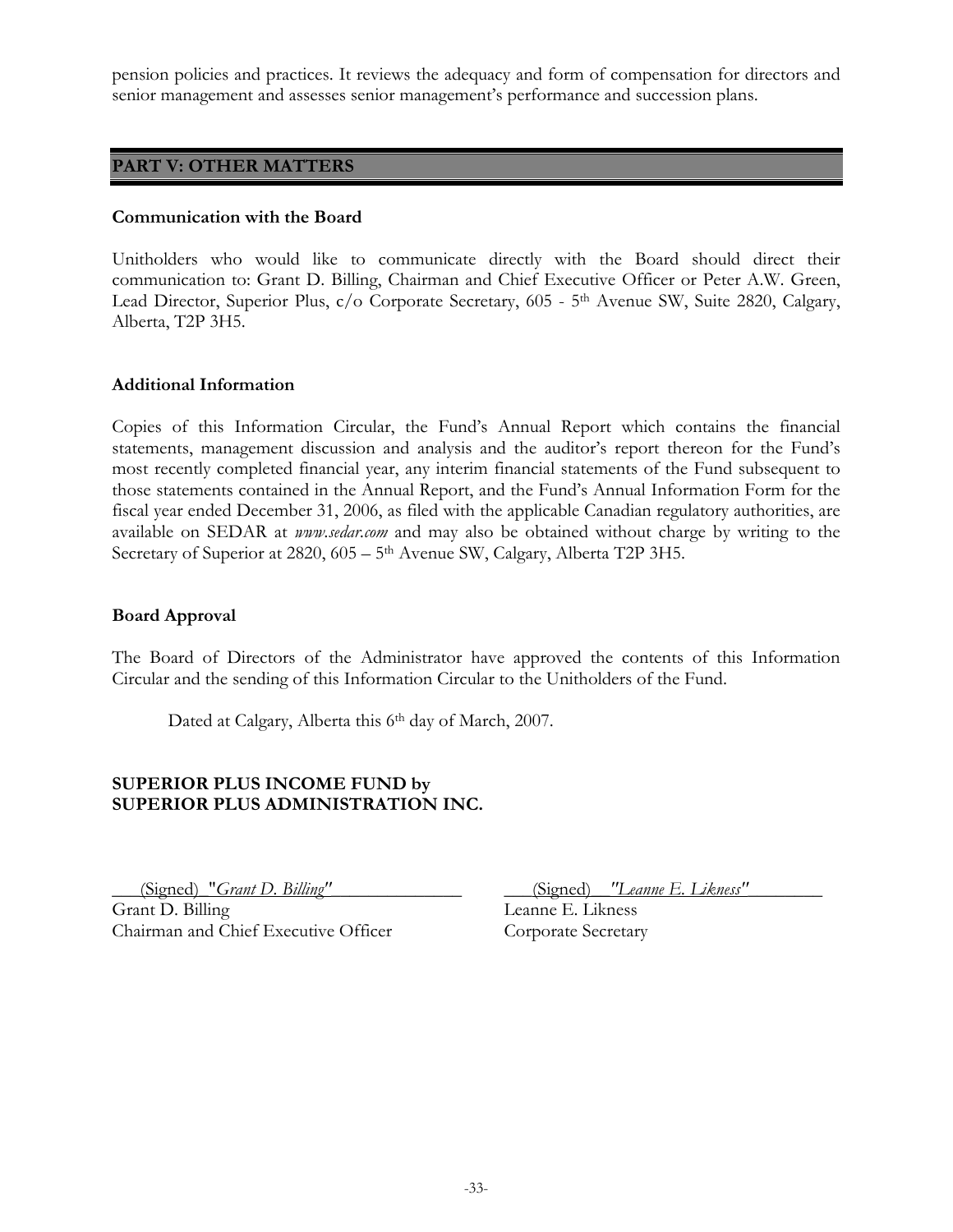pension policies and practices. It reviews the adequacy and form of compensation for directors and senior management and assesses senior management's performance and succession plans.

## PART V: OTHER MATTERS

### Communication with the Board

Unitholders who would like to communicate directly with the Board should direct their communication to: Grant D. Billing, Chairman and Chief Executive Officer or Peter A.W. Green, Lead Director, Superior Plus, c/o Corporate Secretary, 605 - 5th Avenue SW, Suite 2820, Calgary, Alberta, T2P 3H5.

### Additional Information

Copies of this Information Circular, the Fund's Annual Report which contains the financial statements, management discussion and analysis and the auditor's report thereon for the Fund's most recently completed financial year, any interim financial statements of the Fund subsequent to those statements contained in the Annual Report, and the Fund's Annual Information Form for the fiscal year ended December 31, 2006, as filed with the applicable Canadian regulatory authorities, are available on SEDAR at *www.sedar.com* and may also be obtained without charge by writing to the Secretary of Superior at 2820, 605 – 5th Avenue SW, Calgary, Alberta T2P 3H5.

### Board Approval

The Board of Directors of the Administrator have approved the contents of this Information Circular and the sending of this Information Circular to the Unitholders of the Fund.

Dated at Calgary, Alberta this 6th day of March, 2007.

**SUPERIOR PLUS INCOME FUND by**
**SUPERIOR PLUS ADMINISTRATION INC.**

(Signed) "*Grant D. Billing*"
Grant D. Billing
Chairman and Chief Executive Officer

(Signed) "*Leanne E. Likness*"
Leanne E. Likness
Corporate Secretary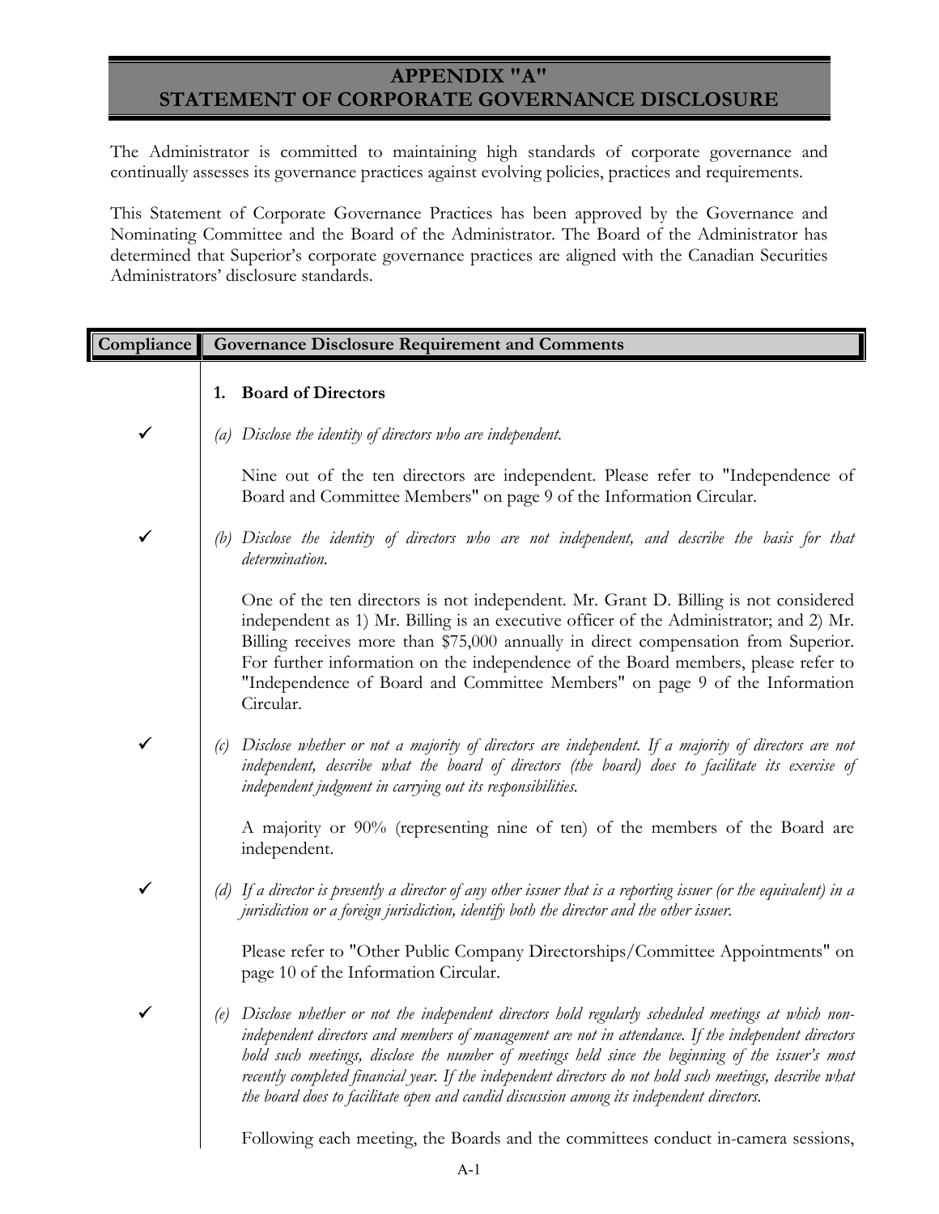## APPENDIX "A"
## STATEMENT OF CORPORATE GOVERNANCE DISCLOSURE

The Administrator is committed to maintaining high standards of corporate governance and continually assesses its governance practices against evolving policies, practices and requirements.

This Statement of Corporate Governance Practices has been approved by the Governance and Nominating Committee and the Board of the Administrator. The Board of the Administrator has determined that Superior's corporate governance practices are aligned with the Canadian Securities Administrators' disclosure standards.

| Compliance | Governance Disclosure Requirement and Comments |
|---|---|
| | **1. Board of Directors** |
| ✓ | *(a) Disclose the identity of directors who are independent.*<br><br>Nine out of the ten directors are independent. Please refer to "Independence of Board and Committee Members" on page 9 of the Information Circular. |
| ✓ | *(b) Disclose the identity of directors who are not independent, and describe the basis for that determination.*<br><br>One of the ten directors is not independent. Mr. Grant D. Billing is not considered independent as 1) Mr. Billing is an executive officer of the Administrator; and 2) Mr. Billing receives more than $75,000 annually in direct compensation from Superior. For further information on the independence of the Board members, please refer to "Independence of Board and Committee Members" on page 9 of the Information Circular. |
| ✓ | *(c) Disclose whether or not a majority of directors are independent. If a majority of directors are not independent, describe what the board of directors (the board) does to facilitate its exercise of independent judgment in carrying out its responsibilities.*<br><br>A majority or 90% (representing nine of ten) of the members of the Board are independent. |
| ✓ | *(d) If a director is presently a director of any other issuer that is a reporting issuer (or the equivalent) in a jurisdiction or a foreign jurisdiction, identify both the director and the other issuer.*<br><br>Please refer to "Other Public Company Directorships/Committee Appointments" on page 10 of the Information Circular. |
| ✓ | *(e) Disclose whether or not the independent directors hold regularly scheduled meetings at which non-independent directors and members of management are not in attendance. If the independent directors hold such meetings, disclose the number of meetings held since the beginning of the issuer's most recently completed financial year. If the independent directors do not hold such meetings, describe what the board does to facilitate open and candid discussion among its independent directors.*<br><br>Following each meeting, the Boards and the committees conduct in-camera sessions, |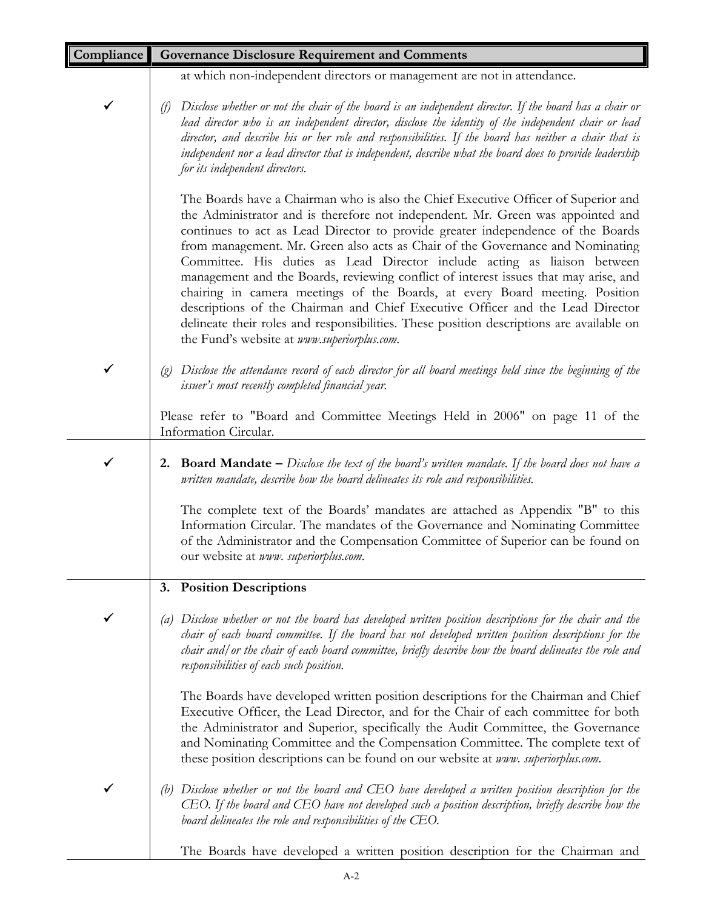| Compliance | Governance Disclosure Requirement and Comments |
|---|---|
| | at which non-independent directors or management are not in attendance. |
| ✓ | *(f) Disclose whether or not the chair of the board is an independent director. If the board has a chair or lead director who is an independent director, disclose the identity of the independent chair or lead director, and describe his or her role and responsibilities. If the board has neither a chair that is independent nor a lead director that is independent, describe what the board does to provide leadership for its independent directors.*<br><br>The Boards have a Chairman who is also the Chief Executive Officer of Superior and the Administrator and is therefore not independent. Mr. Green was appointed and continues to act as Lead Director to provide greater independence of the Boards from management. Mr. Green also acts as Chair of the Governance and Nominating Committee. His duties as Lead Director include acting as liaison between management and the Boards, reviewing conflict of interest issues that may arise, and chairing in camera meetings of the Boards, at every Board meeting. Position descriptions of the Chairman and Chief Executive Officer and the Lead Director delineate their roles and responsibilities. These position descriptions are available on the Fund's website at *www.superiorplus.com*. |
| ✓ | *(g) Disclose the attendance record of each director for all board meetings held since the beginning of the issuer's most recently completed financial year.*<br><br>Please refer to "Board and Committee Meetings Held in 2006" on page 11 of the Information Circular. |
| ✓ | **2. Board Mandate –** *Disclose the text of the board's written mandate. If the board does not have a written mandate, describe how the board delineates its role and responsibilities.*<br><br>The complete text of the Boards' mandates are attached as Appendix "B" to this Information Circular. The mandates of the Governance and Nominating Committee of the Administrator and the Compensation Committee of Superior can be found on our website at *www. superiorplus.com*. |
| | **3. Position Descriptions** |
| ✓ | *(a) Disclose whether or not the board has developed written position descriptions for the chair and the chair of each board committee. If the board has not developed written position descriptions for the chair and/or the chair of each board committee, briefly describe how the board delineates the role and responsibilities of each such position.*<br><br>The Boards have developed written position descriptions for the Chairman and Chief Executive Officer, the Lead Director, and for the Chair of each committee for both the Administrator and Superior, specifically the Audit Committee, the Governance and Nominating Committee and the Compensation Committee. The complete text of these position descriptions can be found on our website at *www. superiorplus.com*. |
| ✓ | *(b) Disclose whether or not the board and CEO have developed a written position description for the CEO. If the board and CEO have not developed such a position description, briefly describe how the board delineates the role and responsibilities of the CEO.*<br><br>The Boards have developed a written position description for the Chairman and |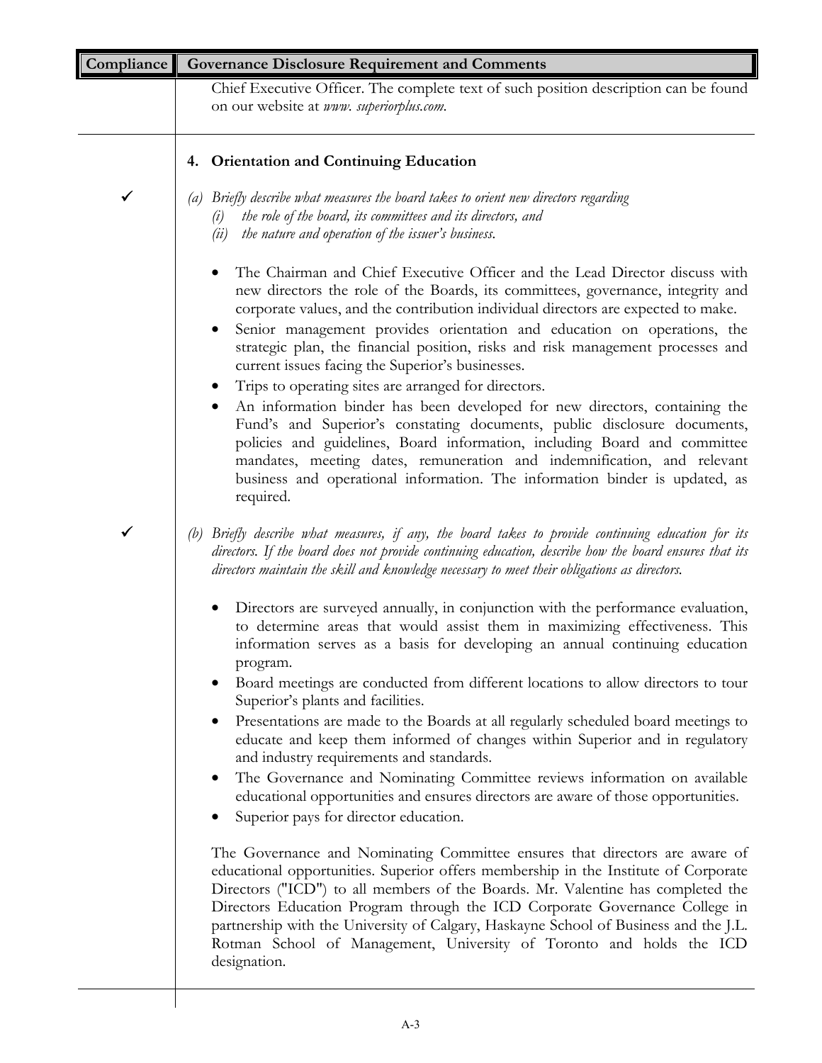| Compliance | Governance Disclosure Requirement and Comments |
|---|---|
| | Chief Executive Officer. The complete text of such position description can be found on our website at *www. superiorplus.com*. |
| | **4. Orientation and Continuing Education** |
| ✓ | *(a) Briefly describe what measures the board takes to orient new directors regarding*<br>*(i) the role of the board, its committees and its directors, and*<br>*(ii) the nature and operation of the issuer's business.*<br><br>• The Chairman and Chief Executive Officer and the Lead Director discuss with new directors the role of the Boards, its committees, governance, integrity and corporate values, and the contribution individual directors are expected to make.<br>• Senior management provides orientation and education on operations, the strategic plan, the financial position, risks and risk management processes and current issues facing the Superior's businesses.<br>• Trips to operating sites are arranged for directors.<br>• An information binder has been developed for new directors, containing the Fund's and Superior's constating documents, public disclosure documents, policies and guidelines, Board information, including Board and committee mandates, meeting dates, remuneration and indemnification, and relevant business and operational information. The information binder is updated, as required. |
| ✓ | *(b) Briefly describe what measures, if any, the board takes to provide continuing education for its directors. If the board does not provide continuing education, describe how the board ensures that its directors maintain the skill and knowledge necessary to meet their obligations as directors.*<br><br>• Directors are surveyed annually, in conjunction with the performance evaluation, to determine areas that would assist them in maximizing effectiveness. This information serves as a basis for developing an annual continuing education program.<br>• Board meetings are conducted from different locations to allow directors to tour Superior's plants and facilities.<br>• Presentations are made to the Boards at all regularly scheduled board meetings to educate and keep them informed of changes within Superior and in regulatory and industry requirements and standards.<br>• The Governance and Nominating Committee reviews information on available educational opportunities and ensures directors are aware of those opportunities.<br>• Superior pays for director education.<br><br>The Governance and Nominating Committee ensures that directors are aware of educational opportunities. Superior offers membership in the Institute of Corporate Directors ("ICD") to all members of the Boards. Mr. Valentine has completed the Directors Education Program through the ICD Corporate Governance College in partnership with the University of Calgary, Haskayne School of Business and the J.L. Rotman School of Management, University of Toronto and holds the ICD designation. |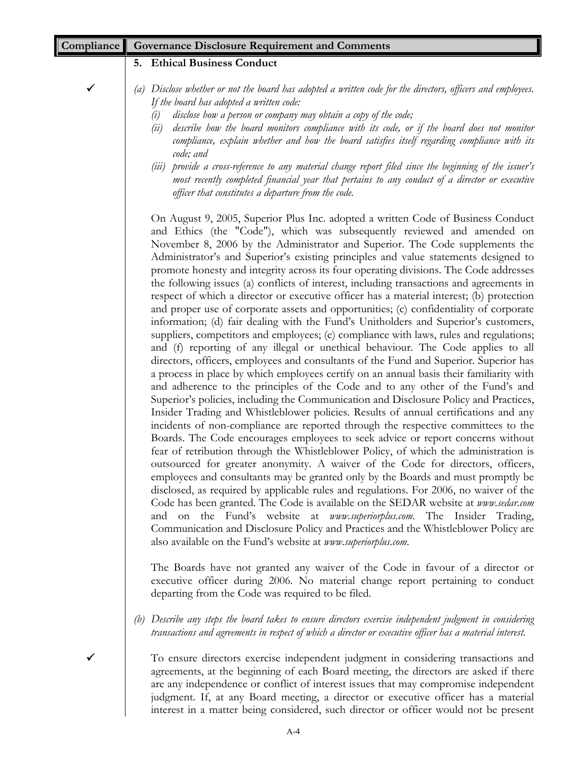| Compliance | Governance Disclosure Requirement and Comments |
|---|---|
| | **5. Ethical Business Conduct** |
| ✓ | *(a) Disclose whether or not the board has adopted a written code for the directors, officers and employees. If the board has adopted a written code:*<br>*(i) disclose how a person or company may obtain a copy of the code;*<br>*(ii) describe how the board monitors compliance with its code, or if the board does not monitor compliance, explain whether and how the board satisfies itself regarding compliance with its code; and*<br>*(iii) provide a cross-reference to any material change report filed since the beginning of the issuer's most recently completed financial year that pertains to any conduct of a director or executive officer that constitutes a departure from the code.*<br><br>On August 9, 2005, Superior Plus Inc. adopted a written Code of Business Conduct and Ethics (the "Code"), which was subsequently reviewed and amended on November 8, 2006 by the Administrator and Superior. The Code supplements the Administrator's and Superior's existing principles and value statements designed to promote honesty and integrity across its four operating divisions. The Code addresses the following issues (a) conflicts of interest, including transactions and agreements in respect of which a director or executive officer has a material interest; (b) protection and proper use of corporate assets and opportunities; (c) confidentiality of corporate information; (d) fair dealing with the Fund's Unitholders and Superior's customers, suppliers, competitors and employees; (e) compliance with laws, rules and regulations; and (f) reporting of any illegal or unethical behaviour. The Code applies to all directors, officers, employees and consultants of the Fund and Superior. Superior has a process in place by which employees certify on an annual basis their familiarity with and adherence to the principles of the Code and to any other of the Fund's and Superior's policies, including the Communication and Disclosure Policy and Practices, Insider Trading and Whistleblower policies. Results of annual certifications and any incidents of non-compliance are reported through the respective committees to the Boards. The Code encourages employees to seek advice or report concerns without fear of retribution through the Whistleblower Policy, of which the administration is outsourced for greater anonymity. A waiver of the Code for directors, officers, employees and consultants may be granted only by the Boards and must promptly be disclosed, as required by applicable rules and regulations. For 2006, no waiver of the Code has been granted. The Code is available on the SEDAR website at *www.sedar.com* and on the Fund's website at *www.superiorplus.com*. The Insider Trading, Communication and Disclosure Policy and Practices and the Whistleblower Policy are also available on the Fund's website at *www.superiorplus.com*.<br><br>The Boards have not granted any waiver of the Code in favour of a director or executive officer during 2006. No material change report pertaining to conduct departing from the Code was required to be filed. |
| ✓ | *(b) Describe any steps the board takes to ensure directors exercise independent judgment in considering transactions and agreements in respect of which a director or executive officer has a material interest.*<br><br>To ensure directors exercise independent judgment in considering transactions and agreements, at the beginning of each Board meeting, the directors are asked if there are any independence or conflict of interest issues that may compromise independent judgment. If, at any Board meeting, a director or executive officer has a material interest in a matter being considered, such director or officer would not be present |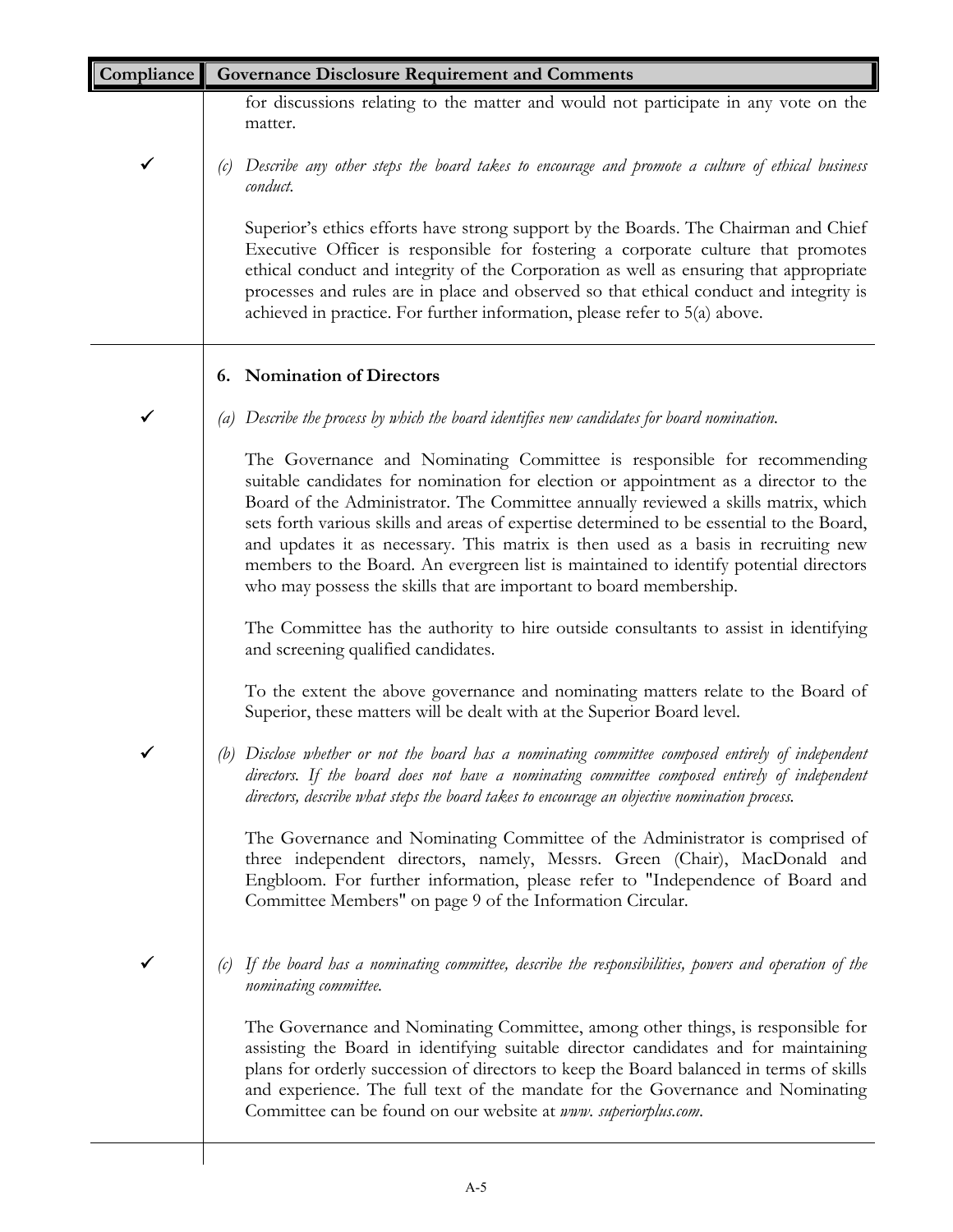| Compliance | Governance Disclosure Requirement and Comments |
| --- | --- |
| | for discussions relating to the matter and would not participate in any vote on the matter. |
| ✓ | *(c) Describe any other steps the board takes to encourage and promote a culture of ethical business conduct.*<br><br>Superior's ethics efforts have strong support by the Boards. The Chairman and Chief Executive Officer is responsible for fostering a corporate culture that promotes ethical conduct and integrity of the Corporation as well as ensuring that appropriate processes and rules are in place and observed so that ethical conduct and integrity is achieved in practice. For further information, please refer to 5(a) above. |
| | **6. Nomination of Directors** |
| ✓ | *(a) Describe the process by which the board identifies new candidates for board nomination.*<br><br>The Governance and Nominating Committee is responsible for recommending suitable candidates for nomination for election or appointment as a director to the Board of the Administrator. The Committee annually reviewed a skills matrix, which sets forth various skills and areas of expertise determined to be essential to the Board, and updates it as necessary. This matrix is then used as a basis in recruiting new members to the Board. An evergreen list is maintained to identify potential directors who may possess the skills that are important to board membership.<br><br>The Committee has the authority to hire outside consultants to assist in identifying and screening qualified candidates.<br><br>To the extent the above governance and nominating matters relate to the Board of Superior, these matters will be dealt with at the Superior Board level. |
| ✓ | *(b) Disclose whether or not the board has a nominating committee composed entirely of independent directors. If the board does not have a nominating committee composed entirely of independent directors, describe what steps the board takes to encourage an objective nomination process.*<br><br>The Governance and Nominating Committee of the Administrator is comprised of three independent directors, namely, Messrs. Green (Chair), MacDonald and Engbloom. For further information, please refer to "Independence of Board and Committee Members" on page 9 of the Information Circular. |
| ✓ | *(c) If the board has a nominating committee, describe the responsibilities, powers and operation of the nominating committee.*<br><br>The Governance and Nominating Committee, among other things, is responsible for assisting the Board in identifying suitable director candidates and for maintaining plans for orderly succession of directors to keep the Board balanced in terms of skills and experience. The full text of the mandate for the Governance and Nominating Committee can be found on our website at *www. superiorplus.com*. |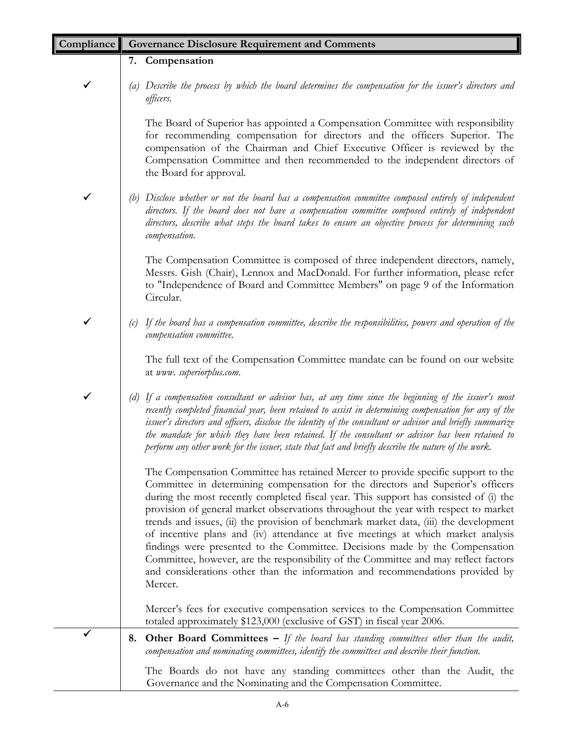| Compliance | Governance Disclosure Requirement and Comments |
|---|---|
| | **7. Compensation** |
| ✓ | *(a) Describe the process by which the board determines the compensation for the issuer's directors and officers.*<br><br>The Board of Superior has appointed a Compensation Committee with responsibility for recommending compensation for directors and the officers Superior. The compensation of the Chairman and Chief Executive Officer is reviewed by the Compensation Committee and then recommended to the independent directors of the Board for approval. |
| ✓ | *(b) Disclose whether or not the board has a compensation committee composed entirely of independent directors. If the board does not have a compensation committee composed entirely of independent directors, describe what steps the board takes to ensure an objective process for determining such compensation.*<br><br>The Compensation Committee is composed of three independent directors, namely, Messrs. Gish (Chair), Lennox and MacDonald. For further information, please refer to "Independence of Board and Committee Members" on page 9 of the Information Circular. |
| ✓ | *(c) If the board has a compensation committee, describe the responsibilities, powers and operation of the compensation committee.*<br><br>The full text of the Compensation Committee mandate can be found on our website at *www. superiorplus.com.* |
| ✓ | *(d) If a compensation consultant or advisor has, at any time since the beginning of the issuer's most recently completed financial year, been retained to assist in determining compensation for any of the issuer's directors and officers, disclose the identity of the consultant or advisor and briefly summarize the mandate for which they have been retained. If the consultant or advisor has been retained to perform any other work for the issuer, state that fact and briefly describe the nature of the work.*<br><br>The Compensation Committee has retained Mercer to provide specific support to the Committee in determining compensation for the directors and Superior's officers during the most recently completed fiscal year. This support has consisted of (i) the provision of general market observations throughout the year with respect to market trends and issues, (ii) the provision of benchmark market data, (iii) the development of incentive plans and (iv) attendance at five meetings at which market analysis findings were presented to the Committee. Decisions made by the Compensation Committee, however, are the responsibility of the Committee and may reflect factors and considerations other than the information and recommendations provided by Mercer.<br><br>Mercer's fees for executive compensation services to the Compensation Committee totaled approximately $123,000 (exclusive of GST) in fiscal year 2006. |
| ✓ | **8. Other Board Committees –** *If the board has standing committees other than the audit, compensation and nominating committees, identify the committees and describe their function.*<br><br>The Boards do not have any standing committees other than the Audit, the Governance and the Nominating and the Compensation Committee. |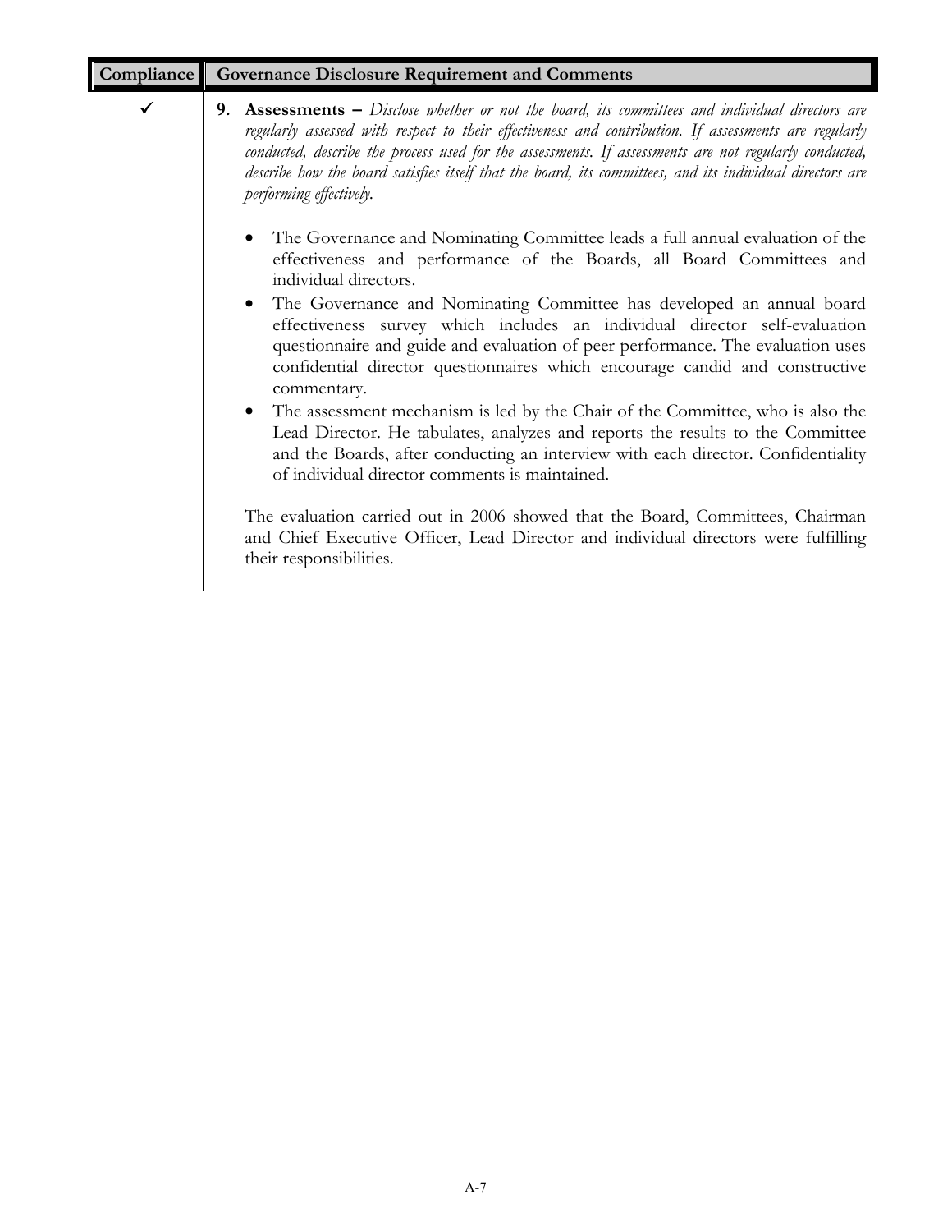| Compliance | Governance Disclosure Requirement and Comments |
|---|---|
| ✓ | **9. Assessments –** *Disclose whether or not the board, its committees and individual directors are regularly assessed with respect to their effectiveness and contribution. If assessments are regularly conducted, describe the process used for the assessments. If assessments are not regularly conducted, describe how the board satisfies itself that the board, its committees, and its individual directors are performing effectively.*<br><br>• The Governance and Nominating Committee leads a full annual evaluation of the effectiveness and performance of the Boards, all Board Committees and individual directors.<br>• The Governance and Nominating Committee has developed an annual board effectiveness survey which includes an individual director self-evaluation questionnaire and guide and evaluation of peer performance. The evaluation uses confidential director questionnaires which encourage candid and constructive commentary.<br>• The assessment mechanism is led by the Chair of the Committee, who is also the Lead Director. He tabulates, analyzes and reports the results to the Committee and the Boards, after conducting an interview with each director. Confidentiality of individual director comments is maintained.<br><br>The evaluation carried out in 2006 showed that the Board, Committees, Chairman and Chief Executive Officer, Lead Director and individual directors were fulfilling their responsibilities. |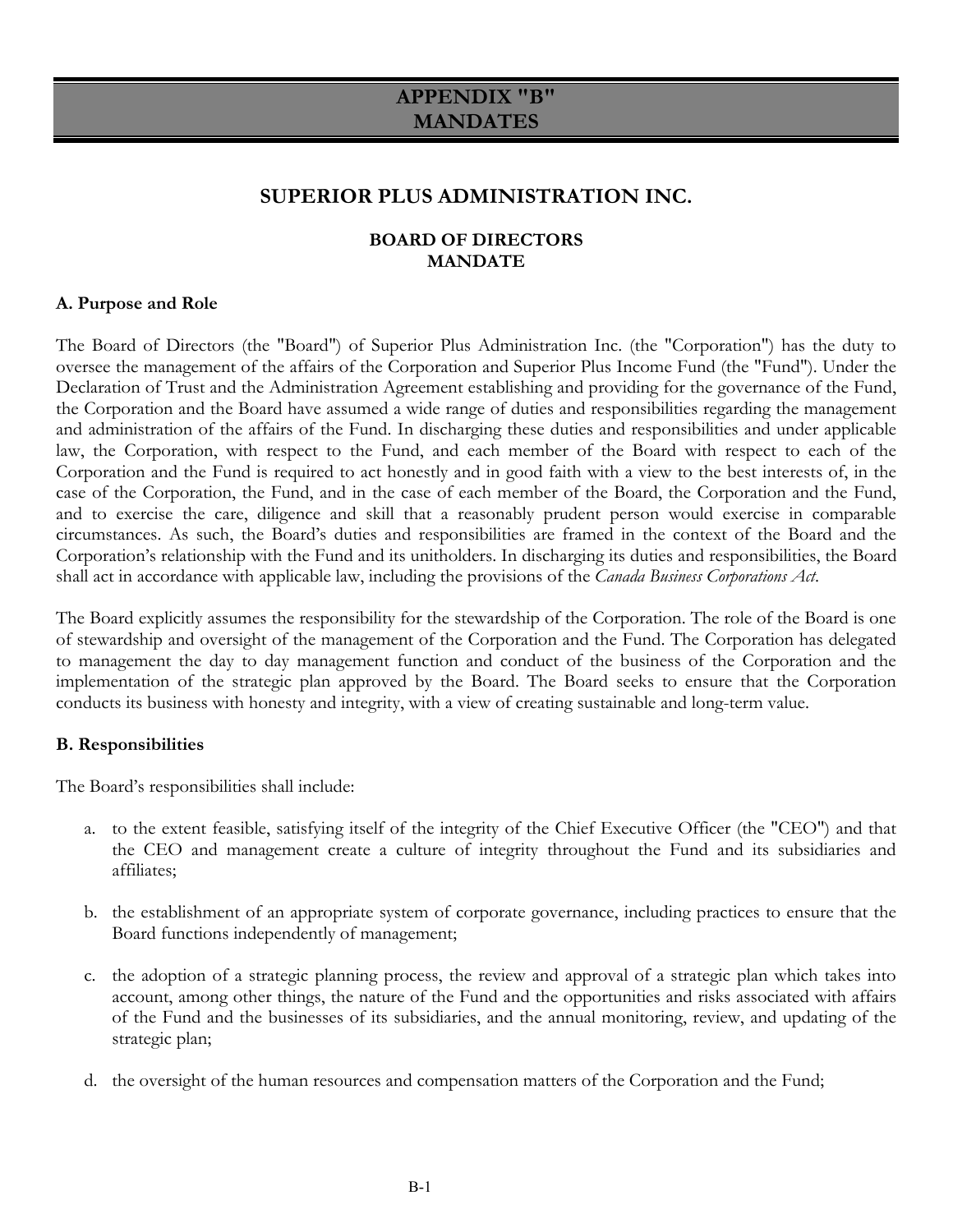# APPENDIX "B"
# MANDATES

## SUPERIOR PLUS ADMINISTRATION INC.

### BOARD OF DIRECTORS
### MANDATE

**A. Purpose and Role**

The Board of Directors (the "Board") of Superior Plus Administration Inc. (the "Corporation") has the duty to oversee the management of the affairs of the Corporation and Superior Plus Income Fund (the "Fund"). Under the Declaration of Trust and the Administration Agreement establishing and providing for the governance of the Fund, the Corporation and the Board have assumed a wide range of duties and responsibilities regarding the management and administration of the affairs of the Fund. In discharging these duties and responsibilities and under applicable law, the Corporation, with respect to the Fund, and each member of the Board with respect to each of the Corporation and the Fund is required to act honestly and in good faith with a view to the best interests of, in the case of the Corporation, the Fund, and in the case of each member of the Board, the Corporation and the Fund, and to exercise the care, diligence and skill that a reasonably prudent person would exercise in comparable circumstances. As such, the Board's duties and responsibilities are framed in the context of the Board and the Corporation's relationship with the Fund and its unitholders. In discharging its duties and responsibilities, the Board shall act in accordance with applicable law, including the provisions of the *Canada Business Corporations Act*.

The Board explicitly assumes the responsibility for the stewardship of the Corporation. The role of the Board is one of stewardship and oversight of the management of the Corporation and the Fund. The Corporation has delegated to management the day to day management function and conduct of the business of the Corporation and the implementation of the strategic plan approved by the Board. The Board seeks to ensure that the Corporation conducts its business with honesty and integrity, with a view of creating sustainable and long-term value.

**B. Responsibilities**

The Board's responsibilities shall include:

a. to the extent feasible, satisfying itself of the integrity of the Chief Executive Officer (the "CEO") and that the CEO and management create a culture of integrity throughout the Fund and its subsidiaries and affiliates;

b. the establishment of an appropriate system of corporate governance, including practices to ensure that the Board functions independently of management;

c. the adoption of a strategic planning process, the review and approval of a strategic plan which takes into account, among other things, the nature of the Fund and the opportunities and risks associated with affairs of the Fund and the businesses of its subsidiaries, and the annual monitoring, review, and updating of the strategic plan;

d. the oversight of the human resources and compensation matters of the Corporation and the Fund;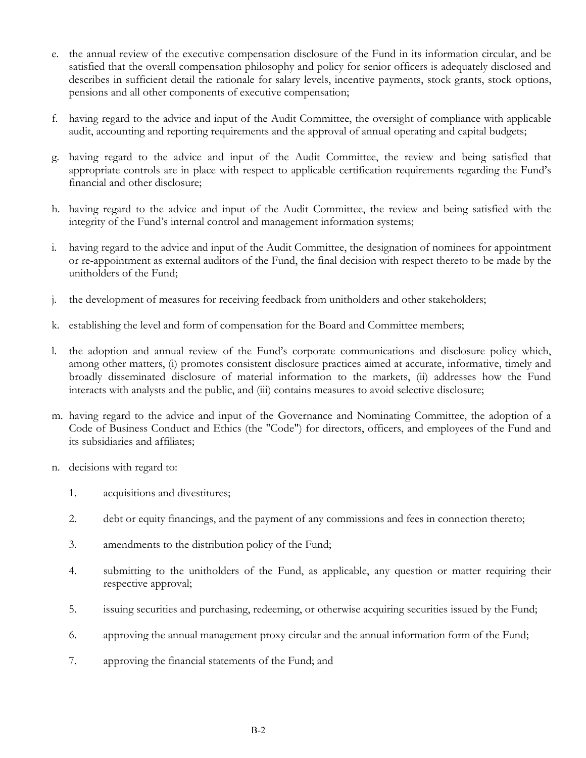e. the annual review of the executive compensation disclosure of the Fund in its information circular, and be satisfied that the overall compensation philosophy and policy for senior officers is adequately disclosed and describes in sufficient detail the rationale for salary levels, incentive payments, stock grants, stock options, pensions and all other components of executive compensation;

f. having regard to the advice and input of the Audit Committee, the oversight of compliance with applicable audit, accounting and reporting requirements and the approval of annual operating and capital budgets;

g. having regard to the advice and input of the Audit Committee, the review and being satisfied that appropriate controls are in place with respect to applicable certification requirements regarding the Fund's financial and other disclosure;

h. having regard to the advice and input of the Audit Committee, the review and being satisfied with the integrity of the Fund's internal control and management information systems;

i. having regard to the advice and input of the Audit Committee, the designation of nominees for appointment or re-appointment as external auditors of the Fund, the final decision with respect thereto to be made by the unitholders of the Fund;

j. the development of measures for receiving feedback from unitholders and other stakeholders;

k. establishing the level and form of compensation for the Board and Committee members;

l. the adoption and annual review of the Fund's corporate communications and disclosure policy which, among other matters, (i) promotes consistent disclosure practices aimed at accurate, informative, timely and broadly disseminated disclosure of material information to the markets, (ii) addresses how the Fund interacts with analysts and the public, and (iii) contains measures to avoid selective disclosure;

m. having regard to the advice and input of the Governance and Nominating Committee, the adoption of a Code of Business Conduct and Ethics (the "Code") for directors, officers, and employees of the Fund and its subsidiaries and affiliates;

n. decisions with regard to:

   1. acquisitions and divestitures;

   2. debt or equity financings, and the payment of any commissions and fees in connection thereto;

   3. amendments to the distribution policy of the Fund;

   4. submitting to the unitholders of the Fund, as applicable, any question or matter requiring their respective approval;

   5. issuing securities and purchasing, redeeming, or otherwise acquiring securities issued by the Fund;

   6. approving the annual management proxy circular and the annual information form of the Fund;

   7. approving the financial statements of the Fund; and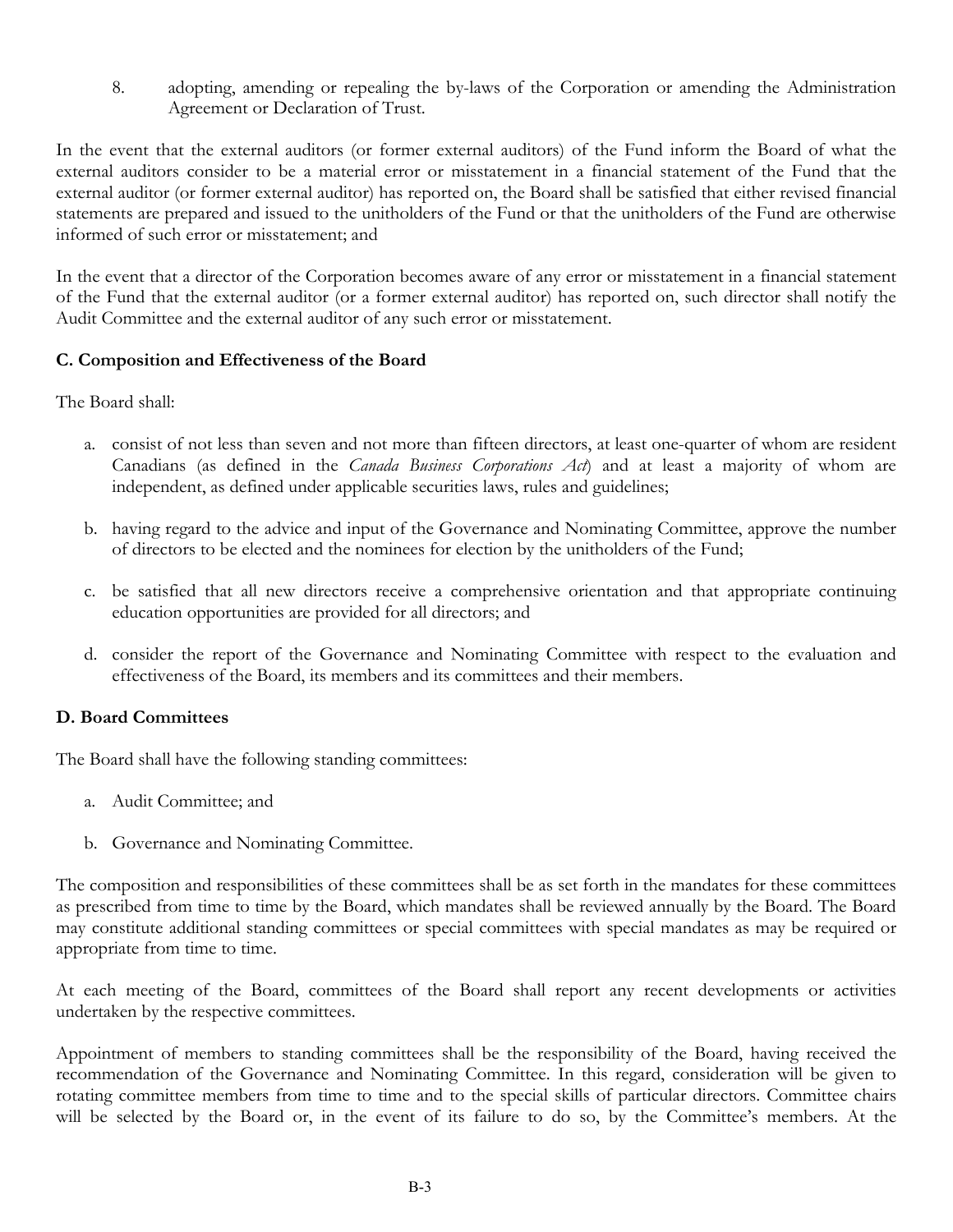8. adopting, amending or repealing the by-laws of the Corporation or amending the Administration Agreement or Declaration of Trust.

In the event that the external auditors (or former external auditors) of the Fund inform the Board of what the external auditors consider to be a material error or misstatement in a financial statement of the Fund that the external auditor (or former external auditor) has reported on, the Board shall be satisfied that either revised financial statements are prepared and issued to the unitholders of the Fund or that the unitholders of the Fund are otherwise informed of such error or misstatement; and

In the event that a director of the Corporation becomes aware of any error or misstatement in a financial statement of the Fund that the external auditor (or a former external auditor) has reported on, such director shall notify the Audit Committee and the external auditor of any such error or misstatement.

**C. Composition and Effectiveness of the Board**

The Board shall:

a. consist of not less than seven and not more than fifteen directors, at least one-quarter of whom are resident Canadians (as defined in the *Canada Business Corporations Act*) and at least a majority of whom are independent, as defined under applicable securities laws, rules and guidelines;

b. having regard to the advice and input of the Governance and Nominating Committee, approve the number of directors to be elected and the nominees for election by the unitholders of the Fund;

c. be satisfied that all new directors receive a comprehensive orientation and that appropriate continuing education opportunities are provided for all directors; and

d. consider the report of the Governance and Nominating Committee with respect to the evaluation and effectiveness of the Board, its members and its committees and their members.

**D. Board Committees**

The Board shall have the following standing committees:

a. Audit Committee; and

b. Governance and Nominating Committee.

The composition and responsibilities of these committees shall be as set forth in the mandates for these committees as prescribed from time to time by the Board, which mandates shall be reviewed annually by the Board. The Board may constitute additional standing committees or special committees with special mandates as may be required or appropriate from time to time.

At each meeting of the Board, committees of the Board shall report any recent developments or activities undertaken by the respective committees.

Appointment of members to standing committees shall be the responsibility of the Board, having received the recommendation of the Governance and Nominating Committee. In this regard, consideration will be given to rotating committee members from time to time and to the special skills of particular directors. Committee chairs will be selected by the Board or, in the event of its failure to do so, by the Committee's members. At the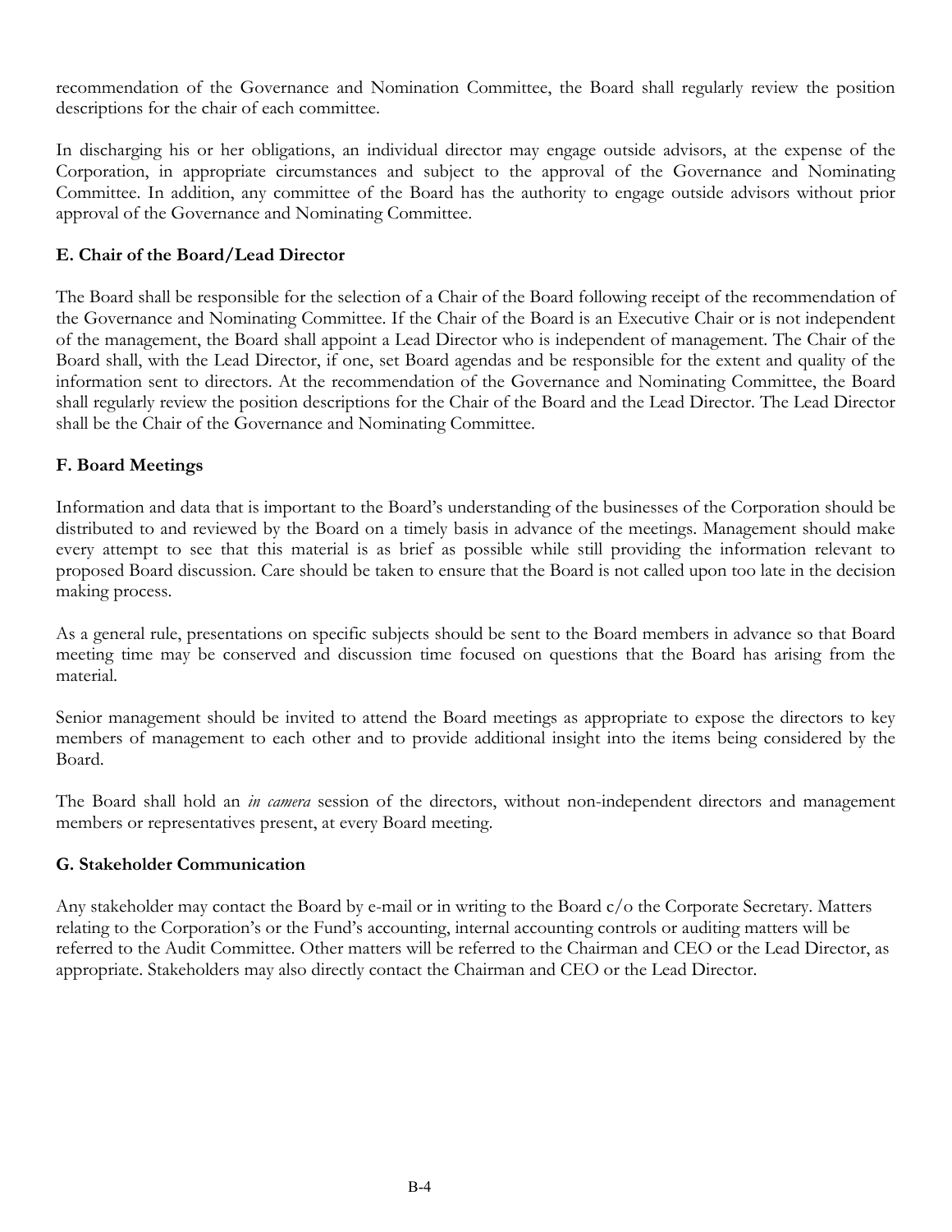recommendation of the Governance and Nomination Committee, the Board shall regularly review the position descriptions for the chair of each committee.

In discharging his or her obligations, an individual director may engage outside advisors, at the expense of the Corporation, in appropriate circumstances and subject to the approval of the Governance and Nominating Committee. In addition, any committee of the Board has the authority to engage outside advisors without prior approval of the Governance and Nominating Committee.

### E. Chair of the Board/Lead Director

The Board shall be responsible for the selection of a Chair of the Board following receipt of the recommendation of the Governance and Nominating Committee. If the Chair of the Board is an Executive Chair or is not independent of the management, the Board shall appoint a Lead Director who is independent of management. The Chair of the Board shall, with the Lead Director, if one, set Board agendas and be responsible for the extent and quality of the information sent to directors. At the recommendation of the Governance and Nominating Committee, the Board shall regularly review the position descriptions for the Chair of the Board and the Lead Director. The Lead Director shall be the Chair of the Governance and Nominating Committee.

### F. Board Meetings

Information and data that is important to the Board's understanding of the businesses of the Corporation should be distributed to and reviewed by the Board on a timely basis in advance of the meetings. Management should make every attempt to see that this material is as brief as possible while still providing the information relevant to proposed Board discussion. Care should be taken to ensure that the Board is not called upon too late in the decision making process.

As a general rule, presentations on specific subjects should be sent to the Board members in advance so that Board meeting time may be conserved and discussion time focused on questions that the Board has arising from the material.

Senior management should be invited to attend the Board meetings as appropriate to expose the directors to key members of management to each other and to provide additional insight into the items being considered by the Board.

The Board shall hold an *in camera* session of the directors, without non-independent directors and management members or representatives present, at every Board meeting.

### G. Stakeholder Communication

Any stakeholder may contact the Board by e-mail or in writing to the Board c/o the Corporate Secretary. Matters relating to the Corporation's or the Fund's accounting, internal accounting controls or auditing matters will be referred to the Audit Committee. Other matters will be referred to the Chairman and CEO or the Lead Director, as appropriate. Stakeholders may also directly contact the Chairman and CEO or the Lead Director.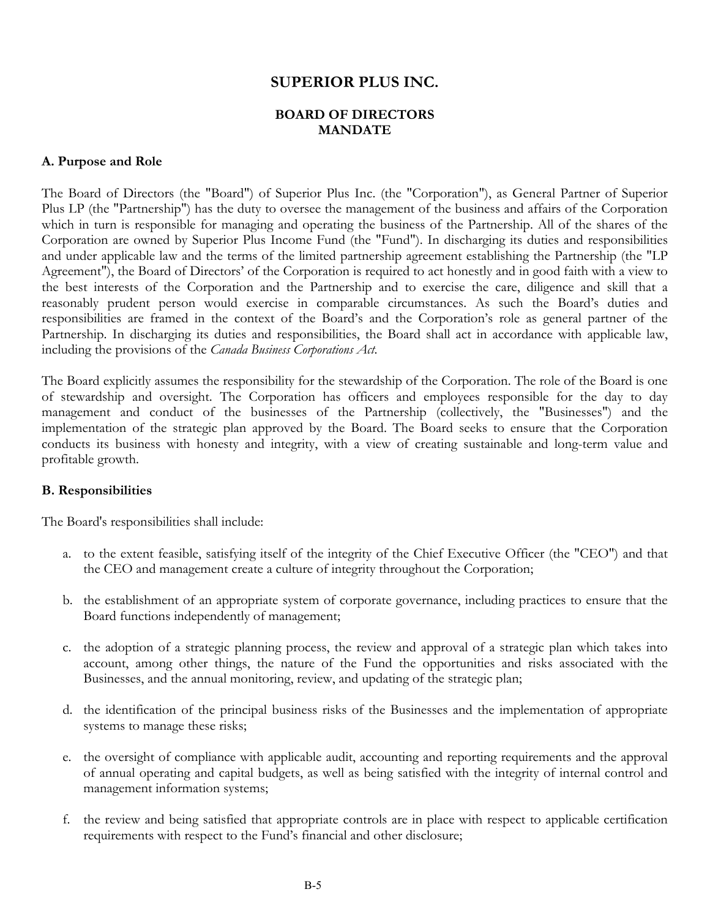# SUPERIOR PLUS INC.

## BOARD OF DIRECTORS MANDATE

### A. Purpose and Role

The Board of Directors (the "Board") of Superior Plus Inc. (the "Corporation"), as General Partner of Superior Plus LP (the "Partnership") has the duty to oversee the management of the business and affairs of the Corporation which in turn is responsible for managing and operating the business of the Partnership. All of the shares of the Corporation are owned by Superior Plus Income Fund (the "Fund"). In discharging its duties and responsibilities and under applicable law and the terms of the limited partnership agreement establishing the Partnership (the "LP Agreement"), the Board of Directors' of the Corporation is required to act honestly and in good faith with a view to the best interests of the Corporation and the Partnership and to exercise the care, diligence and skill that a reasonably prudent person would exercise in comparable circumstances. As such the Board's duties and responsibilities are framed in the context of the Board's and the Corporation's role as general partner of the Partnership. In discharging its duties and responsibilities, the Board shall act in accordance with applicable law, including the provisions of the *Canada Business Corporations Act*.

The Board explicitly assumes the responsibility for the stewardship of the Corporation. The role of the Board is one of stewardship and oversight. The Corporation has officers and employees responsible for the day to day management and conduct of the businesses of the Partnership (collectively, the "Businesses") and the implementation of the strategic plan approved by the Board. The Board seeks to ensure that the Corporation conducts its business with honesty and integrity, with a view of creating sustainable and long-term value and profitable growth.

### B. Responsibilities

The Board's responsibilities shall include:

a. to the extent feasible, satisfying itself of the integrity of the Chief Executive Officer (the "CEO") and that the CEO and management create a culture of integrity throughout the Corporation;

b. the establishment of an appropriate system of corporate governance, including practices to ensure that the Board functions independently of management;

c. the adoption of a strategic planning process, the review and approval of a strategic plan which takes into account, among other things, the nature of the Fund the opportunities and risks associated with the Businesses, and the annual monitoring, review, and updating of the strategic plan;

d. the identification of the principal business risks of the Businesses and the implementation of appropriate systems to manage these risks;

e. the oversight of compliance with applicable audit, accounting and reporting requirements and the approval of annual operating and capital budgets, as well as being satisfied with the integrity of internal control and management information systems;

f. the review and being satisfied that appropriate controls are in place with respect to applicable certification requirements with respect to the Fund's financial and other disclosure;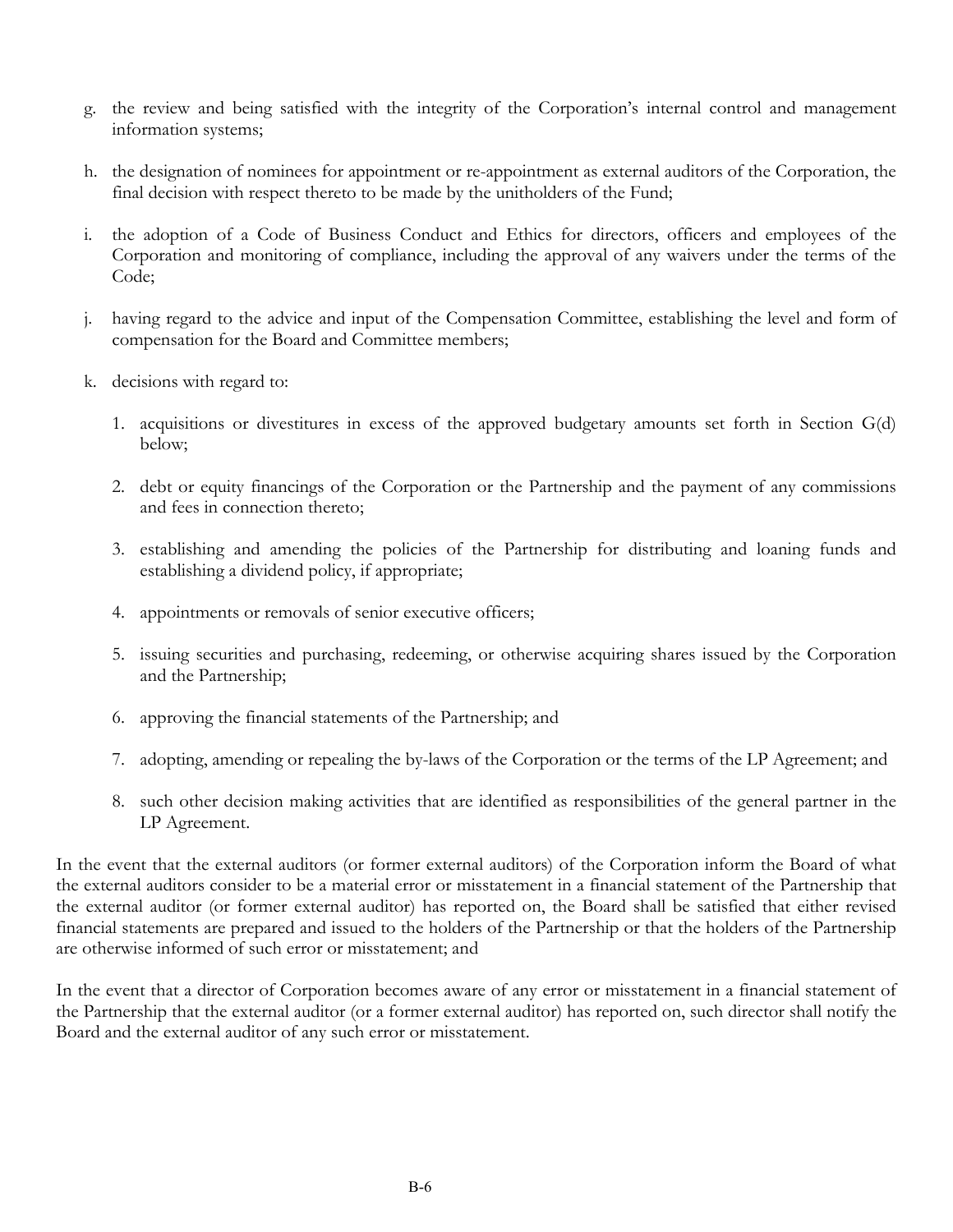g. the review and being satisfied with the integrity of the Corporation's internal control and management information systems;

h. the designation of nominees for appointment or re-appointment as external auditors of the Corporation, the final decision with respect thereto to be made by the unitholders of the Fund;

i. the adoption of a Code of Business Conduct and Ethics for directors, officers and employees of the Corporation and monitoring of compliance, including the approval of any waivers under the terms of the Code;

j. having regard to the advice and input of the Compensation Committee, establishing the level and form of compensation for the Board and Committee members;

k. decisions with regard to:

   1. acquisitions or divestitures in excess of the approved budgetary amounts set forth in Section G(d) below;

   2. debt or equity financings of the Corporation or the Partnership and the payment of any commissions and fees in connection thereto;

   3. establishing and amending the policies of the Partnership for distributing and loaning funds and establishing a dividend policy, if appropriate;

   4. appointments or removals of senior executive officers;

   5. issuing securities and purchasing, redeeming, or otherwise acquiring shares issued by the Corporation and the Partnership;

   6. approving the financial statements of the Partnership; and

   7. adopting, amending or repealing the by-laws of the Corporation or the terms of the LP Agreement; and

   8. such other decision making activities that are identified as responsibilities of the general partner in the LP Agreement.

In the event that the external auditors (or former external auditors) of the Corporation inform the Board of what the external auditors consider to be a material error or misstatement in a financial statement of the Partnership that the external auditor (or former external auditor) has reported on, the Board shall be satisfied that either revised financial statements are prepared and issued to the holders of the Partnership or that the holders of the Partnership are otherwise informed of such error or misstatement; and

In the event that a director of Corporation becomes aware of any error or misstatement in a financial statement of the Partnership that the external auditor (or a former external auditor) has reported on, such director shall notify the Board and the external auditor of any such error or misstatement.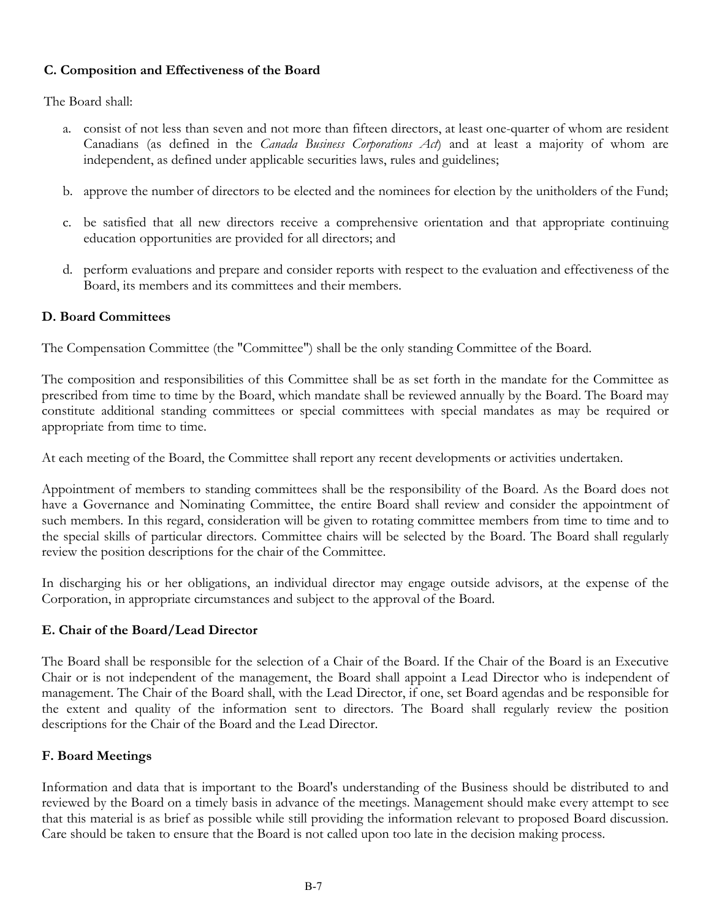### C. Composition and Effectiveness of the Board

The Board shall:

a. consist of not less than seven and not more than fifteen directors, at least one-quarter of whom are resident Canadians (as defined in the *Canada Business Corporations Act*) and at least a majority of whom are independent, as defined under applicable securities laws, rules and guidelines;

b. approve the number of directors to be elected and the nominees for election by the unitholders of the Fund;

c. be satisfied that all new directors receive a comprehensive orientation and that appropriate continuing education opportunities are provided for all directors; and

d. perform evaluations and prepare and consider reports with respect to the evaluation and effectiveness of the Board, its members and its committees and their members.

### D. Board Committees

The Compensation Committee (the "Committee") shall be the only standing Committee of the Board.

The composition and responsibilities of this Committee shall be as set forth in the mandate for the Committee as prescribed from time to time by the Board, which mandate shall be reviewed annually by the Board. The Board may constitute additional standing committees or special committees with special mandates as may be required or appropriate from time to time.

At each meeting of the Board, the Committee shall report any recent developments or activities undertaken.

Appointment of members to standing committees shall be the responsibility of the Board. As the Board does not have a Governance and Nominating Committee, the entire Board shall review and consider the appointment of such members. In this regard, consideration will be given to rotating committee members from time to time and to the special skills of particular directors. Committee chairs will be selected by the Board. The Board shall regularly review the position descriptions for the chair of the Committee.

In discharging his or her obligations, an individual director may engage outside advisors, at the expense of the Corporation, in appropriate circumstances and subject to the approval of the Board.

### E. Chair of the Board/Lead Director

The Board shall be responsible for the selection of a Chair of the Board. If the Chair of the Board is an Executive Chair or is not independent of the management, the Board shall appoint a Lead Director who is independent of management. The Chair of the Board shall, with the Lead Director, if one, set Board agendas and be responsible for the extent and quality of the information sent to directors. The Board shall regularly review the position descriptions for the Chair of the Board and the Lead Director.

### F. Board Meetings

Information and data that is important to the Board's understanding of the Business should be distributed to and reviewed by the Board on a timely basis in advance of the meetings. Management should make every attempt to see that this material is as brief as possible while still providing the information relevant to proposed Board discussion. Care should be taken to ensure that the Board is not called upon too late in the decision making process.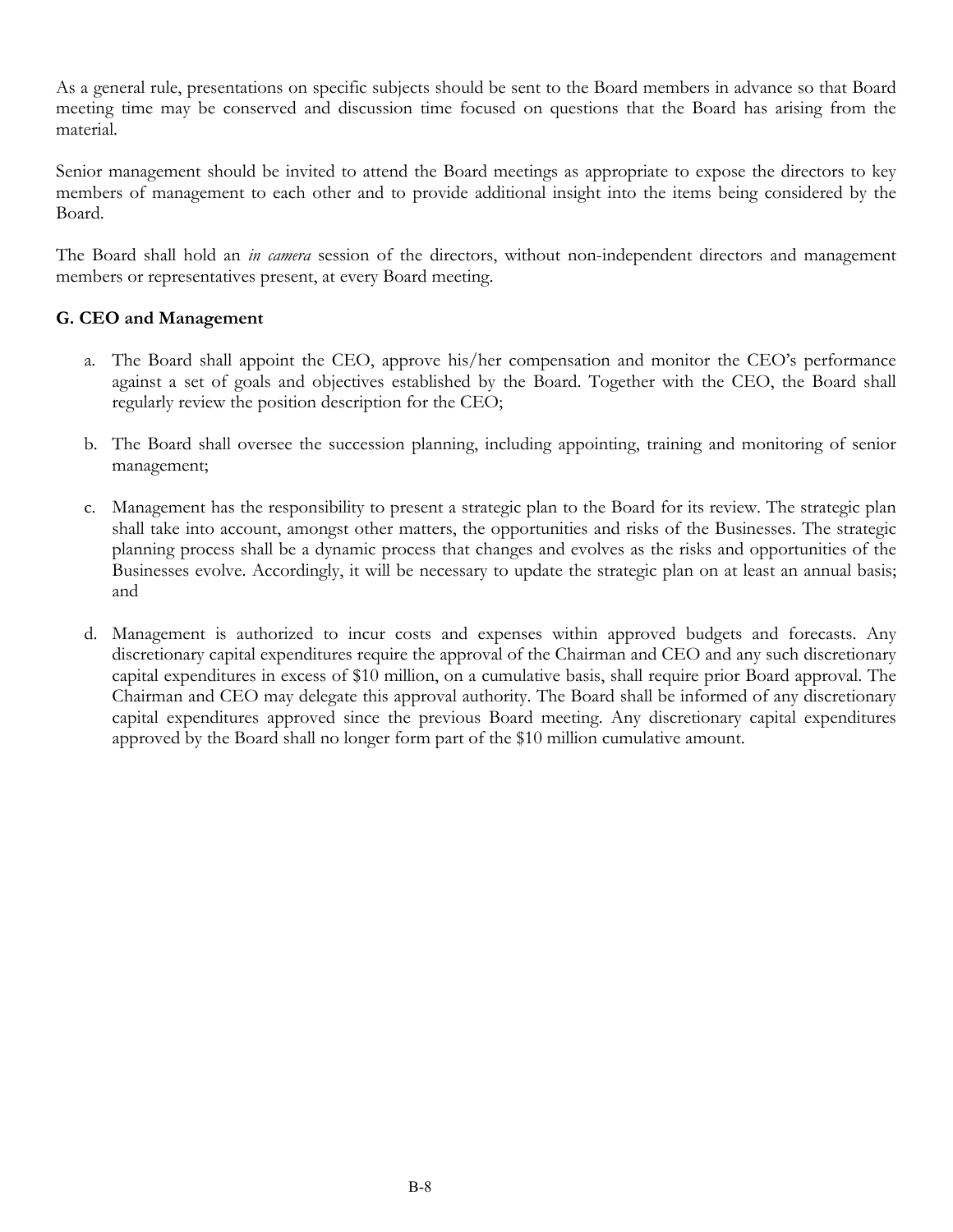As a general rule, presentations on specific subjects should be sent to the Board members in advance so that Board meeting time may be conserved and discussion time focused on questions that the Board has arising from the material.

Senior management should be invited to attend the Board meetings as appropriate to expose the directors to key members of management to each other and to provide additional insight into the items being considered by the Board.

The Board shall hold an *in camera* session of the directors, without non-independent directors and management members or representatives present, at every Board meeting.

**G. CEO and Management**

a. The Board shall appoint the CEO, approve his/her compensation and monitor the CEO's performance against a set of goals and objectives established by the Board. Together with the CEO, the Board shall regularly review the position description for the CEO;

b. The Board shall oversee the succession planning, including appointing, training and monitoring of senior management;

c. Management has the responsibility to present a strategic plan to the Board for its review. The strategic plan shall take into account, amongst other matters, the opportunities and risks of the Businesses. The strategic planning process shall be a dynamic process that changes and evolves as the risks and opportunities of the Businesses evolve. Accordingly, it will be necessary to update the strategic plan on at least an annual basis; and

d. Management is authorized to incur costs and expenses within approved budgets and forecasts. Any discretionary capital expenditures require the approval of the Chairman and CEO and any such discretionary capital expenditures in excess of $10 million, on a cumulative basis, shall require prior Board approval. The Chairman and CEO may delegate this approval authority. The Board shall be informed of any discretionary capital expenditures approved since the previous Board meeting. Any discretionary capital expenditures approved by the Board shall no longer form part of the $10 million cumulative amount.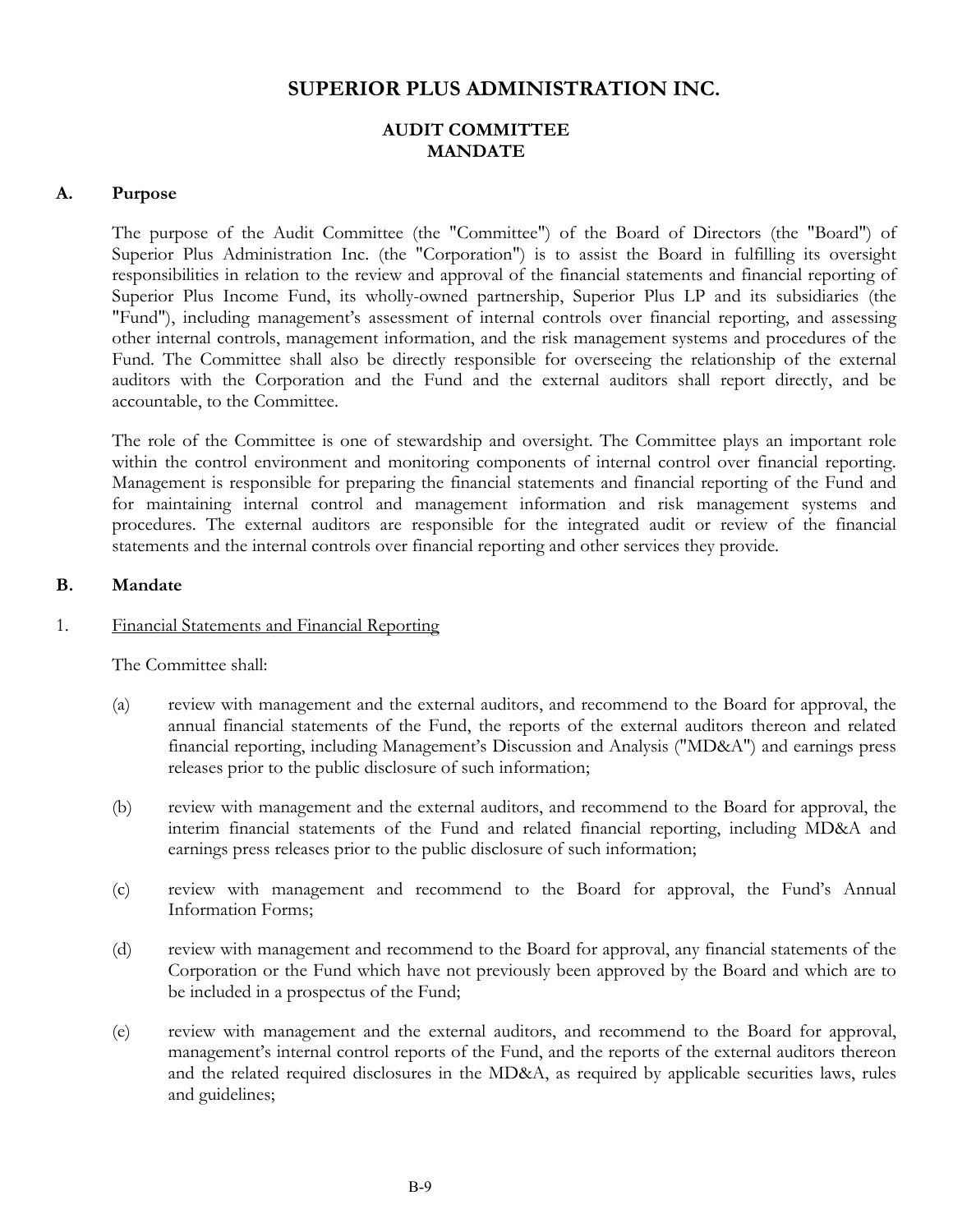# SUPERIOR PLUS ADMINISTRATION INC.

## AUDIT COMMITTEE MANDATE

### A. Purpose

The purpose of the Audit Committee (the "Committee") of the Board of Directors (the "Board") of Superior Plus Administration Inc. (the "Corporation") is to assist the Board in fulfilling its oversight responsibilities in relation to the review and approval of the financial statements and financial reporting of Superior Plus Income Fund, its wholly-owned partnership, Superior Plus LP and its subsidiaries (the "Fund"), including management's assessment of internal controls over financial reporting, and assessing other internal controls, management information, and the risk management systems and procedures of the Fund. The Committee shall also be directly responsible for overseeing the relationship of the external auditors with the Corporation and the Fund and the external auditors shall report directly, and be accountable, to the Committee.

The role of the Committee is one of stewardship and oversight. The Committee plays an important role within the control environment and monitoring components of internal control over financial reporting. Management is responsible for preparing the financial statements and financial reporting of the Fund and for maintaining internal control and management information and risk management systems and procedures. The external auditors are responsible for the integrated audit or review of the financial statements and the internal controls over financial reporting and other services they provide.

### B. Mandate

1. Financial Statements and Financial Reporting

The Committee shall:

(a) review with management and the external auditors, and recommend to the Board for approval, the annual financial statements of the Fund, the reports of the external auditors thereon and related financial reporting, including Management's Discussion and Analysis ("MD&A") and earnings press releases prior to the public disclosure of such information;

(b) review with management and the external auditors, and recommend to the Board for approval, the interim financial statements of the Fund and related financial reporting, including MD&A and earnings press releases prior to the public disclosure of such information;

(c) review with management and recommend to the Board for approval, the Fund's Annual Information Forms;

(d) review with management and recommend to the Board for approval, any financial statements of the Corporation or the Fund which have not previously been approved by the Board and which are to be included in a prospectus of the Fund;

(e) review with management and the external auditors, and recommend to the Board for approval, management's internal control reports of the Fund, and the reports of the external auditors thereon and the related required disclosures in the MD&A, as required by applicable securities laws, rules and guidelines;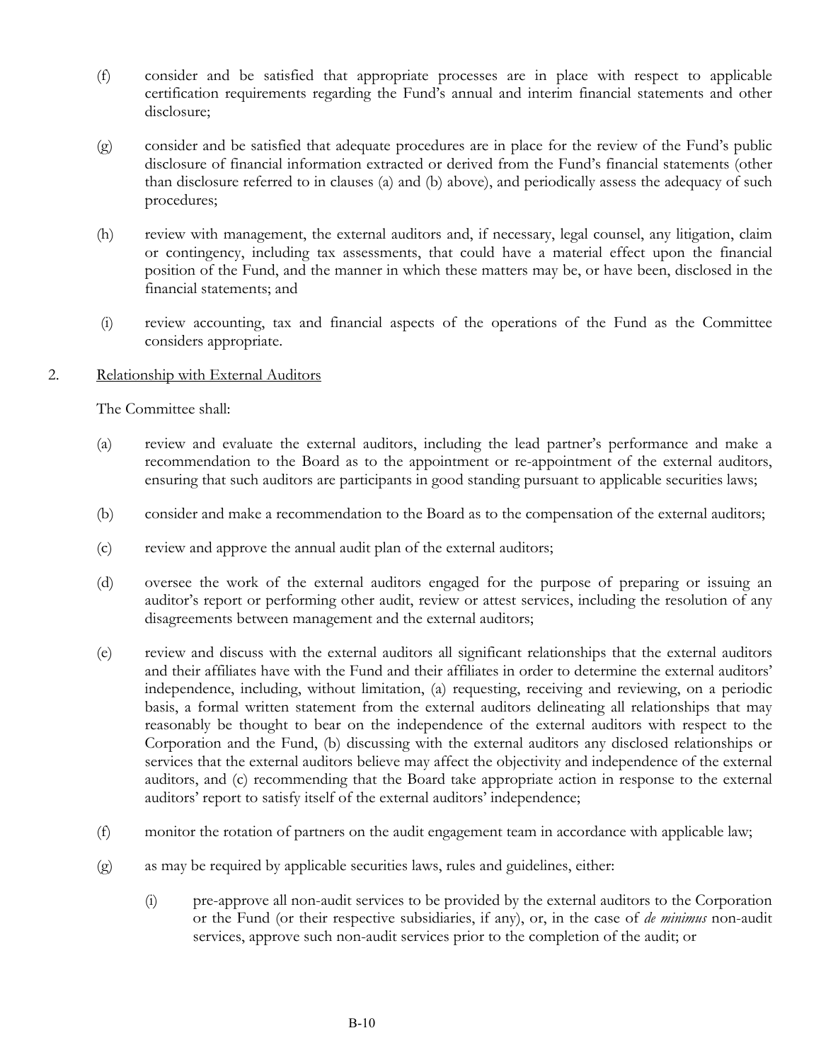(f) consider and be satisfied that appropriate processes are in place with respect to applicable certification requirements regarding the Fund's annual and interim financial statements and other disclosure;

(g) consider and be satisfied that adequate procedures are in place for the review of the Fund's public disclosure of financial information extracted or derived from the Fund's financial statements (other than disclosure referred to in clauses (a) and (b) above), and periodically assess the adequacy of such procedures;

(h) review with management, the external auditors and, if necessary, legal counsel, any litigation, claim or contingency, including tax assessments, that could have a material effect upon the financial position of the Fund, and the manner in which these matters may be, or have been, disclosed in the financial statements; and

(i) review accounting, tax and financial aspects of the operations of the Fund as the Committee considers appropriate.

2. <u>Relationship with External Auditors</u>

The Committee shall:

(a) review and evaluate the external auditors, including the lead partner's performance and make a recommendation to the Board as to the appointment or re-appointment of the external auditors, ensuring that such auditors are participants in good standing pursuant to applicable securities laws;

(b) consider and make a recommendation to the Board as to the compensation of the external auditors;

(c) review and approve the annual audit plan of the external auditors;

(d) oversee the work of the external auditors engaged for the purpose of preparing or issuing an auditor's report or performing other audit, review or attest services, including the resolution of any disagreements between management and the external auditors;

(e) review and discuss with the external auditors all significant relationships that the external auditors and their affiliates have with the Fund and their affiliates in order to determine the external auditors' independence, including, without limitation, (a) requesting, receiving and reviewing, on a periodic basis, a formal written statement from the external auditors delineating all relationships that may reasonably be thought to bear on the independence of the external auditors with respect to the Corporation and the Fund, (b) discussing with the external auditors any disclosed relationships or services that the external auditors believe may affect the objectivity and independence of the external auditors, and (c) recommending that the Board take appropriate action in response to the external auditors' report to satisfy itself of the external auditors' independence;

(f) monitor the rotation of partners on the audit engagement team in accordance with applicable law;

(g) as may be required by applicable securities laws, rules and guidelines, either:

    (i) pre-approve all non-audit services to be provided by the external auditors to the Corporation or the Fund (or their respective subsidiaries, if any), or, in the case of *de minimus* non-audit services, approve such non-audit services prior to the completion of the audit; or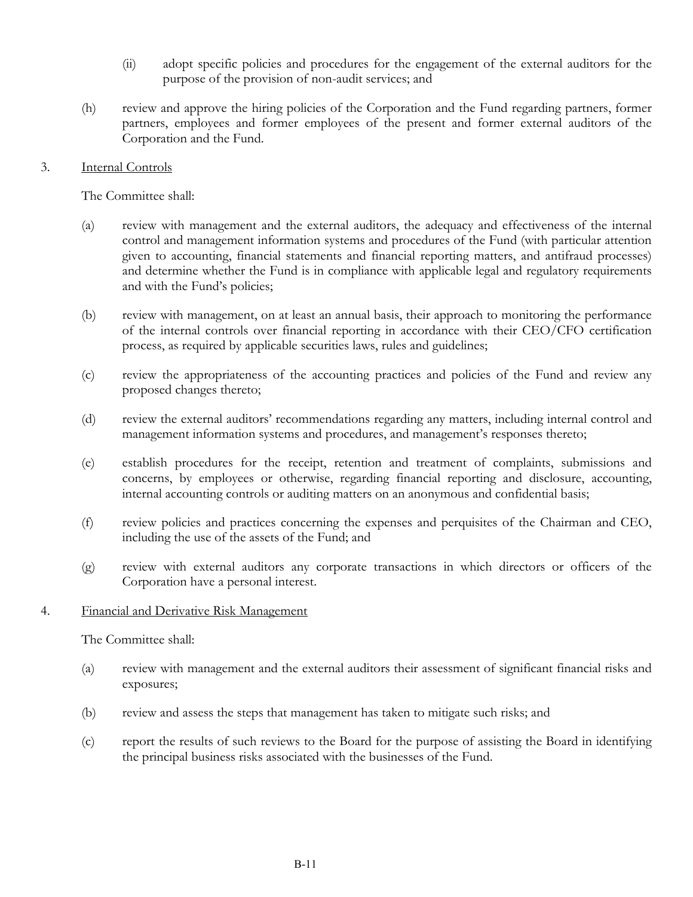(ii) adopt specific policies and procedures for the engagement of the external auditors for the purpose of the provision of non-audit services; and

(h) review and approve the hiring policies of the Corporation and the Fund regarding partners, former partners, employees and former employees of the present and former external auditors of the Corporation and the Fund.

3. Internal Controls

The Committee shall:

(a) review with management and the external auditors, the adequacy and effectiveness of the internal control and management information systems and procedures of the Fund (with particular attention given to accounting, financial statements and financial reporting matters, and antifraud processes) and determine whether the Fund is in compliance with applicable legal and regulatory requirements and with the Fund's policies;

(b) review with management, on at least an annual basis, their approach to monitoring the performance of the internal controls over financial reporting in accordance with their CEO/CFO certification process, as required by applicable securities laws, rules and guidelines;

(c) review the appropriateness of the accounting practices and policies of the Fund and review any proposed changes thereto;

(d) review the external auditors' recommendations regarding any matters, including internal control and management information systems and procedures, and management's responses thereto;

(e) establish procedures for the receipt, retention and treatment of complaints, submissions and concerns, by employees or otherwise, regarding financial reporting and disclosure, accounting, internal accounting controls or auditing matters on an anonymous and confidential basis;

(f) review policies and practices concerning the expenses and perquisites of the Chairman and CEO, including the use of the assets of the Fund; and

(g) review with external auditors any corporate transactions in which directors or officers of the Corporation have a personal interest.

4. Financial and Derivative Risk Management

The Committee shall:

(a) review with management and the external auditors their assessment of significant financial risks and exposures;

(b) review and assess the steps that management has taken to mitigate such risks; and

(c) report the results of such reviews to the Board for the purpose of assisting the Board in identifying the principal business risks associated with the businesses of the Fund.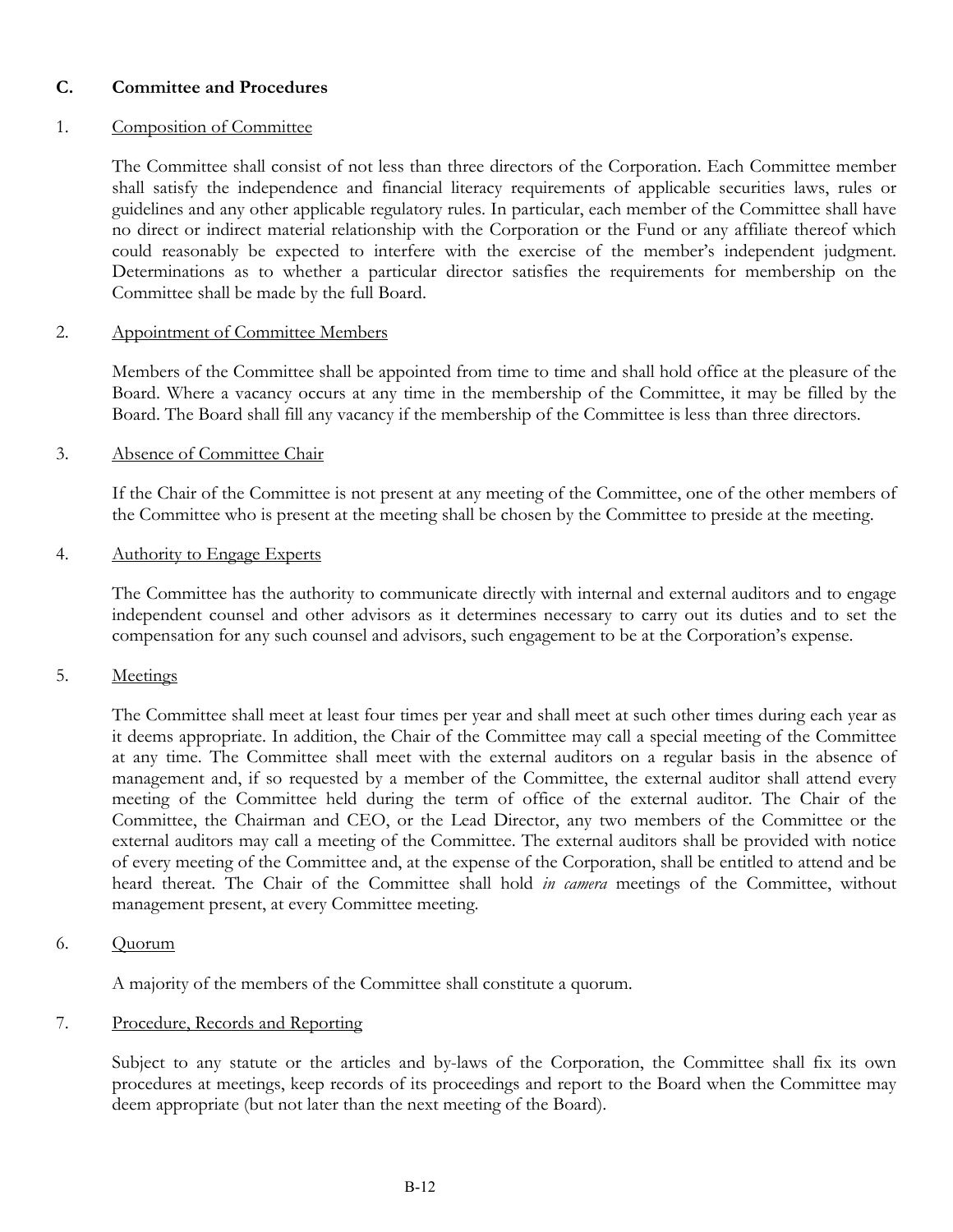## C. Committee and Procedures

### 1. Composition of Committee

The Committee shall consist of not less than three directors of the Corporation. Each Committee member shall satisfy the independence and financial literacy requirements of applicable securities laws, rules or guidelines and any other applicable regulatory rules. In particular, each member of the Committee shall have no direct or indirect material relationship with the Corporation or the Fund or any affiliate thereof which could reasonably be expected to interfere with the exercise of the member's independent judgment. Determinations as to whether a particular director satisfies the requirements for membership on the Committee shall be made by the full Board.

### 2. Appointment of Committee Members

Members of the Committee shall be appointed from time to time and shall hold office at the pleasure of the Board. Where a vacancy occurs at any time in the membership of the Committee, it may be filled by the Board. The Board shall fill any vacancy if the membership of the Committee is less than three directors.

### 3. Absence of Committee Chair

If the Chair of the Committee is not present at any meeting of the Committee, one of the other members of the Committee who is present at the meeting shall be chosen by the Committee to preside at the meeting.

### 4. Authority to Engage Experts

The Committee has the authority to communicate directly with internal and external auditors and to engage independent counsel and other advisors as it determines necessary to carry out its duties and to set the compensation for any such counsel and advisors, such engagement to be at the Corporation's expense.

### 5. Meetings

The Committee shall meet at least four times per year and shall meet at such other times during each year as it deems appropriate. In addition, the Chair of the Committee may call a special meeting of the Committee at any time. The Committee shall meet with the external auditors on a regular basis in the absence of management and, if so requested by a member of the Committee, the external auditor shall attend every meeting of the Committee held during the term of office of the external auditor. The Chair of the Committee, the Chairman and CEO, or the Lead Director, any two members of the Committee or the external auditors may call a meeting of the Committee. The external auditors shall be provided with notice of every meeting of the Committee and, at the expense of the Corporation, shall be entitled to attend and be heard thereat. The Chair of the Committee shall hold *in camera* meetings of the Committee, without management present, at every Committee meeting.

### 6. Quorum

A majority of the members of the Committee shall constitute a quorum.

### 7. Procedure, Records and Reporting

Subject to any statute or the articles and by-laws of the Corporation, the Committee shall fix its own procedures at meetings, keep records of its proceedings and report to the Board when the Committee may deem appropriate (but not later than the next meeting of the Board).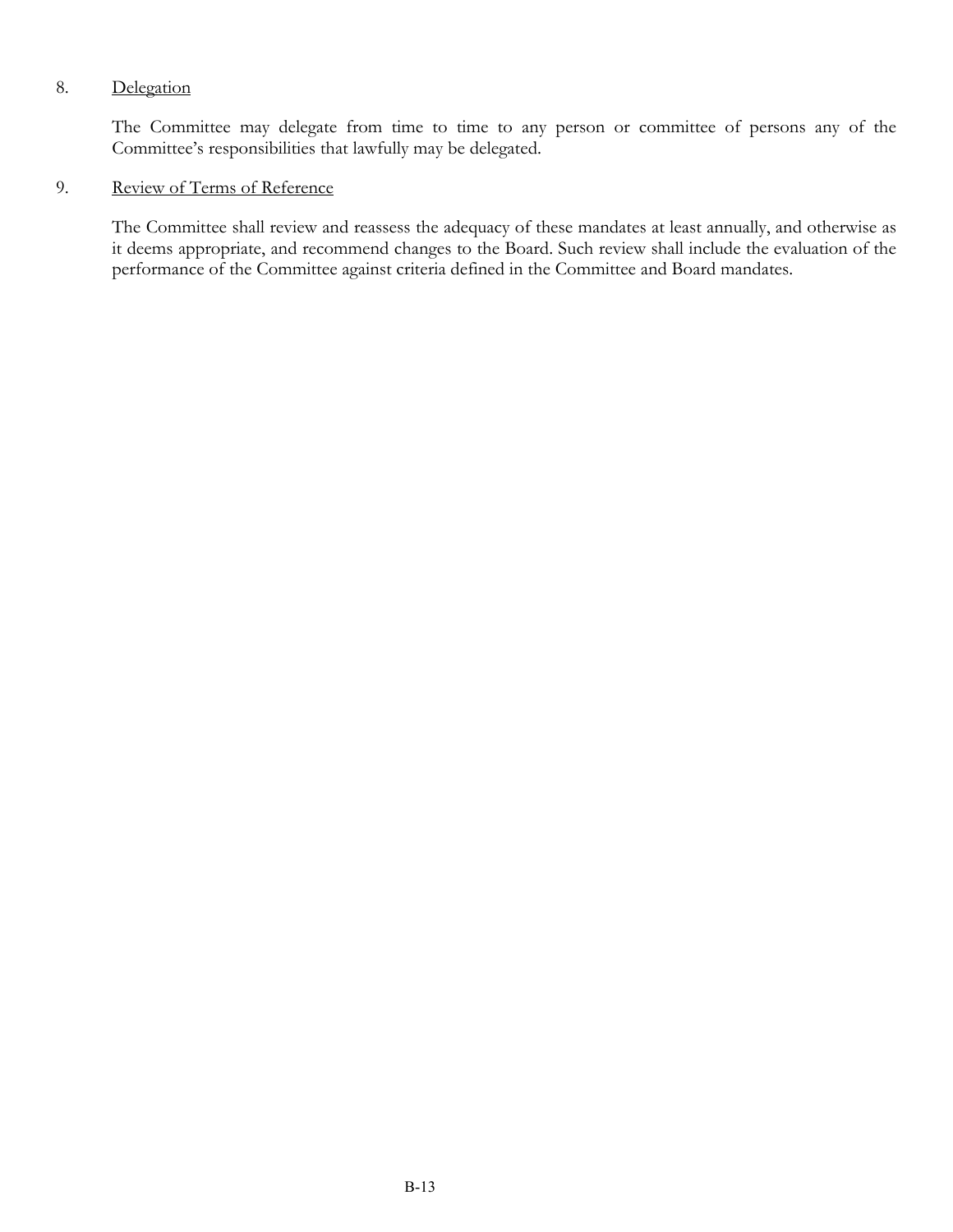8. Delegation

The Committee may delegate from time to time to any person or committee of persons any of the Committee's responsibilities that lawfully may be delegated.

9. Review of Terms of Reference

The Committee shall review and reassess the adequacy of these mandates at least annually, and otherwise as it deems appropriate, and recommend changes to the Board. Such review shall include the evaluation of the performance of the Committee against criteria defined in the Committee and Board mandates.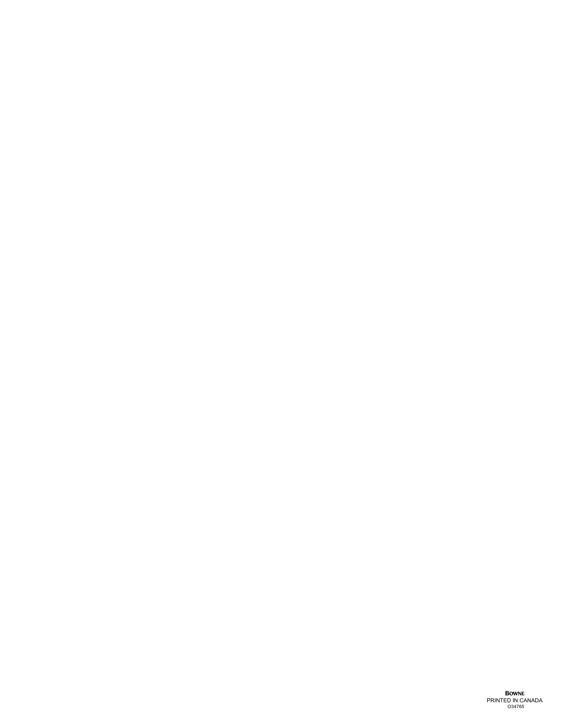BOWNE
PRINTED IN CANADA
O34765